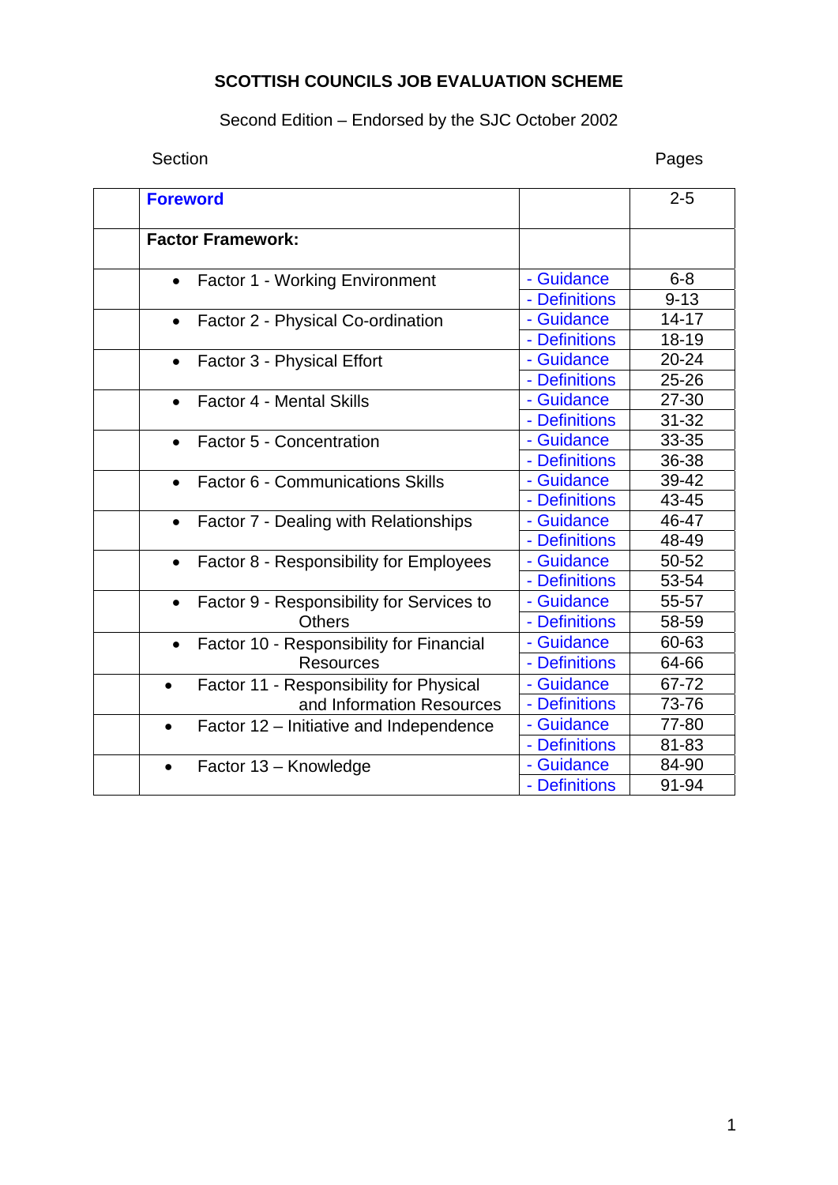# SCOTTISH COUNCILS JOB EVALUATION SCHEME

Second Edition – Endorsed by the SJC October 2002

| Section | | Pages |
|---|---|---|
| **Foreword** | | 2-5 |
| **Factor Framework:** | | |
| • Factor 1 - Working Environment | - Guidance | 6-8 |
| | - Definitions | 9-13 |
| • Factor 2 - Physical Co-ordination | - Guidance | 14-17 |
| | - Definitions | 18-19 |
| • Factor 3 - Physical Effort | - Guidance | 20-24 |
| | - Definitions | 25-26 |
| • Factor 4 - Mental Skills | - Guidance | 27-30 |
| | - Definitions | 31-32 |
| • Factor 5 - Concentration | - Guidance | 33-35 |
| | - Definitions | 36-38 |
| • Factor 6 - Communications Skills | - Guidance | 39-42 |
| | - Definitions | 43-45 |
| • Factor 7 - Dealing with Relationships | - Guidance | 46-47 |
| | - Definitions | 48-49 |
| • Factor 8 - Responsibility for Employees | - Guidance | 50-52 |
| | - Definitions | 53-54 |
| • Factor 9 - Responsibility for Services to Others | - Guidance | 55-57 |
| | - Definitions | 58-59 |
| • Factor 10 - Responsibility for Financial Resources | - Guidance | 60-63 |
| | - Definitions | 64-66 |
| • Factor 11 - Responsibility for Physical and Information Resources | - Guidance | 67-72 |
| | - Definitions | 73-76 |
| • Factor 12 – Initiative and Independence | - Guidance | 77-80 |
| | - Definitions | 81-83 |
| • Factor 13 – Knowledge | - Guidance | 84-90 |
| | - Definitions | 91-94 |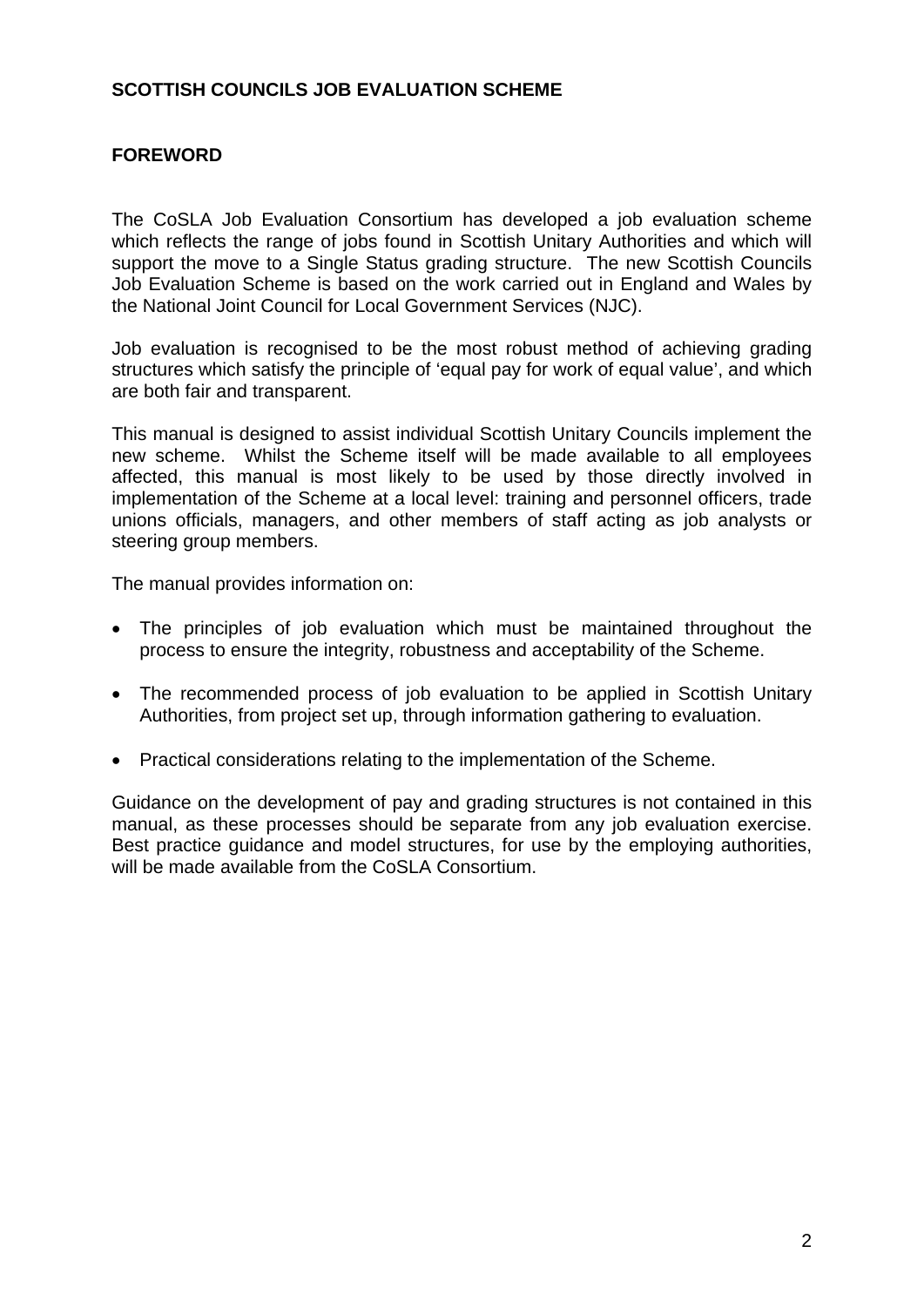**SCOTTISH COUNCILS JOB EVALUATION SCHEME**

## FOREWORD

The CoSLA Job Evaluation Consortium has developed a job evaluation scheme which reflects the range of jobs found in Scottish Unitary Authorities and which will support the move to a Single Status grading structure. The new Scottish Councils Job Evaluation Scheme is based on the work carried out in England and Wales by the National Joint Council for Local Government Services (NJC).

Job evaluation is recognised to be the most robust method of achieving grading structures which satisfy the principle of 'equal pay for work of equal value', and which are both fair and transparent.

This manual is designed to assist individual Scottish Unitary Councils implement the new scheme. Whilst the Scheme itself will be made available to all employees affected, this manual is most likely to be used by those directly involved in implementation of the Scheme at a local level: training and personnel officers, trade unions officials, managers, and other members of staff acting as job analysts or steering group members.

The manual provides information on:

- The principles of job evaluation which must be maintained throughout the process to ensure the integrity, robustness and acceptability of the Scheme.
- The recommended process of job evaluation to be applied in Scottish Unitary Authorities, from project set up, through information gathering to evaluation.
- Practical considerations relating to the implementation of the Scheme.

Guidance on the development of pay and grading structures is not contained in this manual, as these processes should be separate from any job evaluation exercise. Best practice guidance and model structures, for use by the employing authorities, will be made available from the CoSLA Consortium.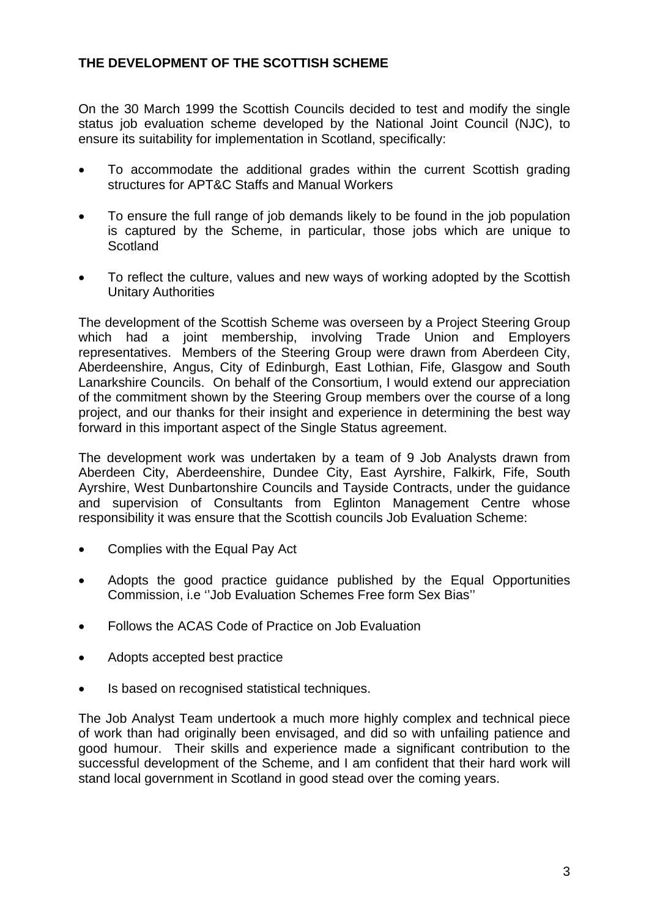## THE DEVELOPMENT OF THE SCOTTISH SCHEME

On the 30 March 1999 the Scottish Councils decided to test and modify the single status job evaluation scheme developed by the National Joint Council (NJC), to ensure its suitability for implementation in Scotland, specifically:

- To accommodate the additional grades within the current Scottish grading structures for APT&C Staffs and Manual Workers
- To ensure the full range of job demands likely to be found in the job population is captured by the Scheme, in particular, those jobs which are unique to Scotland
- To reflect the culture, values and new ways of working adopted by the Scottish Unitary Authorities

The development of the Scottish Scheme was overseen by a Project Steering Group which had a joint membership, involving Trade Union and Employers representatives. Members of the Steering Group were drawn from Aberdeen City, Aberdeenshire, Angus, City of Edinburgh, East Lothian, Fife, Glasgow and South Lanarkshire Councils. On behalf of the Consortium, I would extend our appreciation of the commitment shown by the Steering Group members over the course of a long project, and our thanks for their insight and experience in determining the best way forward in this important aspect of the Single Status agreement.

The development work was undertaken by a team of 9 Job Analysts drawn from Aberdeen City, Aberdeenshire, Dundee City, East Ayrshire, Falkirk, Fife, South Ayrshire, West Dunbartonshire Councils and Tayside Contracts, under the guidance and supervision of Consultants from Eglinton Management Centre whose responsibility it was ensure that the Scottish councils Job Evaluation Scheme:

- Complies with the Equal Pay Act
- Adopts the good practice guidance published by the Equal Opportunities Commission, i.e ''Job Evaluation Schemes Free form Sex Bias''
- Follows the ACAS Code of Practice on Job Evaluation
- Adopts accepted best practice
- Is based on recognised statistical techniques.

The Job Analyst Team undertook a much more highly complex and technical piece of work than had originally been envisaged, and did so with unfailing patience and good humour. Their skills and experience made a significant contribution to the successful development of the Scheme, and I am confident that their hard work will stand local government in Scotland in good stead over the coming years.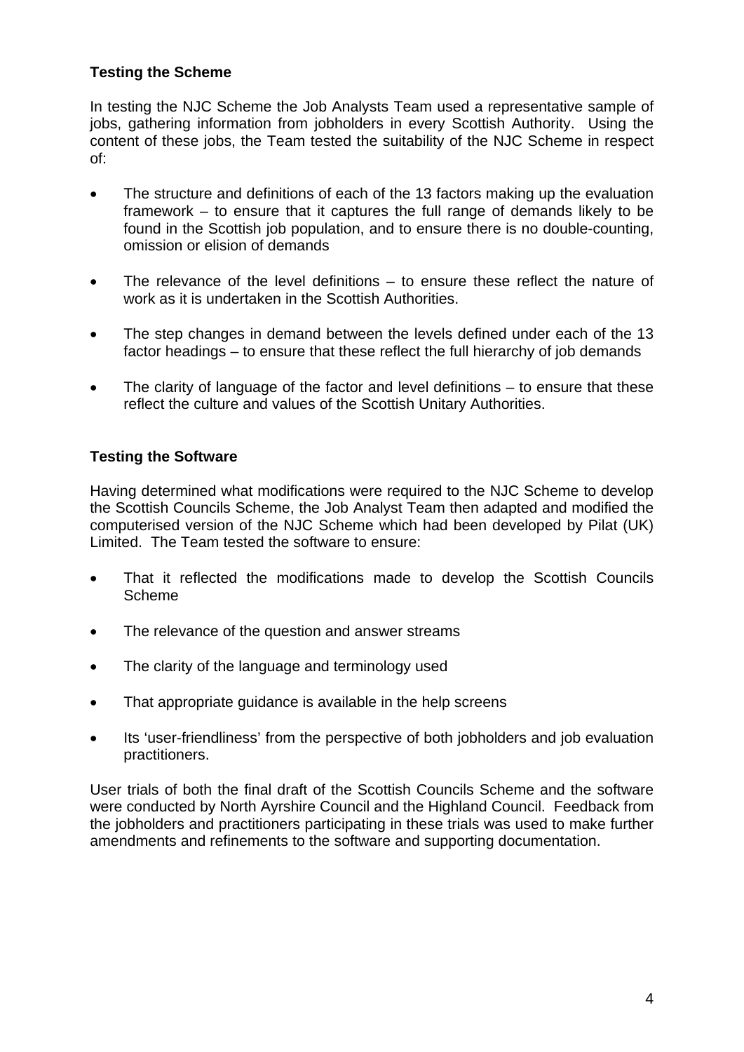## Testing the Scheme

In testing the NJC Scheme the Job Analysts Team used a representative sample of jobs, gathering information from jobholders in every Scottish Authority. Using the content of these jobs, the Team tested the suitability of the NJC Scheme in respect of:

- The structure and definitions of each of the 13 factors making up the evaluation framework – to ensure that it captures the full range of demands likely to be found in the Scottish job population, and to ensure there is no double-counting, omission or elision of demands
- The relevance of the level definitions – to ensure these reflect the nature of work as it is undertaken in the Scottish Authorities.
- The step changes in demand between the levels defined under each of the 13 factor headings – to ensure that these reflect the full hierarchy of job demands
- The clarity of language of the factor and level definitions – to ensure that these reflect the culture and values of the Scottish Unitary Authorities.

## Testing the Software

Having determined what modifications were required to the NJC Scheme to develop the Scottish Councils Scheme, the Job Analyst Team then adapted and modified the computerised version of the NJC Scheme which had been developed by Pilat (UK) Limited. The Team tested the software to ensure:

- That it reflected the modifications made to develop the Scottish Councils Scheme
- The relevance of the question and answer streams
- The clarity of the language and terminology used
- That appropriate guidance is available in the help screens
- Its 'user-friendliness' from the perspective of both jobholders and job evaluation practitioners.

User trials of both the final draft of the Scottish Councils Scheme and the software were conducted by North Ayrshire Council and the Highland Council. Feedback from the jobholders and practitioners participating in these trials was used to make further amendments and refinements to the software and supporting documentation.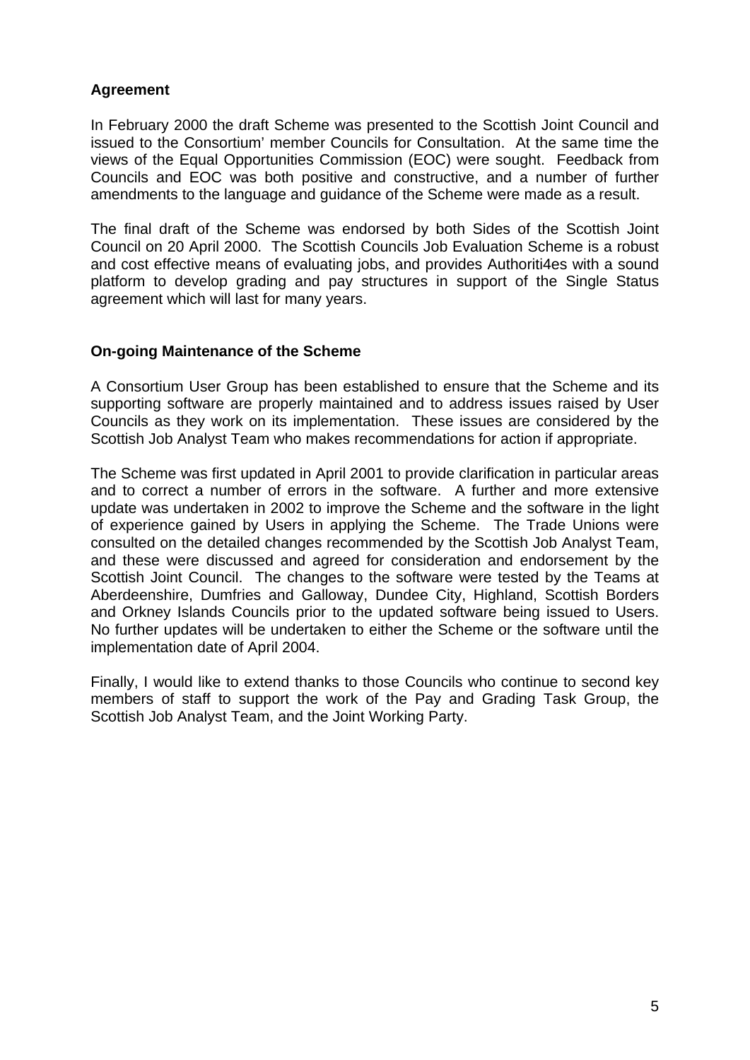## Agreement

In February 2000 the draft Scheme was presented to the Scottish Joint Council and issued to the Consortium' member Councils for Consultation. At the same time the views of the Equal Opportunities Commission (EOC) were sought. Feedback from Councils and EOC was both positive and constructive, and a number of further amendments to the language and guidance of the Scheme were made as a result.

The final draft of the Scheme was endorsed by both Sides of the Scottish Joint Council on 20 April 2000. The Scottish Councils Job Evaluation Scheme is a robust and cost effective means of evaluating jobs, and provides Authoriti4es with a sound platform to develop grading and pay structures in support of the Single Status agreement which will last for many years.

## On-going Maintenance of the Scheme

A Consortium User Group has been established to ensure that the Scheme and its supporting software are properly maintained and to address issues raised by User Councils as they work on its implementation. These issues are considered by the Scottish Job Analyst Team who makes recommendations for action if appropriate.

The Scheme was first updated in April 2001 to provide clarification in particular areas and to correct a number of errors in the software. A further and more extensive update was undertaken in 2002 to improve the Scheme and the software in the light of experience gained by Users in applying the Scheme. The Trade Unions were consulted on the detailed changes recommended by the Scottish Job Analyst Team, and these were discussed and agreed for consideration and endorsement by the Scottish Joint Council. The changes to the software were tested by the Teams at Aberdeenshire, Dumfries and Galloway, Dundee City, Highland, Scottish Borders and Orkney Islands Councils prior to the updated software being issued to Users. No further updates will be undertaken to either the Scheme or the software until the implementation date of April 2004.

Finally, I would like to extend thanks to those Councils who continue to second key members of staff to support the work of the Pay and Grading Task Group, the Scottish Job Analyst Team, and the Joint Working Party.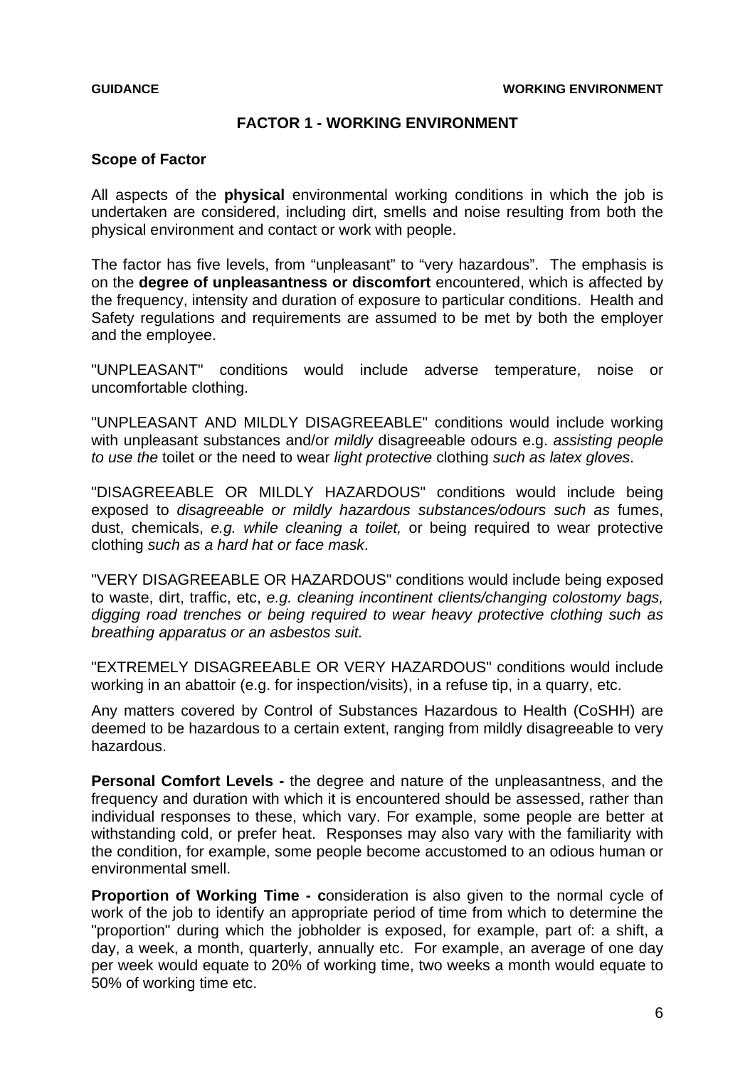# FACTOR 1 - WORKING ENVIRONMENT

## Scope of Factor

All aspects of the **physical** environmental working conditions in which the job is undertaken are considered, including dirt, smells and noise resulting from both the physical environment and contact or work with people.

The factor has five levels, from "unpleasant" to "very hazardous". The emphasis is on the **degree of unpleasantness or discomfort** encountered, which is affected by the frequency, intensity and duration of exposure to particular conditions. Health and Safety regulations and requirements are assumed to be met by both the employer and the employee.

"UNPLEASANT" conditions would include adverse temperature, noise or uncomfortable clothing.

"UNPLEASANT AND MILDLY DISAGREEABLE" conditions would include working with unpleasant substances and/or *mildly* disagreeable odours e.g. *assisting people to use the* toilet or the need to wear *light protective* clothing *such as latex gloves*.

"DISAGREEABLE OR MILDLY HAZARDOUS" conditions would include being exposed to *disagreeable or mildly hazardous substances/odours such as* fumes, dust, chemicals, *e.g. while cleaning a toilet,* or being required to wear protective clothing *such as a hard hat or face mask*.

"VERY DISAGREEABLE OR HAZARDOUS" conditions would include being exposed to waste, dirt, traffic, etc, *e.g. cleaning incontinent clients/changing colostomy bags, digging road trenches or being required to wear heavy protective clothing such as breathing apparatus or an asbestos suit.*

"EXTREMELY DISAGREEABLE OR VERY HAZARDOUS" conditions would include working in an abattoir (e.g. for inspection/visits), in a refuse tip, in a quarry, etc.

Any matters covered by Control of Substances Hazardous to Health (CoSHH) are deemed to be hazardous to a certain extent, ranging from mildly disagreeable to very hazardous.

**Personal Comfort Levels -** the degree and nature of the unpleasantness, and the frequency and duration with which it is encountered should be assessed, rather than individual responses to these, which vary. For example, some people are better at withstanding cold, or prefer heat. Responses may also vary with the familiarity with the condition, for example, some people become accustomed to an odious human or environmental smell.

**Proportion of Working Time - c**onsideration is also given to the normal cycle of work of the job to identify an appropriate period of time from which to determine the "proportion" during which the jobholder is exposed, for example, part of: a shift, a day, a week, a month, quarterly, annually etc. For example, an average of one day per week would equate to 20% of working time, two weeks a month would equate to 50% of working time etc.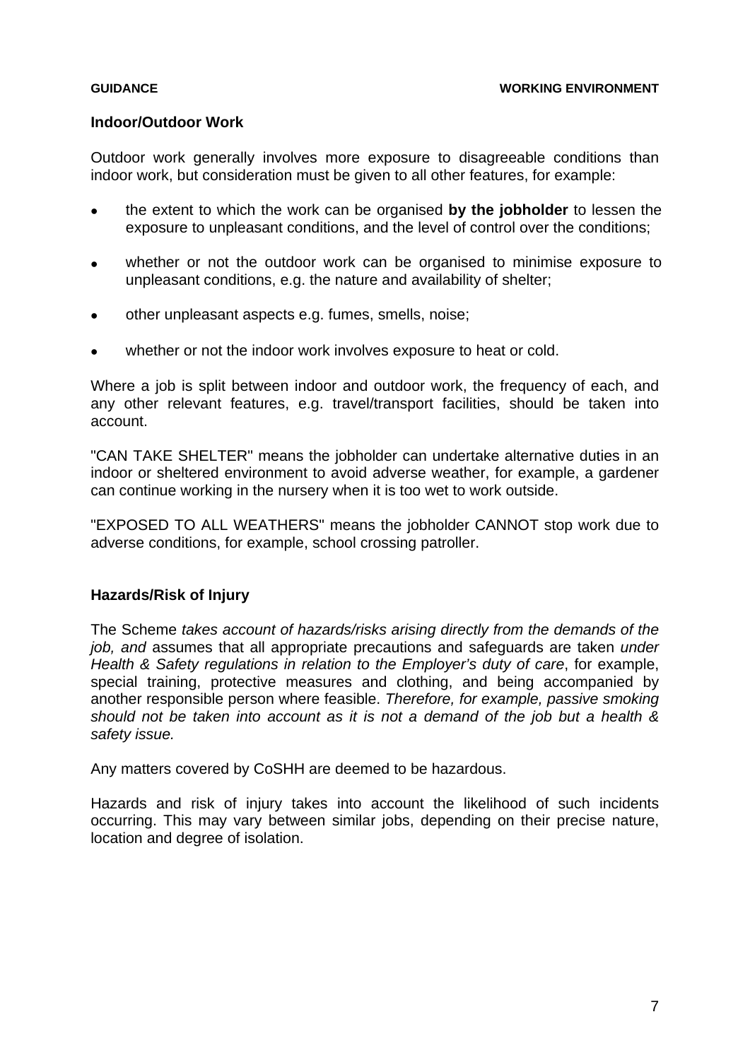## Indoor/Outdoor Work

Outdoor work generally involves more exposure to disagreeable conditions than indoor work, but consideration must be given to all other features, for example:

- the extent to which the work can be organised **by the jobholder** to lessen the exposure to unpleasant conditions, and the level of control over the conditions;
- whether or not the outdoor work can be organised to minimise exposure to unpleasant conditions, e.g. the nature and availability of shelter;
- other unpleasant aspects e.g. fumes, smells, noise;
- whether or not the indoor work involves exposure to heat or cold.

Where a job is split between indoor and outdoor work, the frequency of each, and any other relevant features, e.g. travel/transport facilities, should be taken into account.

"CAN TAKE SHELTER" means the jobholder can undertake alternative duties in an indoor or sheltered environment to avoid adverse weather, for example, a gardener can continue working in the nursery when it is too wet to work outside.

"EXPOSED TO ALL WEATHERS" means the jobholder CANNOT stop work due to adverse conditions, for example, school crossing patroller.

## Hazards/Risk of Injury

The Scheme *takes account of hazards/risks arising directly from the demands of the job, and* assumes that all appropriate precautions and safeguards are taken *under Health & Safety regulations in relation to the Employer's duty of care*, for example, special training, protective measures and clothing, and being accompanied by another responsible person where feasible. *Therefore, for example, passive smoking should not be taken into account as it is not a demand of the job but a health & safety issue.*

Any matters covered by CoSHH are deemed to be hazardous.

Hazards and risk of injury takes into account the likelihood of such incidents occurring. This may vary between similar jobs, depending on their precise nature, location and degree of isolation.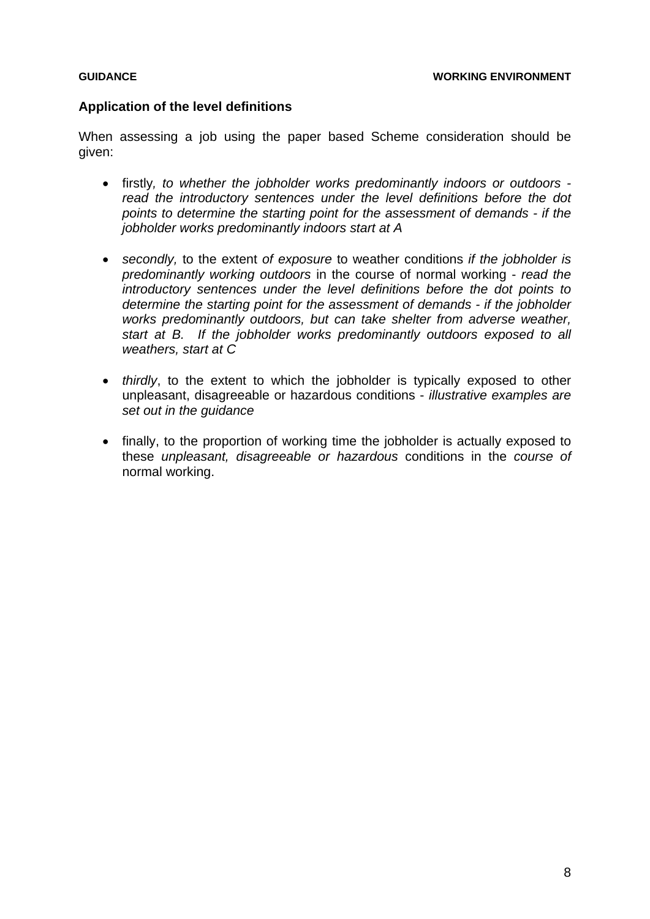## Application of the level definitions

When assessing a job using the paper based Scheme consideration should be given:

- firstly*, to whether the jobholder works predominantly indoors or outdoors - read the introductory sentences under the level definitions before the dot points to determine the starting point for the assessment of demands - if the jobholder works predominantly indoors start at A*

- *secondly,* to the extent *of exposure* to weather conditions *if the jobholder is predominantly working outdoors* in the course of normal working - *read the introductory sentences under the level definitions before the dot points to determine the starting point for the assessment of demands - if the jobholder works predominantly outdoors, but can take shelter from adverse weather, start at B. If the jobholder works predominantly outdoors exposed to all weathers, start at C*

- *thirdly*, to the extent to which the jobholder is typically exposed to other unpleasant, disagreeable or hazardous conditions - *illustrative examples are set out in the guidance*

- finally, to the proportion of working time the jobholder is actually exposed to these *unpleasant, disagreeable or hazardous* conditions in the *course of* normal working.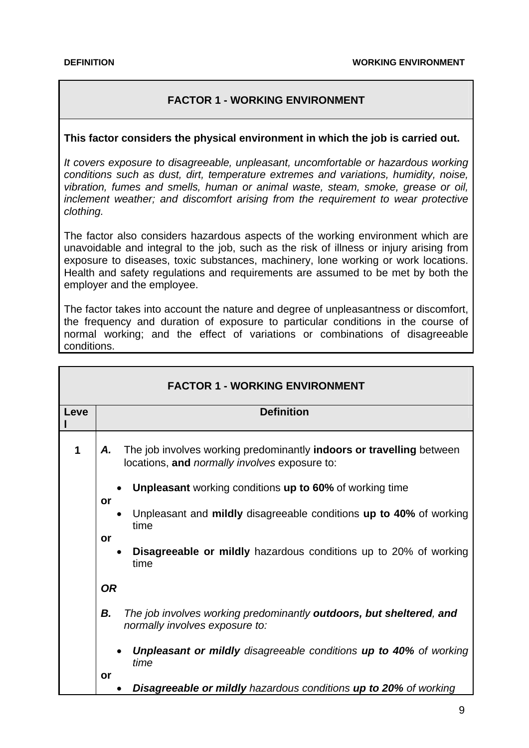## FACTOR 1 - WORKING ENVIRONMENT

**This factor considers the physical environment in which the job is carried out.**

*It covers exposure to disagreeable, unpleasant, uncomfortable or hazardous working conditions such as dust, dirt, temperature extremes and variations, humidity, noise, vibration, fumes and smells, human or animal waste, steam, smoke, grease or oil, inclement weather; and discomfort arising from the requirement to wear protective clothing.*

The factor also considers hazardous aspects of the working environment which are unavoidable and integral to the job, such as the risk of illness or injury arising from exposure to diseases, toxic substances, machinery, lone working or work locations. Health and safety regulations and requirements are assumed to be met by both the employer and the employee.

The factor takes into account the nature and degree of unpleasantness or discomfort, the frequency and duration of exposure to particular conditions in the course of normal working; and the effect of variations or combinations of disagreeable conditions.

## FACTOR 1 - WORKING ENVIRONMENT

| Level | Definition |
|---|---|
| 1 | ***A.*** The job involves working predominantly **indoors or travelling** between locations, **and** *normally involves* exposure to:<br><br>• **Unpleasant** working conditions **up to 60%** of working time<br>**or**<br>• Unpleasant and **mildly** disagreeable conditions **up to 40%** of working time<br>**or**<br>• **Disagreeable or mildly** hazardous conditions up to 20% of working time<br><br>***OR***<br><br>***B.*** *The job involves working predominantly* ***outdoors, but sheltered****,* ***and*** *normally involves exposure to:*<br><br>• ***Unpleasant or mildly*** *disagreeable conditions* ***up to 40%*** *of working time*<br>**or**<br>• ***Disagreeable or mildly*** *hazardous conditions* ***up to 20%*** *of working* |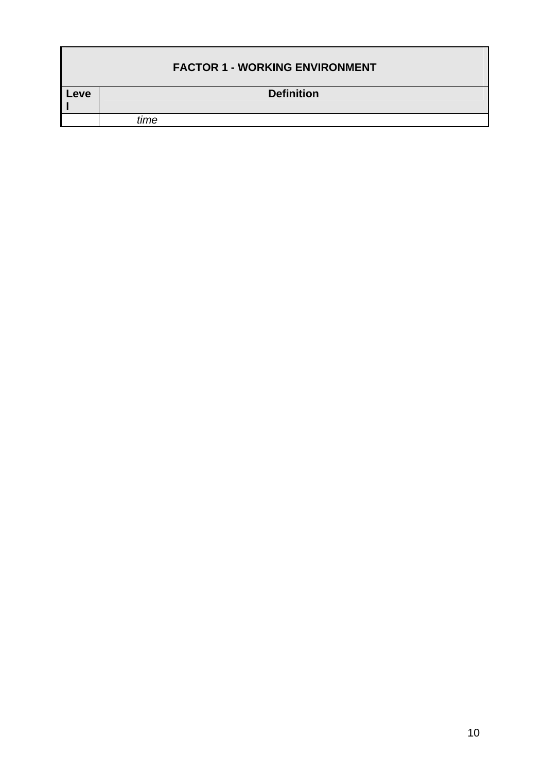| FACTOR 1 - WORKING ENVIRONMENT | |
|---|---|
| Level | Definition |
| | *time* |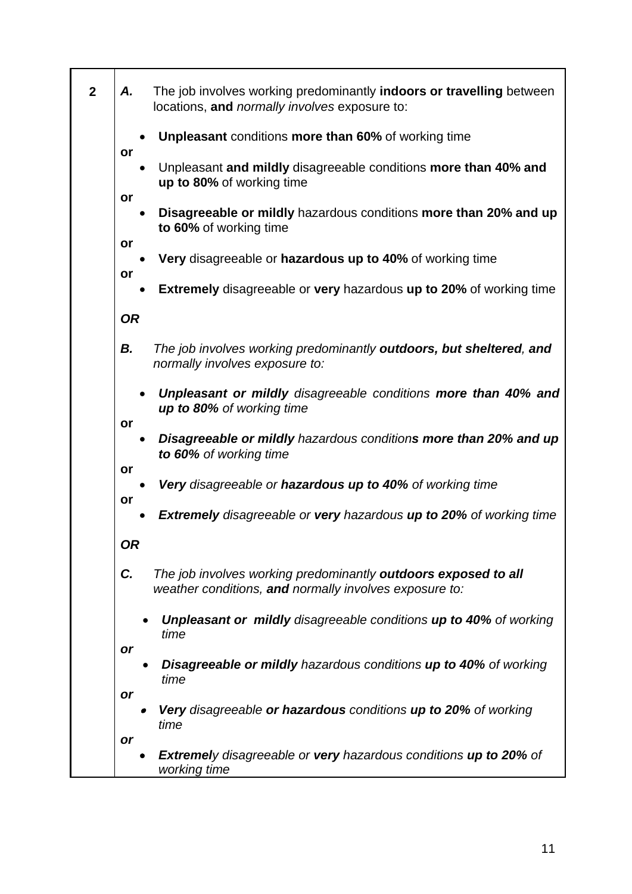| | |
|---|---|
| **2** | ***A.*** The job involves working predominantly **indoors or travelling** between locations, **and** *normally involves* exposure to:<br><br>• **Unpleasant** conditions **more than 60%** of working time<br>**or**<br>• Unpleasant **and mildly** disagreeable conditions **more than 40% and up to 80%** of working time<br>**or**<br>• **Disagreeable or mildly** hazardous conditions **more than 20% and up to 60%** of working time<br>**or**<br>• **Very** disagreeable or **hazardous up to 40%** of working time<br>**or**<br>• **Extremely** disagreeable or **very** hazardous **up to 20%** of working time<br><br>***OR***<br><br>***B.*** *The job involves working predominantly **outdoors, but sheltered**, **and** normally involves exposure to:*<br><br>• ***Unpleasant or mildly** disagreeable conditions **more than 40% and up to 80%** of working time*<br>**or**<br>• ***Disagreeable or mildly** hazardous condition**s more than 20% and up to 60%** of working time*<br>**or**<br>• ***Very** disagreeable or **hazardous up to 40%** of working time*<br>**or**<br>• ***Extremely** disagreeable or **very** hazardous **up to 20%** of working time*<br><br>***OR***<br><br>***C.*** *The job involves working predominantly **outdoors exposed to all** weather conditions, **and** normally involves exposure to:*<br><br>• ***Unpleasant or mildly** disagreeable conditions **up to 40%** of working time*<br>***or***<br>• ***Disagreeable or mildly** hazardous conditions **up to 40%** of working time*<br>***or***<br>• ***Very** disagreeable **or hazardous** conditions **up to 20%** of working time*<br>***or***<br>• ***Extremel**y disagreeable or **very** hazardous conditions **up to 20%** of working time* |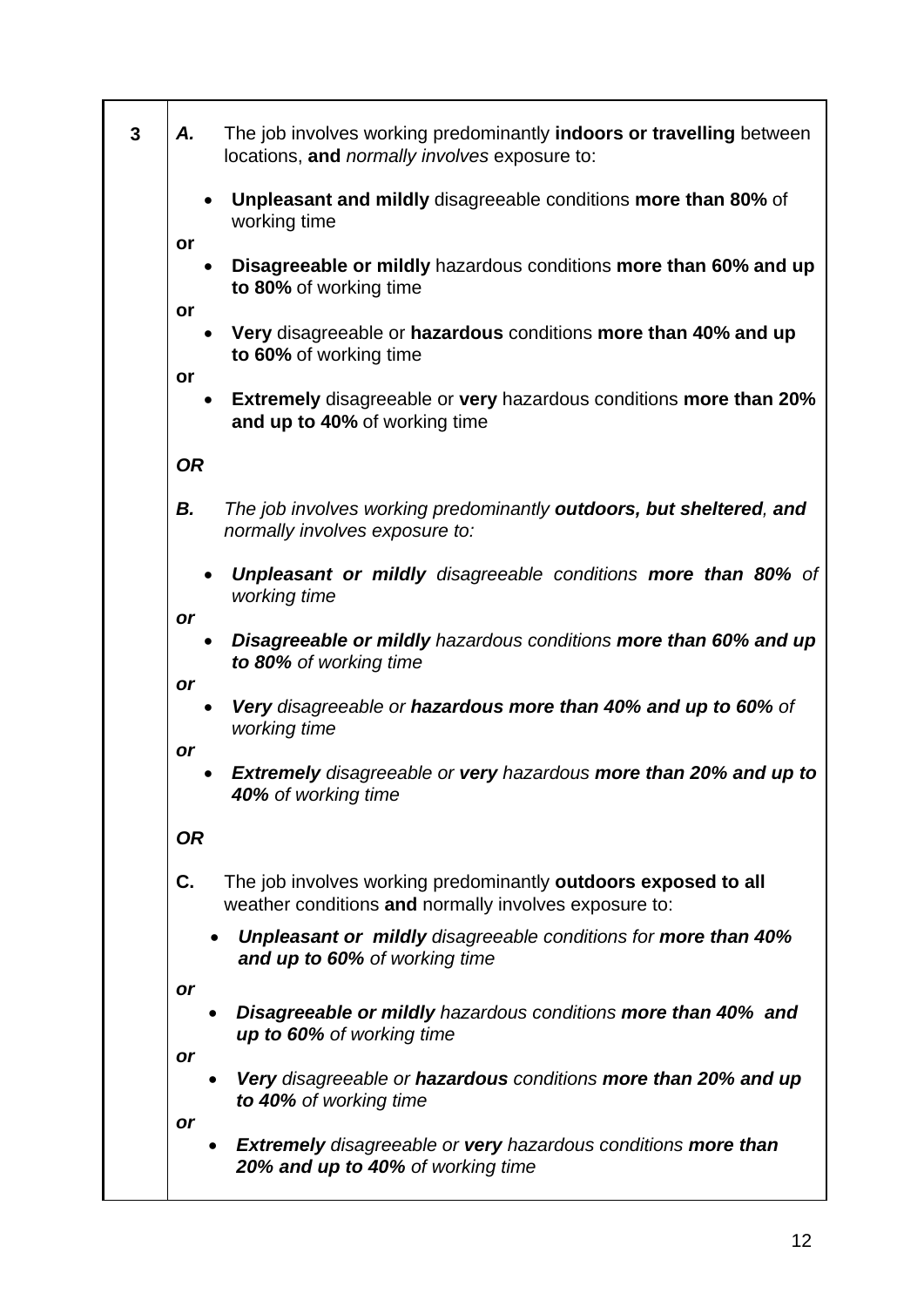| | |
|---|---|
| **3** | ***A.*** The job involves working predominantly **indoors or travelling** between locations, **and** *normally involves* exposure to:<br><br>• **Unpleasant and mildly** disagreeable conditions **more than 80%** of working time<br>**or**<br>• **Disagreeable or mildly** hazardous conditions **more than 60% and up to 80%** of working time<br>**or**<br>• **Very** disagreeable or **hazardous** conditions **more than 40% and up to 60%** of working time<br>**or**<br>• **Extremely** disagreeable or **very** hazardous conditions **more than 20% and up to 40%** of working time<br><br>***OR***<br><br>***B.*** *The job involves working predominantly **outdoors, but sheltered**, **and** normally involves exposure to:*<br><br>• ***Unpleasant or mildly** disagreeable conditions **more than 80%** of working time*<br>***or***<br>• ***Disagreeable or mildly** hazardous conditions **more than 60% and up to 80%** of working time*<br>***or***<br>• ***Very** disagreeable or **hazardous more than 40% and up to 60%** of working time*<br>***or***<br>• ***Extremely** disagreeable or **very** hazardous **more than 20% and up to 40%** of working time*<br><br>***OR***<br><br>**C.** The job involves working predominantly **outdoors exposed to all** weather conditions **and** normally involves exposure to:<br><br>• ***Unpleasant or mildly** disagreeable conditions for **more than 40% and up to 60%** of working time*<br>***or***<br>• ***Disagreeable or mildly** hazardous conditions **more than 40% and up to 60%** of working time*<br>***or***<br>• ***Very** disagreeable or **hazardous** conditions **more than 20% and up to 40%** of working time*<br>***or***<br>• ***Extremely** disagreeable or **very** hazardous conditions **more than 20% and up to 40%** of working time* |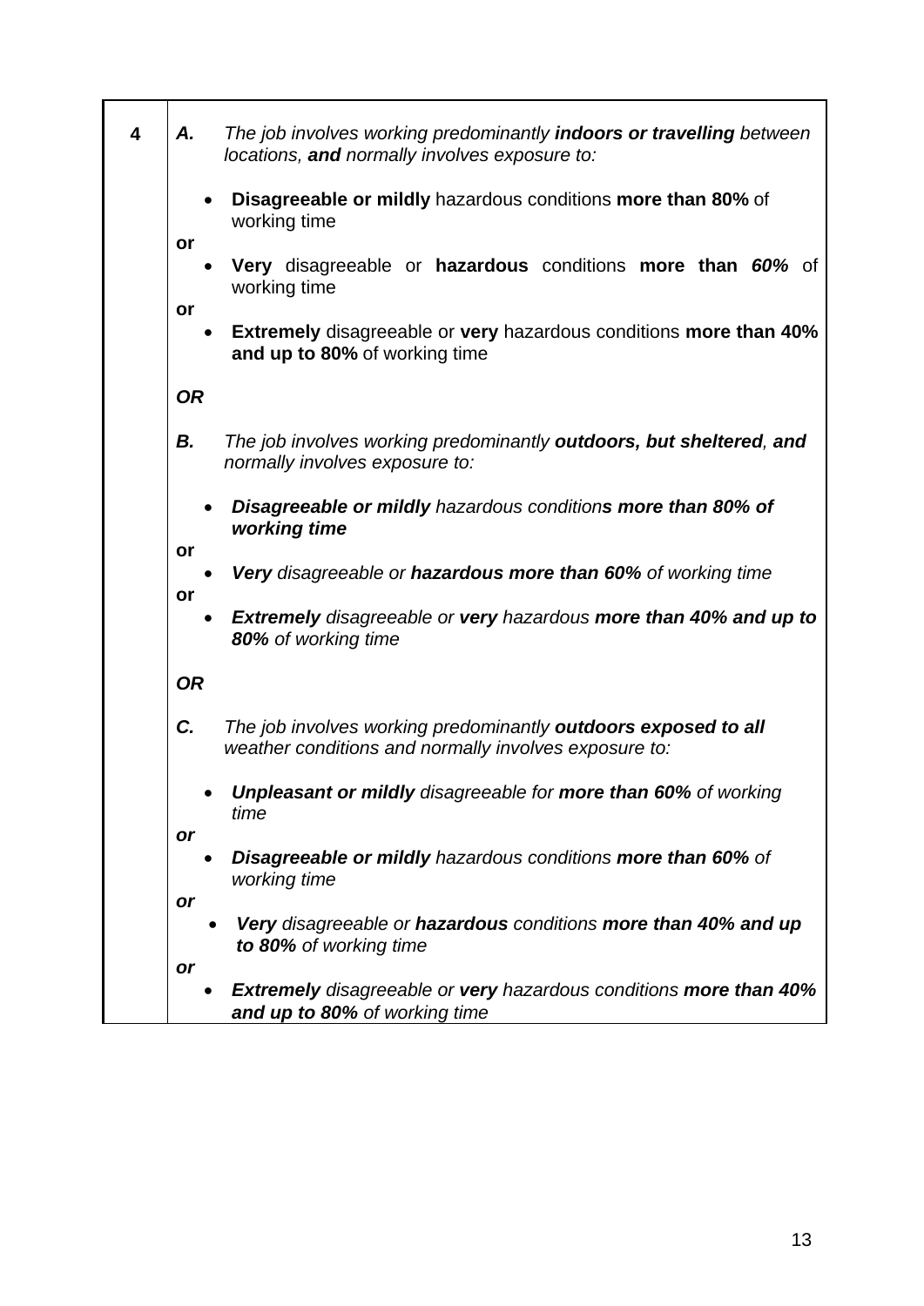| | |
|---|---|
| **4** | ***A.*** *The job involves working predominantly* ***indoors or travelling*** *between locations,* ***and*** *normally involves exposure to:*<br><br>• **Disagreeable or mildly** hazardous conditions **more than 80%** of working time<br>**or**<br>• **Very** disagreeable or **hazardous** conditions **more than** ***60%*** of working time<br>**or**<br>• **Extremely** disagreeable or **very** hazardous conditions **more than 40% and up to 80%** of working time<br><br>***OR***<br><br>***B.*** *The job involves working predominantly* ***outdoors, but sheltered****,* ***and*** *normally involves exposure to:*<br><br>• ***Disagreeable or mildly*** *hazardous condition****s more than 80% of working time***<br>**or**<br>• ***Very*** *disagreeable or* ***hazardous more than 60%*** *of working time*<br>**or**<br>• ***Extremely*** *disagreeable or* ***very*** *hazardous* ***more than 40% and up to 80%*** *of working time*<br><br>***OR***<br><br>***C.*** *The job involves working predominantly* ***outdoors exposed to all*** *weather conditions and normally involves exposure to:*<br><br>• ***Unpleasant or mildly*** *disagreeable for* ***more than 60%*** *of working time*<br>***or***<br>• ***Disagreeable or mildly*** *hazardous conditions* ***more than 60%*** *of working time*<br>***or***<br>• ***Very*** *disagreeable or* ***hazardous*** *conditions* ***more than 40% and up to 80%*** *of working time*<br>***or***<br>• ***Extremely*** *disagreeable or* ***very*** *hazardous conditions* ***more than 40% and up to 80%*** *of working time* |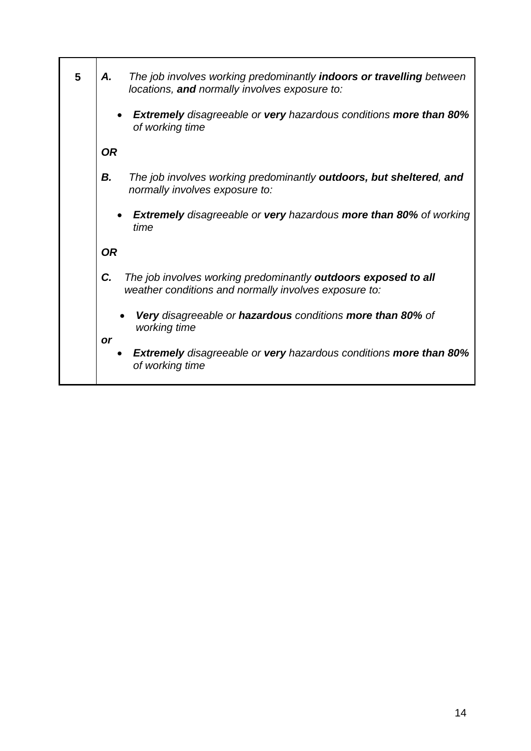| | |
|---|---|
| **5** | ***A.*** *The job involves working predominantly* ***indoors or travelling*** *between locations,* ***and*** *normally involves exposure to:*<br><br>• ***Extremely*** *disagreeable or* ***very*** *hazardous conditions* ***more than 80%*** *of working time*<br><br>***OR***<br><br>***B.*** *The job involves working predominantly* ***outdoors, but sheltered****,* ***and*** *normally involves exposure to:*<br><br>• ***Extremely*** *disagreeable or* ***very*** *hazardous* ***more than 80%*** *of working time*<br><br>***OR***<br><br>***C.*** *The job involves working predominantly* ***outdoors exposed to all*** *weather conditions and normally involves exposure to:*<br><br>• ***Very*** *disagreeable or* ***hazardous*** *conditions* ***more than 80%*** *of working time*<br><br>***or***<br><br>• ***Extremely*** *disagreeable or* ***very*** *hazardous conditions* ***more than 80%*** *of working time* |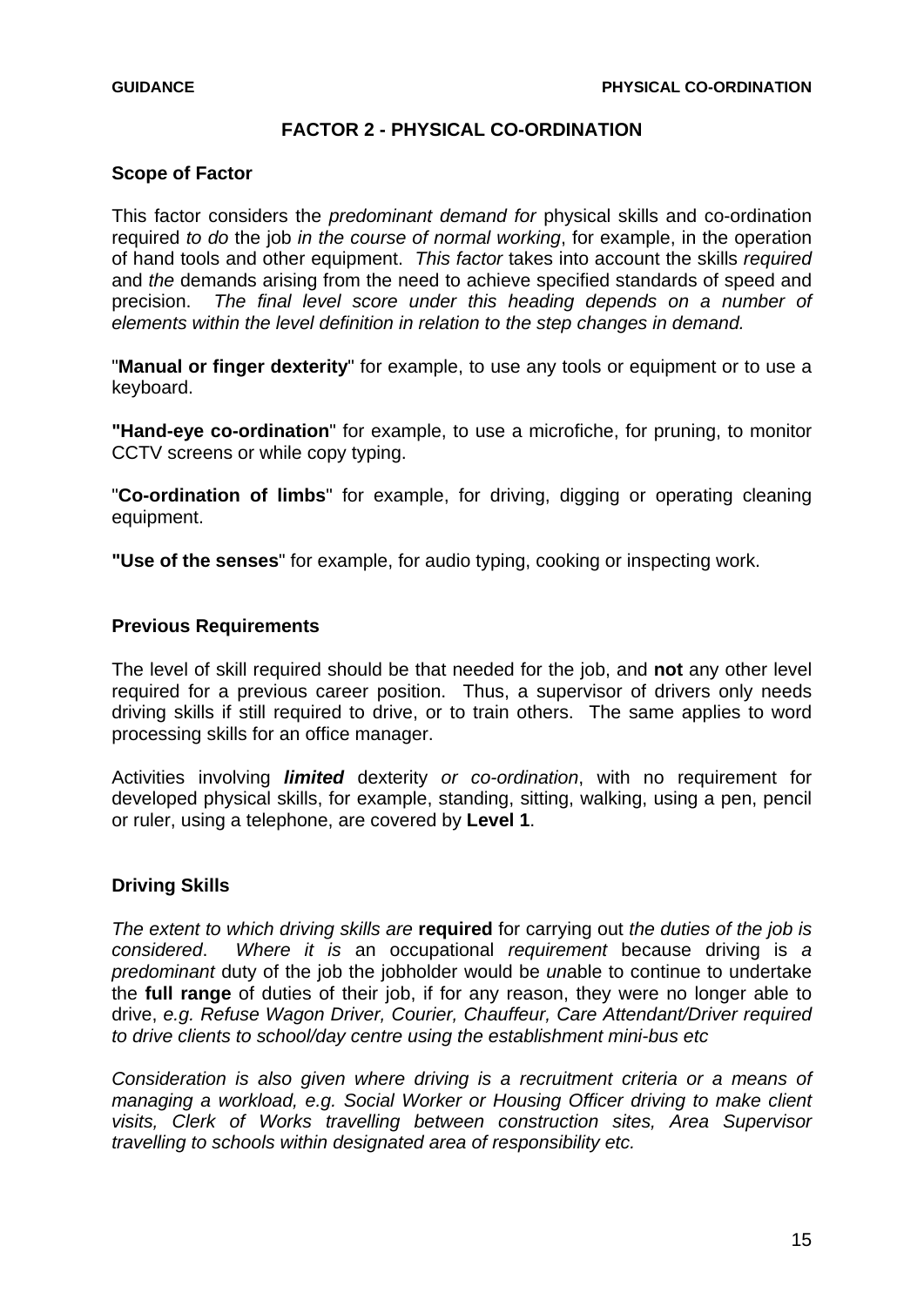# FACTOR 2 - PHYSICAL CO-ORDINATION

## Scope of Factor

This factor considers the *predominant demand for* physical skills and co-ordination required *to do* the job *in the course of normal working*, for example, in the operation of hand tools and other equipment. *This factor* takes into account the skills *required* and *the* demands arising from the need to achieve specified standards of speed and precision. *The final level score under this heading depends on a number of elements within the level definition in relation to the step changes in demand.*

"**Manual or finger dexterity**" for example, to use any tools or equipment or to use a keyboard.

**"Hand-eye co-ordination**" for example, to use a microfiche, for pruning, to monitor CCTV screens or while copy typing.

"**Co-ordination of limbs**" for example, for driving, digging or operating cleaning equipment.

**"Use of the senses**" for example, for audio typing, cooking or inspecting work.

## Previous Requirements

The level of skill required should be that needed for the job, and **not** any other level required for a previous career position. Thus, a supervisor of drivers only needs driving skills if still required to drive, or to train others. The same applies to word processing skills for an office manager.

Activities involving ***limited*** dexterity *or co-ordination*, with no requirement for developed physical skills, for example, standing, sitting, walking, using a pen, pencil or ruler, using a telephone, are covered by **Level 1**.

## Driving Skills

*The extent to which driving skills are* **required** for carrying out *the duties of the job is considered*. *Where it is* an occupational *requirement* because driving is *a predominant* duty of the job the jobholder would be *un*able to continue to undertake the **full range** of duties of their job, if for any reason, they were no longer able to drive, *e.g. Refuse Wagon Driver, Courier, Chauffeur, Care Attendant/Driver required to drive clients to school/day centre using the establishment mini-bus etc*

*Consideration is also given where driving is a recruitment criteria or a means of managing a workload, e.g. Social Worker or Housing Officer driving to make client visits, Clerk of Works travelling between construction sites, Area Supervisor travelling to schools within designated area of responsibility etc.*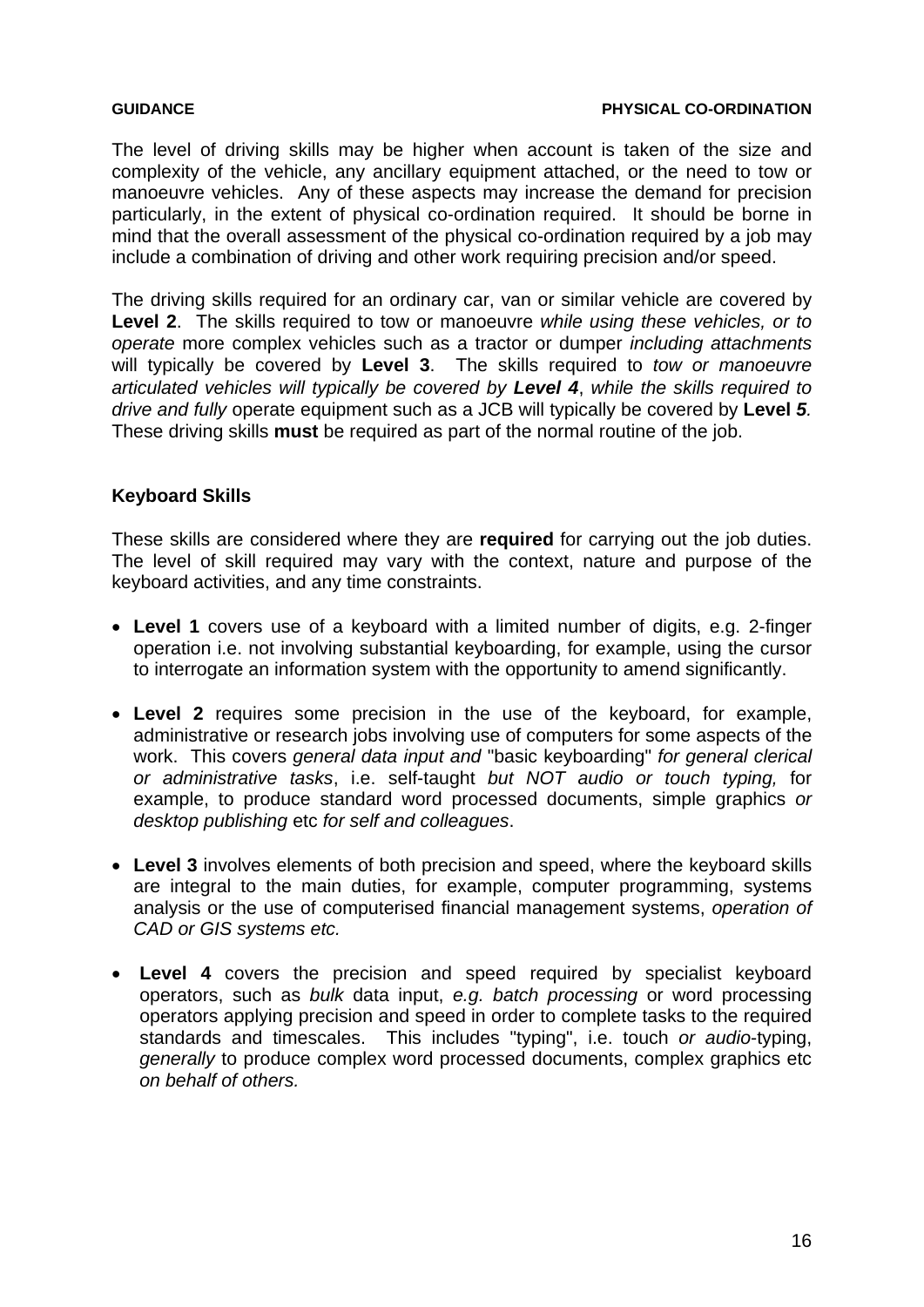The level of driving skills may be higher when account is taken of the size and complexity of the vehicle, any ancillary equipment attached, or the need to tow or manoeuvre vehicles. Any of these aspects may increase the demand for precision particularly, in the extent of physical co-ordination required. It should be borne in mind that the overall assessment of the physical co-ordination required by a job may include a combination of driving and other work requiring precision and/or speed.

The driving skills required for an ordinary car, van or similar vehicle are covered by **Level 2**. The skills required to tow or manoeuvre *while using these vehicles, or to operate* more complex vehicles such as a tractor or dumper *including attachments* will typically be covered by **Level 3**. The skills required to *tow or manoeuvre articulated vehicles will typically be covered by* ***Level 4***, *while the skills required to drive and fully* operate equipment such as a JCB will typically be covered by **Level *5*.** These driving skills **must** be required as part of the normal routine of the job.

### Keyboard Skills

These skills are considered where they are **required** for carrying out the job duties. The level of skill required may vary with the context, nature and purpose of the keyboard activities, and any time constraints.

- **Level 1** covers use of a keyboard with a limited number of digits, e.g. 2-finger operation i.e. not involving substantial keyboarding, for example, using the cursor to interrogate an information system with the opportunity to amend significantly.

- **Level 2** requires some precision in the use of the keyboard, for example, administrative or research jobs involving use of computers for some aspects of the work. This covers *general data input and* "basic keyboarding" *for general clerical or administrative tasks*, i.e. self-taught *but NOT audio or touch typing,* for example, to produce standard word processed documents, simple graphics *or desktop publishing* etc *for self and colleagues*.

- **Level 3** involves elements of both precision and speed, where the keyboard skills are integral to the main duties, for example, computer programming, systems analysis or the use of computerised financial management systems, *operation of CAD or GIS systems etc.*

- **Level 4** covers the precision and speed required by specialist keyboard operators, such as *bulk* data input, *e.g. batch processing* or word processing operators applying precision and speed in order to complete tasks to the required standards and timescales. This includes "typing", i.e. touch *or audio*-typing, *generally* to produce complex word processed documents, complex graphics etc *on behalf of others.*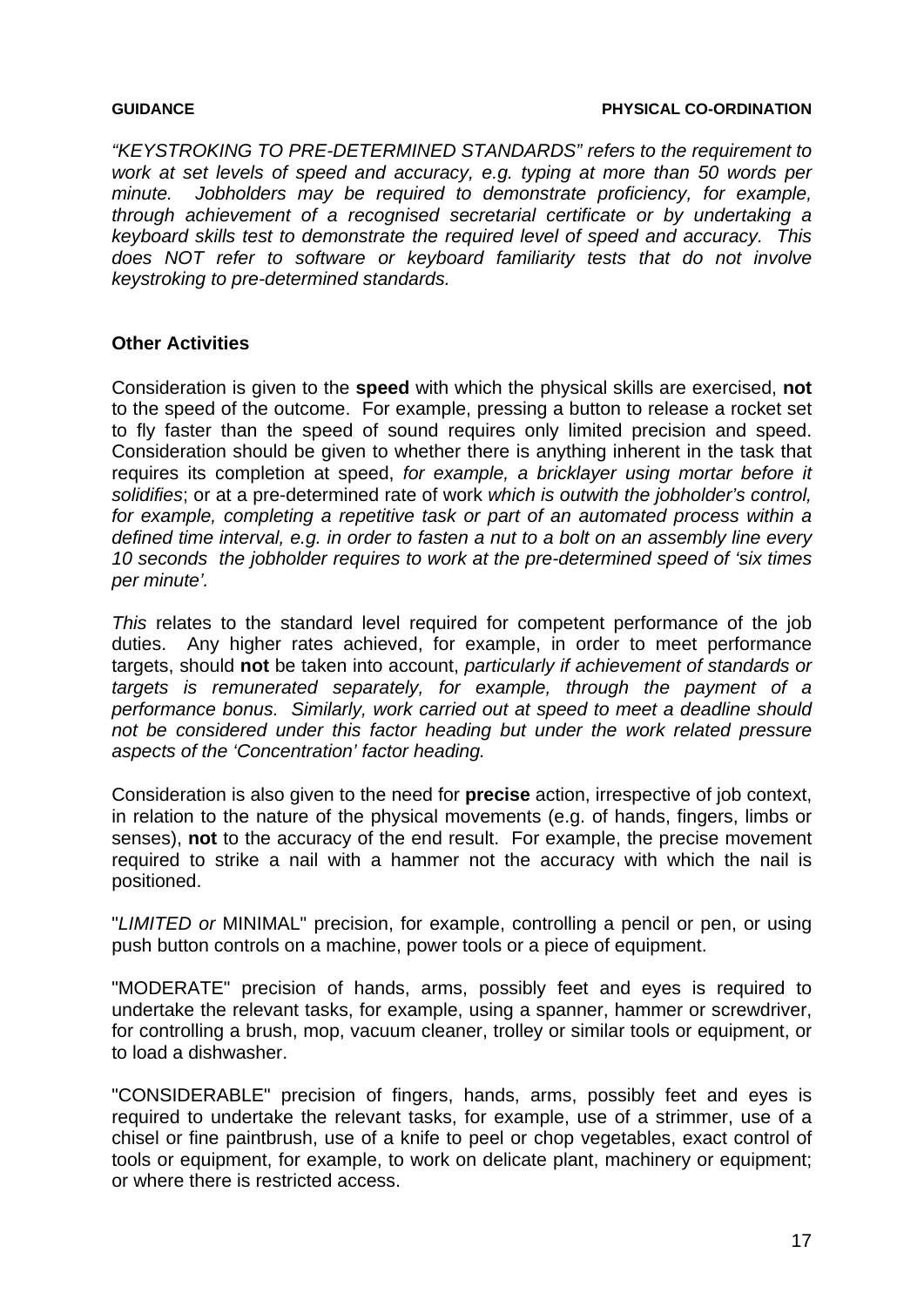*"KEYSTROKING TO PRE-DETERMINED STANDARDS" refers to the requirement to work at set levels of speed and accuracy, e.g. typing at more than 50 words per minute. Jobholders may be required to demonstrate proficiency, for example, through achievement of a recognised secretarial certificate or by undertaking a keyboard skills test to demonstrate the required level of speed and accuracy. This does NOT refer to software or keyboard familiarity tests that do not involve keystroking to pre-determined standards.*

**Other Activities**

Consideration is given to the **speed** with which the physical skills are exercised, **not** to the speed of the outcome. For example, pressing a button to release a rocket set to fly faster than the speed of sound requires only limited precision and speed. Consideration should be given to whether there is anything inherent in the task that requires its completion at speed, *for example, a bricklayer using mortar before it solidifies*; or at a pre-determined rate of work *which is outwith the jobholder's control, for example, completing a repetitive task or part of an automated process within a defined time interval, e.g. in order to fasten a nut to a bolt on an assembly line every 10 seconds the jobholder requires to work at the pre-determined speed of 'six times per minute'.*

*This* relates to the standard level required for competent performance of the job duties. Any higher rates achieved, for example, in order to meet performance targets, should **not** be taken into account, *particularly if achievement of standards or targets is remunerated separately, for example, through the payment of a performance bonus. Similarly, work carried out at speed to meet a deadline should not be considered under this factor heading but under the work related pressure aspects of the 'Concentration' factor heading.*

Consideration is also given to the need for **precise** action, irrespective of job context, in relation to the nature of the physical movements (e.g. of hands, fingers, limbs or senses), **not** to the accuracy of the end result. For example, the precise movement required to strike a nail with a hammer not the accuracy with which the nail is positioned.

"*LIMITED or* MINIMAL" precision, for example, controlling a pencil or pen, or using push button controls on a machine, power tools or a piece of equipment.

"MODERATE" precision of hands, arms, possibly feet and eyes is required to undertake the relevant tasks, for example, using a spanner, hammer or screwdriver, for controlling a brush, mop, vacuum cleaner, trolley or similar tools or equipment, or to load a dishwasher.

"CONSIDERABLE" precision of fingers, hands, arms, possibly feet and eyes is required to undertake the relevant tasks, for example, use of a strimmer, use of a chisel or fine paintbrush, use of a knife to peel or chop vegetables, exact control of tools or equipment, for example, to work on delicate plant, machinery or equipment; or where there is restricted access.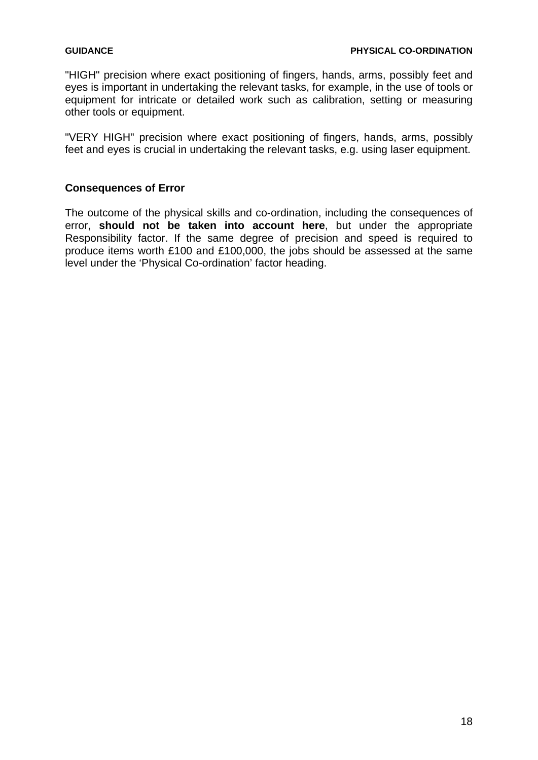"HIGH" precision where exact positioning of fingers, hands, arms, possibly feet and eyes is important in undertaking the relevant tasks, for example, in the use of tools or equipment for intricate or detailed work such as calibration, setting or measuring other tools or equipment.

"VERY HIGH" precision where exact positioning of fingers, hands, arms, possibly feet and eyes is crucial in undertaking the relevant tasks, e.g. using laser equipment.

### Consequences of Error

The outcome of the physical skills and co-ordination, including the consequences of error, **should not be taken into account here**, but under the appropriate Responsibility factor. If the same degree of precision and speed is required to produce items worth £100 and £100,000, the jobs should be assessed at the same level under the 'Physical Co-ordination' factor heading.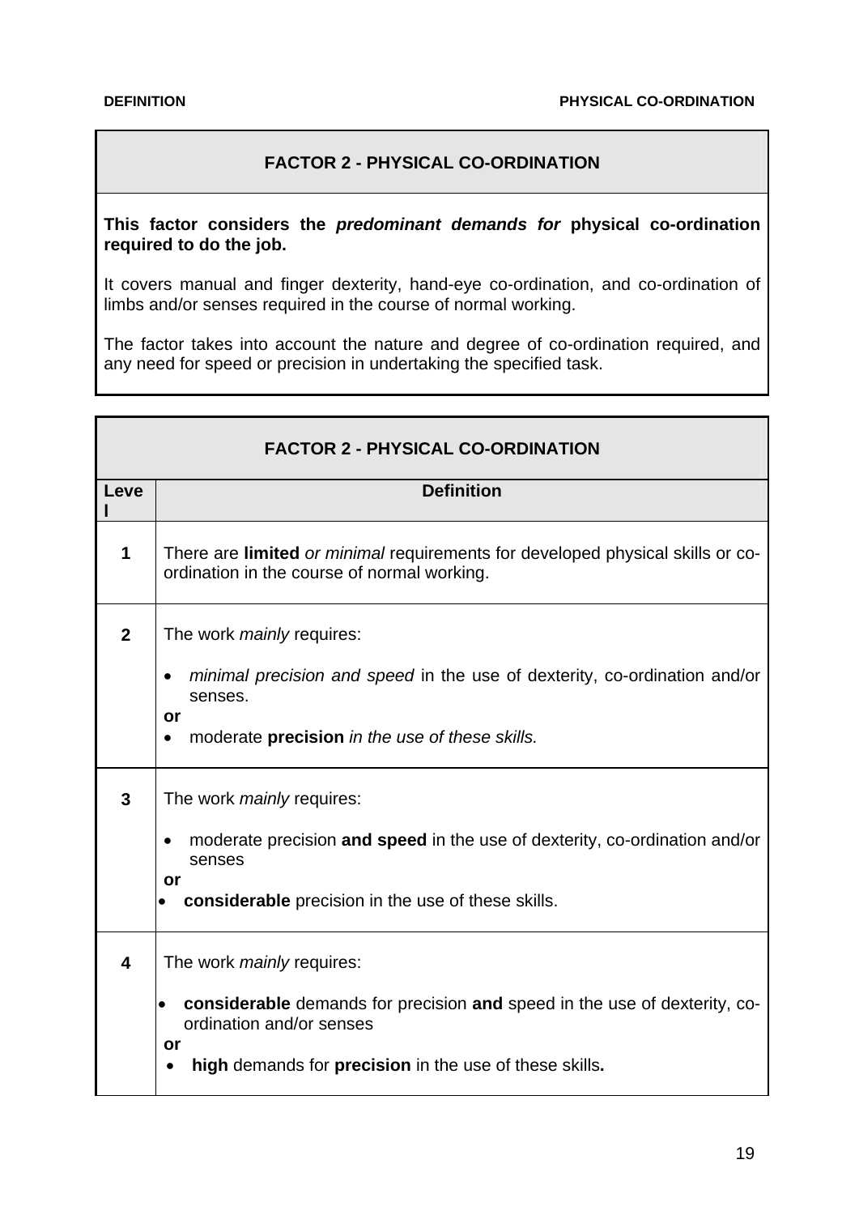## FACTOR 2 - PHYSICAL CO-ORDINATION

**This factor considers the *predominant demands for* physical co-ordination required to do the job.**

It covers manual and finger dexterity, hand-eye co-ordination, and co-ordination of limbs and/or senses required in the course of normal working.

The factor takes into account the nature and degree of co-ordination required, and any need for speed or precision in undertaking the specified task.

### FACTOR 2 - PHYSICAL CO-ORDINATION

| Level | Definition |
|---|---|
| **1** | There are **limited** *or minimal* requirements for developed physical skills or co-ordination in the course of normal working. |
| **2** | The work *mainly* requires:<br>• *minimal precision and speed* in the use of dexterity, co-ordination and/or senses.<br>**or**<br>• moderate **precision** *in the use of these skills.* |
| **3** | The work *mainly* requires:<br>• moderate precision **and speed** in the use of dexterity, co-ordination and/or senses<br>**or**<br>• **considerable** precision in the use of these skills. |
| **4** | The work *mainly* requires:<br>• **considerable** demands for precision **and** speed in the use of dexterity, co-ordination and/or senses<br>**or**<br>• **high** demands for **precision** in the use of these skills**.** |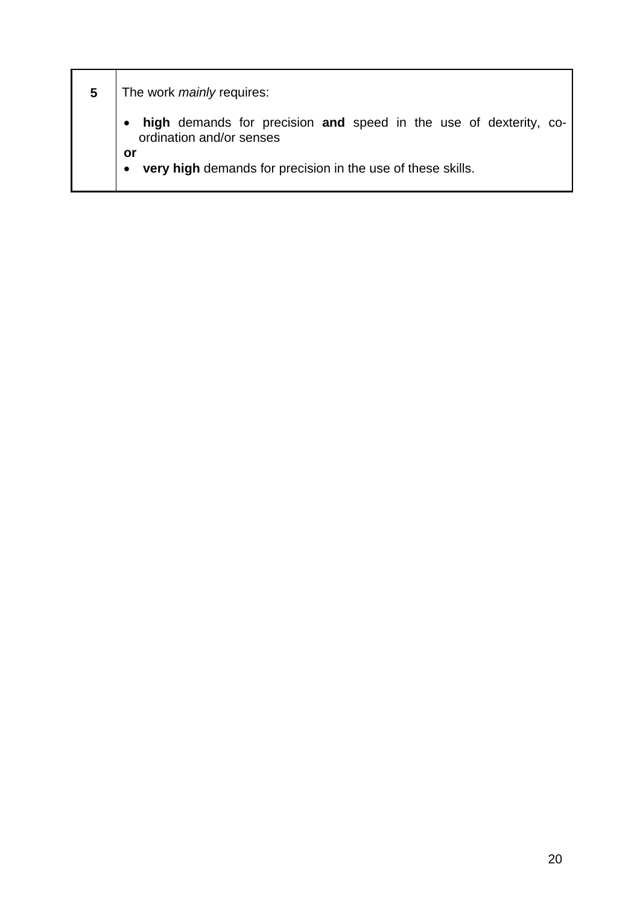| 5 | The work *mainly* requires:<br><br>• **high** demands for precision **and** speed in the use of dexterity, co-ordination and/or senses<br>**or**<br>• **very high** demands for precision in the use of these skills. |
|---|---|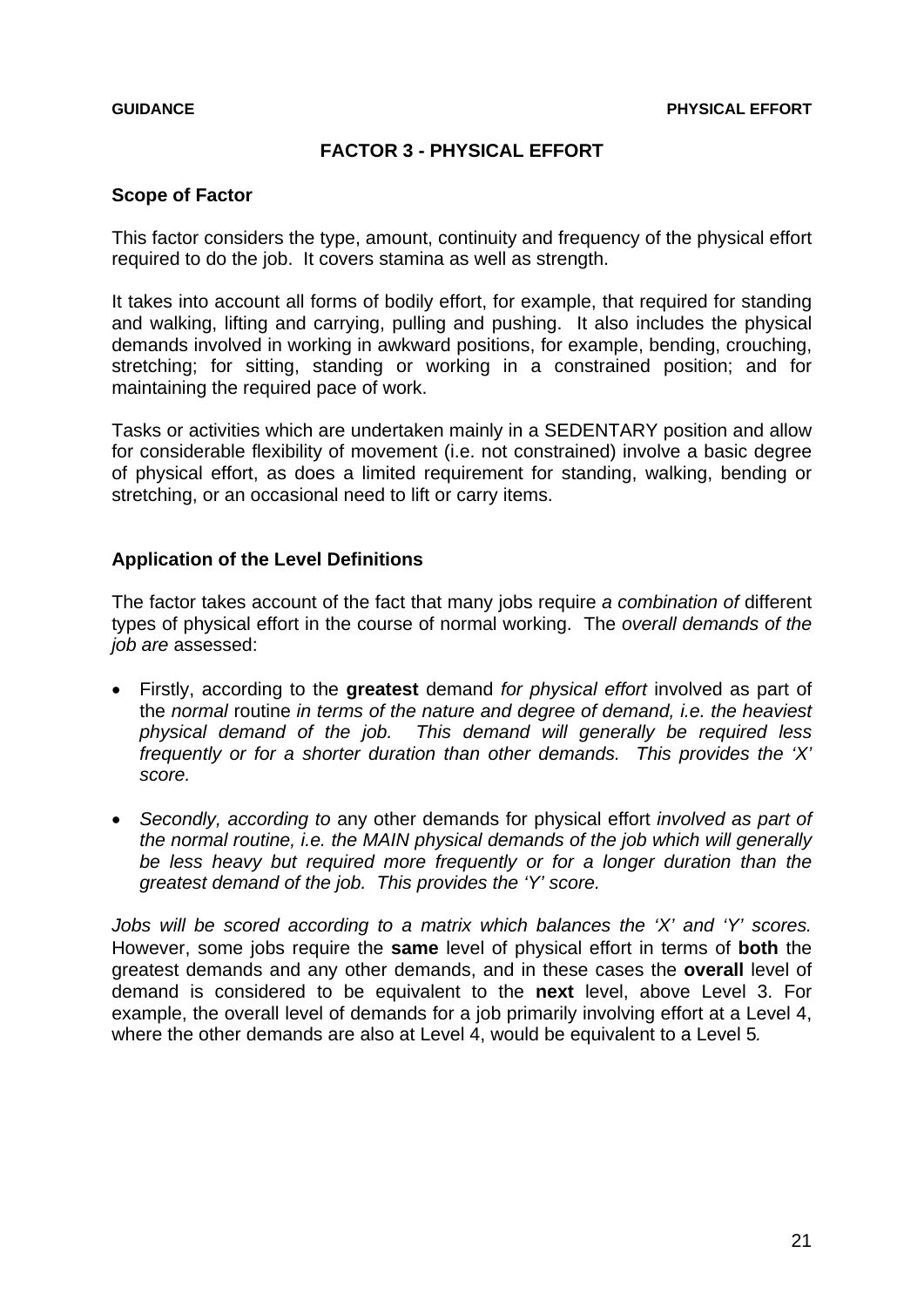# FACTOR 3 - PHYSICAL EFFORT

## Scope of Factor

This factor considers the type, amount, continuity and frequency of the physical effort required to do the job. It covers stamina as well as strength.

It takes into account all forms of bodily effort, for example, that required for standing and walking, lifting and carrying, pulling and pushing. It also includes the physical demands involved in working in awkward positions, for example, bending, crouching, stretching; for sitting, standing or working in a constrained position; and for maintaining the required pace of work.

Tasks or activities which are undertaken mainly in a SEDENTARY position and allow for considerable flexibility of movement (i.e. not constrained) involve a basic degree of physical effort, as does a limited requirement for standing, walking, bending or stretching, or an occasional need to lift or carry items.

## Application of the Level Definitions

The factor takes account of the fact that many jobs require *a combination of* different types of physical effort in the course of normal working. The *overall demands of the job are* assessed:

- Firstly, according to the **greatest** demand *for physical effort* involved as part of the *normal* routine *in terms of the nature and degree of demand, i.e. the heaviest physical demand of the job. This demand will generally be required less frequently or for a shorter duration than other demands. This provides the 'X' score.*

- *Secondly, according to* any other demands for physical effort *involved as part of the normal routine, i.e. the MAIN physical demands of the job which will generally be less heavy but required more frequently or for a longer duration than the greatest demand of the job. This provides the 'Y' score.*

*Jobs will be scored according to a matrix which balances the 'X' and 'Y' scores.* However, some jobs require the **same** level of physical effort in terms of **both** the greatest demands and any other demands, and in these cases the **overall** level of demand is considered to be equivalent to the **next** level, above Level 3. For example, the overall level of demands for a job primarily involving effort at a Level 4, where the other demands are also at Level 4, would be equivalent to a Level 5*.*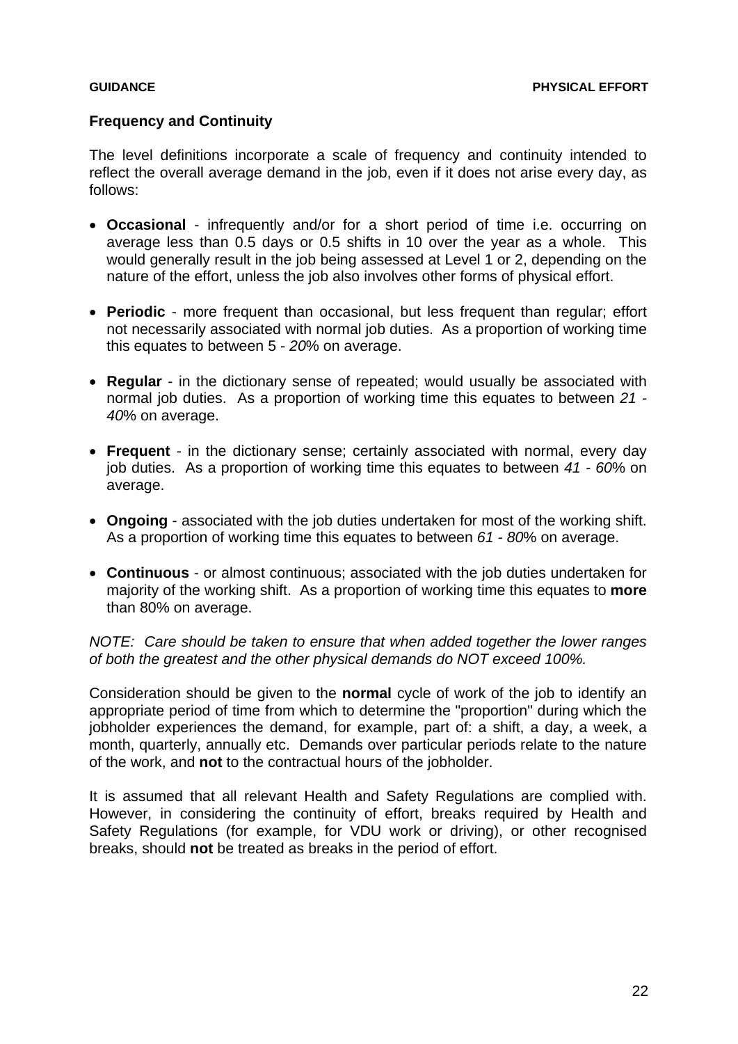## Frequency and Continuity

The level definitions incorporate a scale of frequency and continuity intended to reflect the overall average demand in the job, even if it does not arise every day, as follows:

- **Occasional** - infrequently and/or for a short period of time i.e. occurring on average less than 0.5 days or 0.5 shifts in 10 over the year as a whole. This would generally result in the job being assessed at Level 1 or 2, depending on the nature of the effort, unless the job also involves other forms of physical effort.

- **Periodic** - more frequent than occasional, but less frequent than regular; effort not necessarily associated with normal job duties. As a proportion of working time this equates to between 5 - *20*% on average.

- **Regular** - in the dictionary sense of repeated; would usually be associated with normal job duties. As a proportion of working time this equates to between *21 - 40*% on average.

- **Frequent** - in the dictionary sense; certainly associated with normal, every day job duties. As a proportion of working time this equates to between *41 - 60*% on average.

- **Ongoing** - associated with the job duties undertaken for most of the working shift. As a proportion of working time this equates to between *61 - 80*% on average.

- **Continuous** - or almost continuous; associated with the job duties undertaken for majority of the working shift. As a proportion of working time this equates to **more** than 80% on average.

*NOTE: Care should be taken to ensure that when added together the lower ranges of both the greatest and the other physical demands do NOT exceed 100%.*

Consideration should be given to the **normal** cycle of work of the job to identify an appropriate period of time from which to determine the "proportion" during which the jobholder experiences the demand, for example, part of: a shift, a day, a week, a month, quarterly, annually etc. Demands over particular periods relate to the nature of the work, and **not** to the contractual hours of the jobholder.

It is assumed that all relevant Health and Safety Regulations are complied with. However, in considering the continuity of effort, breaks required by Health and Safety Regulations (for example, for VDU work or driving), or other recognised breaks, should **not** be treated as breaks in the period of effort.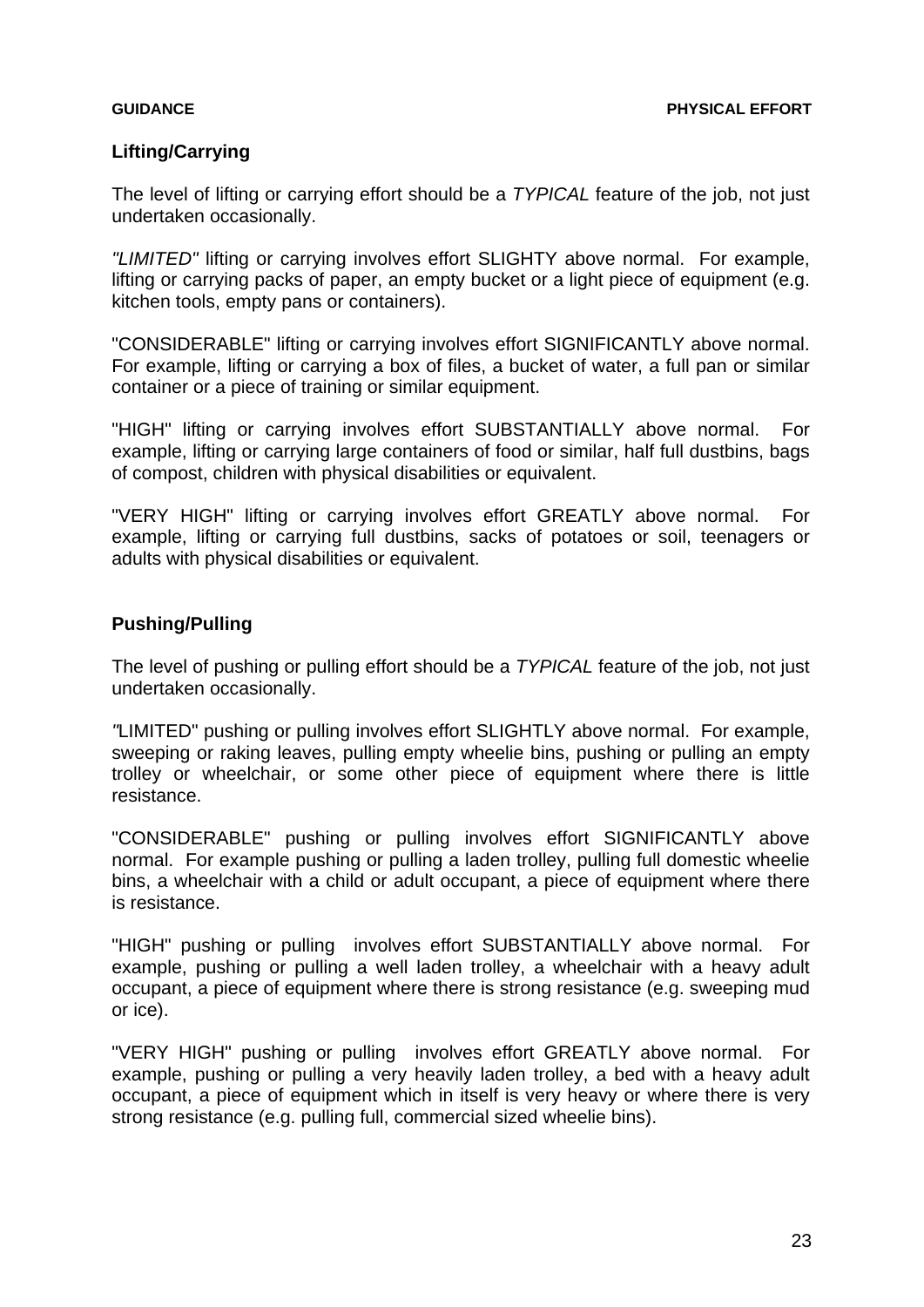## Lifting/Carrying

The level of lifting or carrying effort should be a *TYPICAL* feature of the job, not just undertaken occasionally.

*"LIMITED"* lifting or carrying involves effort SLIGHTY above normal. For example, lifting or carrying packs of paper, an empty bucket or a light piece of equipment (e.g. kitchen tools, empty pans or containers).

"CONSIDERABLE" lifting or carrying involves effort SIGNIFICANTLY above normal. For example, lifting or carrying a box of files, a bucket of water, a full pan or similar container or a piece of training or similar equipment.

"HIGH" lifting or carrying involves effort SUBSTANTIALLY above normal. For example, lifting or carrying large containers of food or similar, half full dustbins, bags of compost, children with physical disabilities or equivalent.

"VERY HIGH" lifting or carrying involves effort GREATLY above normal. For example, lifting or carrying full dustbins, sacks of potatoes or soil, teenagers or adults with physical disabilities or equivalent.

## Pushing/Pulling

The level of pushing or pulling effort should be a *TYPICAL* feature of the job, not just undertaken occasionally.

"LIMITED" pushing or pulling involves effort SLIGHTLY above normal. For example, sweeping or raking leaves, pulling empty wheelie bins, pushing or pulling an empty trolley or wheelchair, or some other piece of equipment where there is little resistance.

"CONSIDERABLE" pushing or pulling involves effort SIGNIFICANTLY above normal. For example pushing or pulling a laden trolley, pulling full domestic wheelie bins, a wheelchair with a child or adult occupant, a piece of equipment where there is resistance.

"HIGH" pushing or pulling involves effort SUBSTANTIALLY above normal. For example, pushing or pulling a well laden trolley, a wheelchair with a heavy adult occupant, a piece of equipment where there is strong resistance (e.g. sweeping mud or ice).

"VERY HIGH" pushing or pulling involves effort GREATLY above normal. For example, pushing or pulling a very heavily laden trolley, a bed with a heavy adult occupant, a piece of equipment which in itself is very heavy or where there is very strong resistance (e.g. pulling full, commercial sized wheelie bins).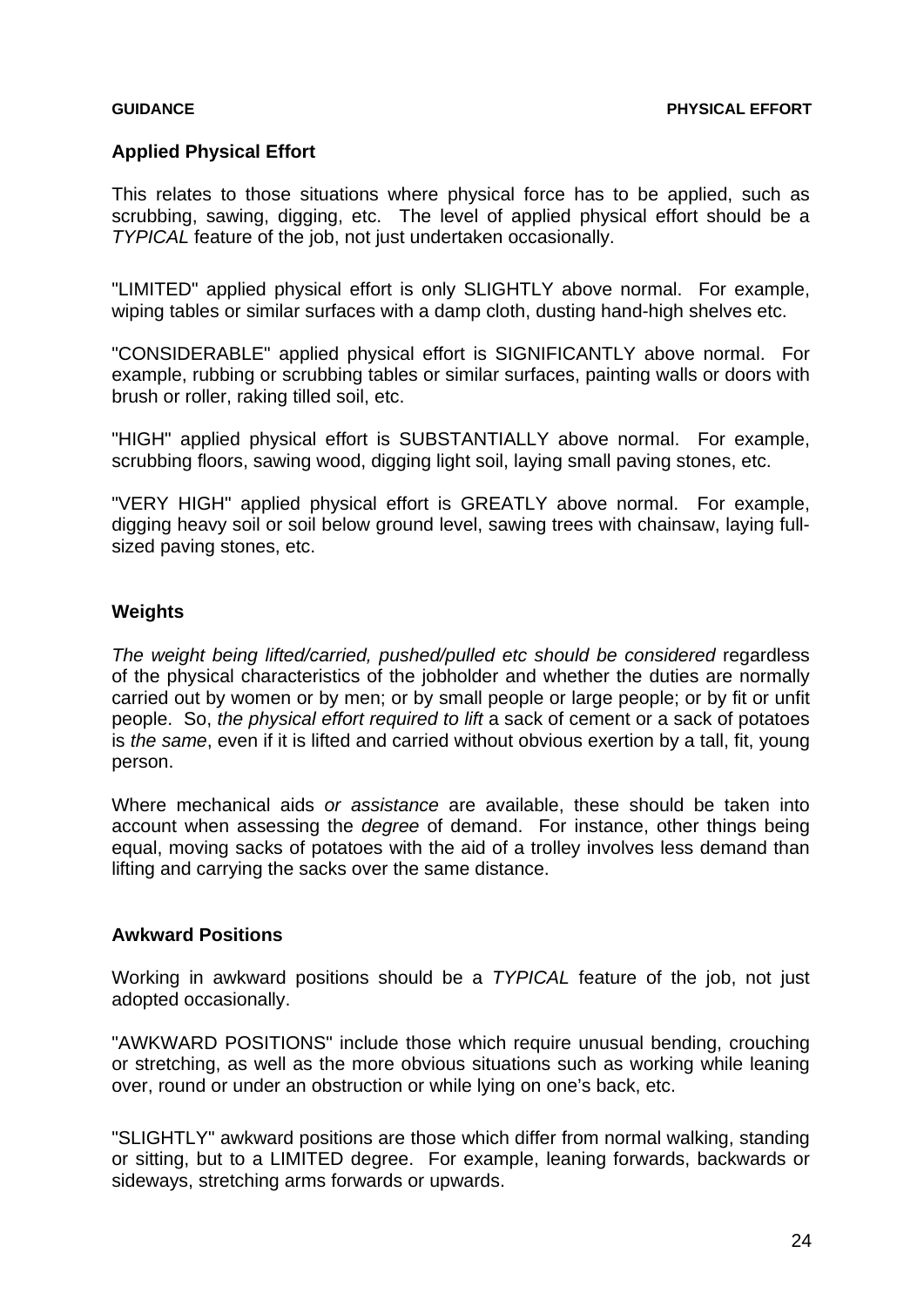## Applied Physical Effort

This relates to those situations where physical force has to be applied, such as scrubbing, sawing, digging, etc. The level of applied physical effort should be a *TYPICAL* feature of the job, not just undertaken occasionally.

"LIMITED" applied physical effort is only SLIGHTLY above normal. For example, wiping tables or similar surfaces with a damp cloth, dusting hand-high shelves etc.

"CONSIDERABLE" applied physical effort is SIGNIFICANTLY above normal. For example, rubbing or scrubbing tables or similar surfaces, painting walls or doors with brush or roller, raking tilled soil, etc.

"HIGH" applied physical effort is SUBSTANTIALLY above normal. For example, scrubbing floors, sawing wood, digging light soil, laying small paving stones, etc.

"VERY HIGH" applied physical effort is GREATLY above normal. For example, digging heavy soil or soil below ground level, sawing trees with chainsaw, laying full-sized paving stones, etc.

## Weights

*The weight being lifted/carried, pushed/pulled etc should be considered* regardless of the physical characteristics of the jobholder and whether the duties are normally carried out by women or by men; or by small people or large people; or by fit or unfit people. So, *the physical effort required to lift* a sack of cement or a sack of potatoes is *the same*, even if it is lifted and carried without obvious exertion by a tall, fit, young person.

Where mechanical aids *or assistance* are available, these should be taken into account when assessing the *degree* of demand. For instance, other things being equal, moving sacks of potatoes with the aid of a trolley involves less demand than lifting and carrying the sacks over the same distance.

## Awkward Positions

Working in awkward positions should be a *TYPICAL* feature of the job, not just adopted occasionally.

"AWKWARD POSITIONS" include those which require unusual bending, crouching or stretching, as well as the more obvious situations such as working while leaning over, round or under an obstruction or while lying on one's back, etc.

"SLIGHTLY" awkward positions are those which differ from normal walking, standing or sitting, but to a LIMITED degree. For example, leaning forwards, backwards or sideways, stretching arms forwards or upwards.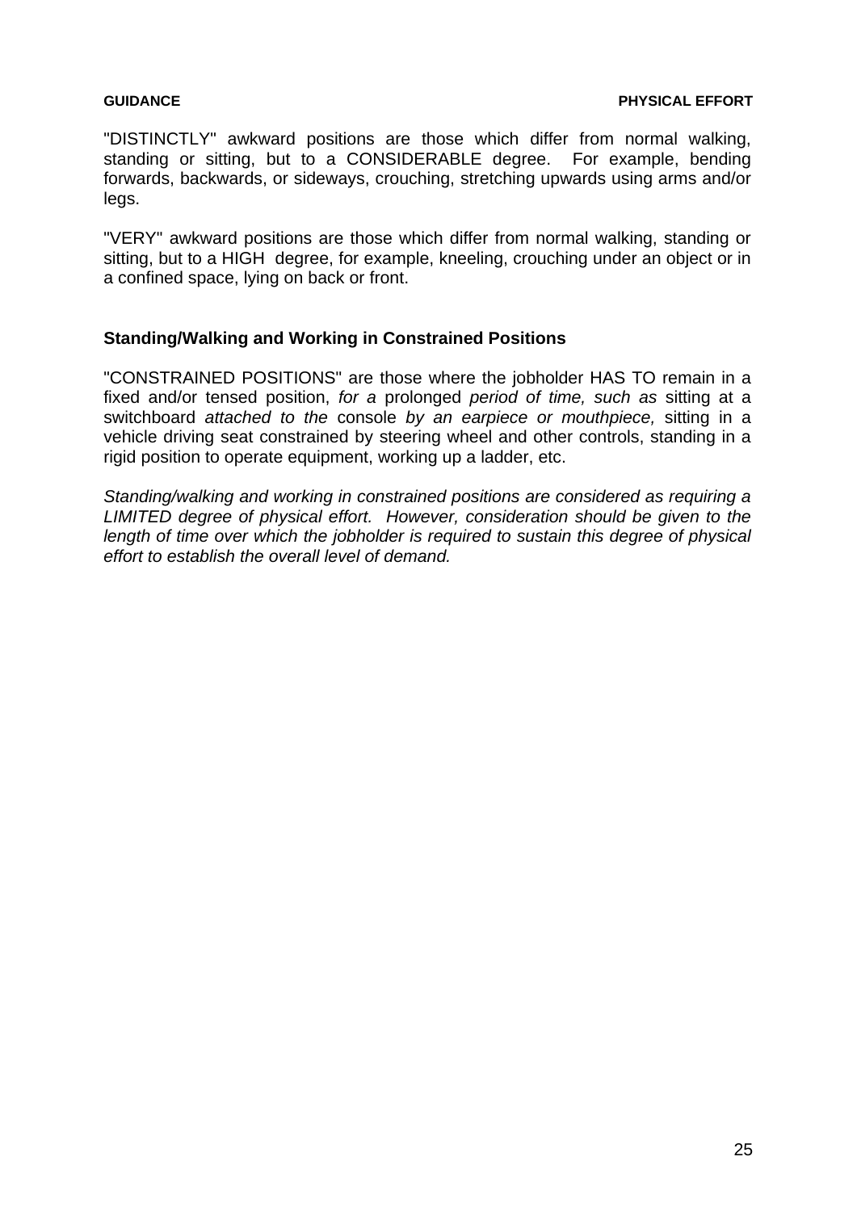"DISTINCTLY" awkward positions are those which differ from normal walking, standing or sitting, but to a CONSIDERABLE degree. For example, bending forwards, backwards, or sideways, crouching, stretching upwards using arms and/or legs.

"VERY" awkward positions are those which differ from normal walking, standing or sitting, but to a HIGH degree, for example, kneeling, crouching under an object or in a confined space, lying on back or front.

### Standing/Walking and Working in Constrained Positions

"CONSTRAINED POSITIONS" are those where the jobholder HAS TO remain in a fixed and/or tensed position, *for a* prolonged *period of time, such as* sitting at a switchboard *attached to the* console *by an earpiece or mouthpiece,* sitting in a vehicle driving seat constrained by steering wheel and other controls, standing in a rigid position to operate equipment, working up a ladder, etc.

*Standing/walking and working in constrained positions are considered as requiring a LIMITED degree of physical effort. However, consideration should be given to the length of time over which the jobholder is required to sustain this degree of physical effort to establish the overall level of demand.*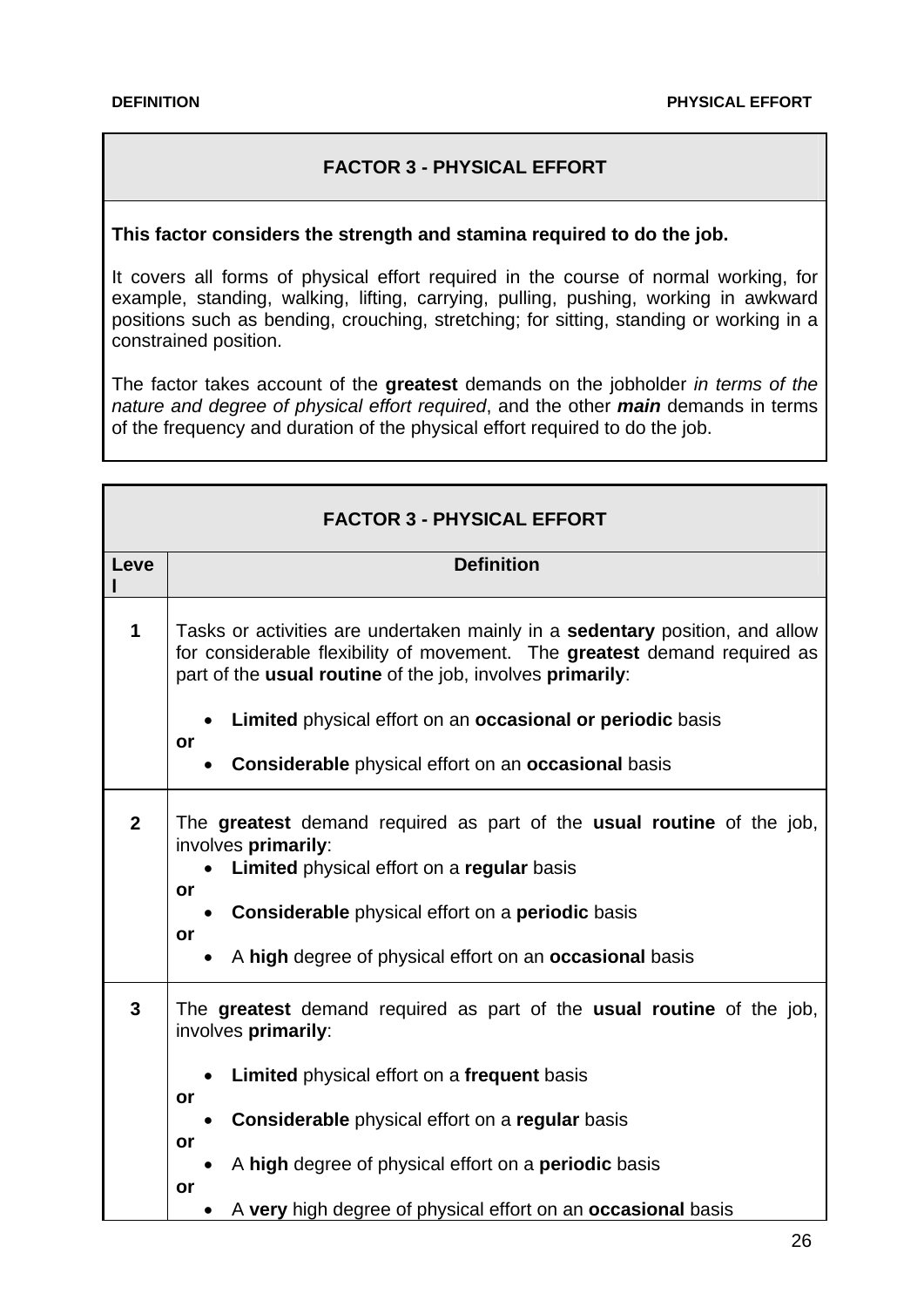## FACTOR 3 - PHYSICAL EFFORT

**This factor considers the strength and stamina required to do the job.**

It covers all forms of physical effort required in the course of normal working, for example, standing, walking, lifting, carrying, pulling, pushing, working in awkward positions such as bending, crouching, stretching; for sitting, standing or working in a constrained position.

The factor takes account of the **greatest** demands on the jobholder *in terms of the nature and degree of physical effort required*, and the other ***main*** demands in terms of the frequency and duration of the physical effort required to do the job.

## FACTOR 3 - PHYSICAL EFFORT

| Level | Definition |
|---|---|
| **1** | Tasks or activities are undertaken mainly in a **sedentary** position, and allow for considerable flexibility of movement. The **greatest** demand required as part of the **usual routine** of the job, involves **primarily**: <br>• **Limited** physical effort on an **occasional or periodic** basis <br>**or** <br>• **Considerable** physical effort on an **occasional** basis |
| **2** | The **greatest** demand required as part of the **usual routine** of the job, involves **primarily**: <br>• **Limited** physical effort on a **regular** basis <br>**or** <br>• **Considerable** physical effort on a **periodic** basis <br>**or** <br>• A **high** degree of physical effort on an **occasional** basis |
| **3** | The **greatest** demand required as part of the **usual routine** of the job, involves **primarily**: <br>• **Limited** physical effort on a **frequent** basis <br>**or** <br>• **Considerable** physical effort on a **regular** basis <br>**or** <br>• A **high** degree of physical effort on a **periodic** basis <br>**or** <br>• A **very** high degree of physical effort on an **occasional** basis |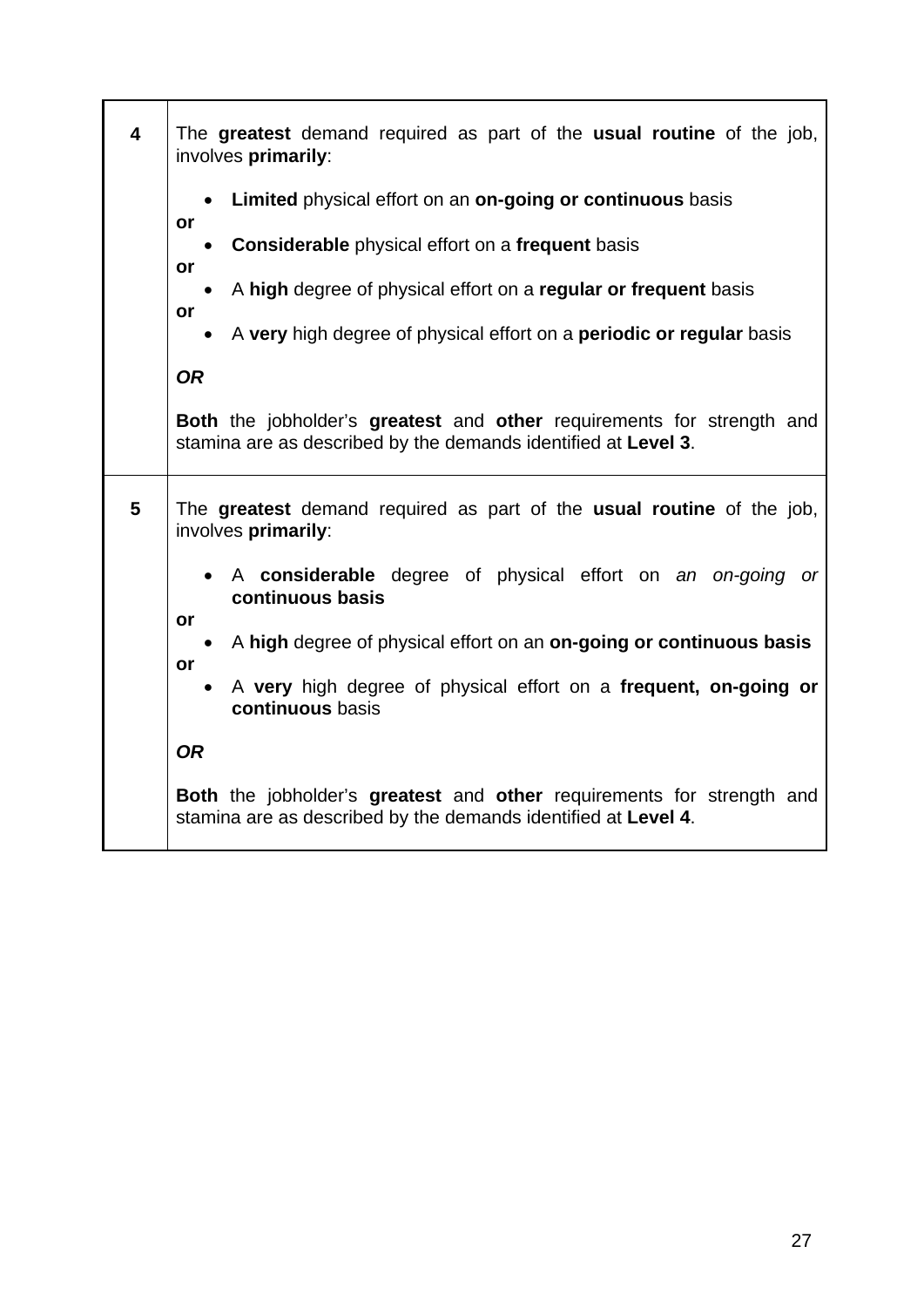| | |
|---|---|
| **4** | The **greatest** demand required as part of the **usual routine** of the job, involves **primarily**:<br><br>• **Limited** physical effort on an **on-going or continuous** basis<br>**or**<br>• **Considerable** physical effort on a **frequent** basis<br>**or**<br>• A **high** degree of physical effort on a **regular or frequent** basis<br>**or**<br>• A **very** high degree of physical effort on a **periodic or regular** basis<br><br>***OR***<br><br>**Both** the jobholder's **greatest** and **other** requirements for strength and stamina are as described by the demands identified at **Level 3**. |
| **5** | The **greatest** demand required as part of the **usual routine** of the job, involves **primarily**:<br><br>• A **considerable** degree of physical effort on *an on-going or* **continuous basis**<br>**or**<br>• A **high** degree of physical effort on an **on-going or continuous basis**<br>**or**<br>• A **very** high degree of physical effort on a **frequent, on-going or continuous** basis<br><br>***OR***<br><br>**Both** the jobholder's **greatest** and **other** requirements for strength and stamina are as described by the demands identified at **Level 4**. |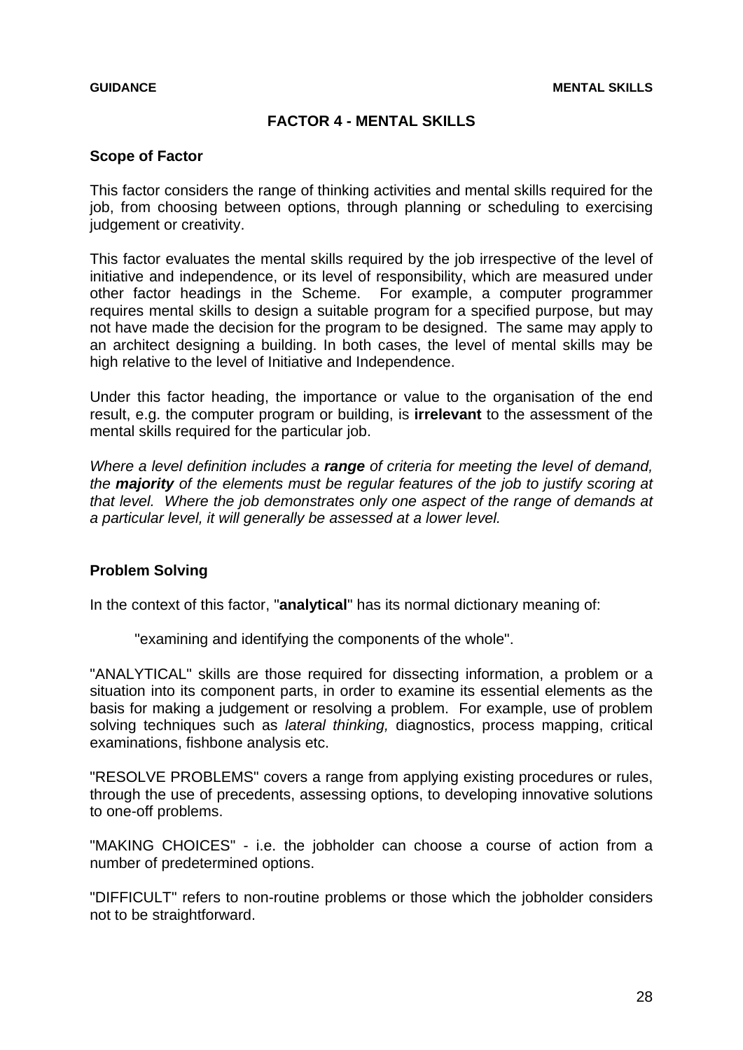# FACTOR 4 - MENTAL SKILLS

## Scope of Factor

This factor considers the range of thinking activities and mental skills required for the job, from choosing between options, through planning or scheduling to exercising judgement or creativity.

This factor evaluates the mental skills required by the job irrespective of the level of initiative and independence, or its level of responsibility, which are measured under other factor headings in the Scheme. For example, a computer programmer requires mental skills to design a suitable program for a specified purpose, but may not have made the decision for the program to be designed. The same may apply to an architect designing a building. In both cases, the level of mental skills may be high relative to the level of Initiative and Independence.

Under this factor heading, the importance or value to the organisation of the end result, e.g. the computer program or building, is **irrelevant** to the assessment of the mental skills required for the particular job.

*Where a level definition includes a **range** of criteria for meeting the level of demand, the **majority** of the elements must be regular features of the job to justify scoring at that level. Where the job demonstrates only one aspect of the range of demands at a particular level, it will generally be assessed at a lower level.*

## Problem Solving

In the context of this factor, "**analytical**" has its normal dictionary meaning of:

> "examining and identifying the components of the whole".

"ANALYTICAL" skills are those required for dissecting information, a problem or a situation into its component parts, in order to examine its essential elements as the basis for making a judgement or resolving a problem. For example, use of problem solving techniques such as *lateral thinking,* diagnostics, process mapping, critical examinations, fishbone analysis etc.

"RESOLVE PROBLEMS" covers a range from applying existing procedures or rules, through the use of precedents, assessing options, to developing innovative solutions to one-off problems.

"MAKING CHOICES" - i.e. the jobholder can choose a course of action from a number of predetermined options.

"DIFFICULT" refers to non-routine problems or those which the jobholder considers not to be straightforward.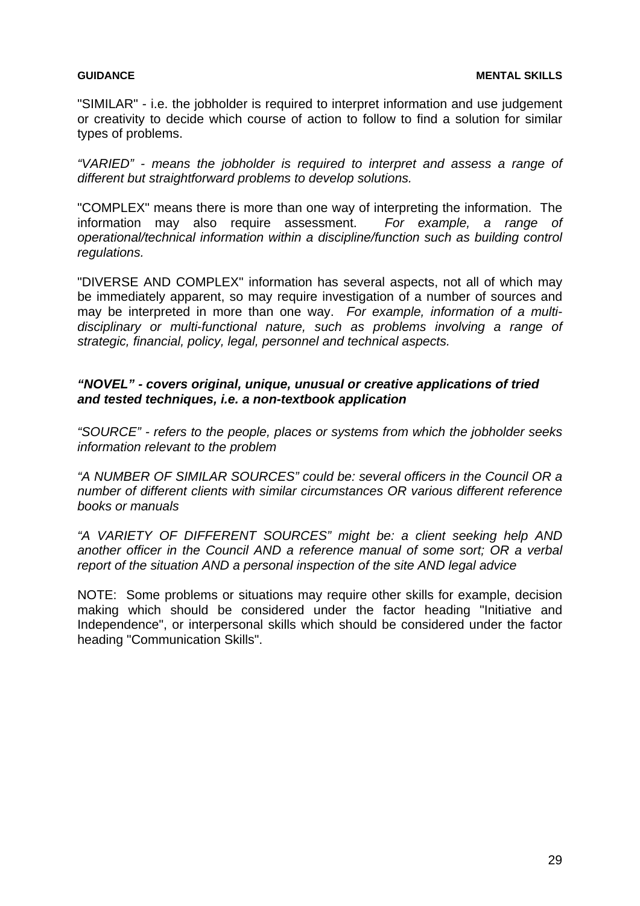"SIMILAR" - i.e. the jobholder is required to interpret information and use judgement or creativity to decide which course of action to follow to find a solution for similar types of problems.

*"VARIED" - means the jobholder is required to interpret and assess a range of different but straightforward problems to develop solutions.*

"COMPLEX" means there is more than one way of interpreting the information. The information may also require assessment. *For example, a range of operational/technical information within a discipline/function such as building control regulations.*

"DIVERSE AND COMPLEX" information has several aspects, not all of which may be immediately apparent, so may require investigation of a number of sources and may be interpreted in more than one way. *For example, information of a multi-disciplinary or multi-functional nature, such as problems involving a range of strategic, financial, policy, legal, personnel and technical aspects.*

***"NOVEL" - covers original, unique, unusual or creative applications of tried and tested techniques, i.e. a non-textbook application***

*"SOURCE" - refers to the people, places or systems from which the jobholder seeks information relevant to the problem*

*"A NUMBER OF SIMILAR SOURCES" could be: several officers in the Council OR a number of different clients with similar circumstances OR various different reference books or manuals*

*"A VARIETY OF DIFFERENT SOURCES" might be: a client seeking help AND another officer in the Council AND a reference manual of some sort; OR a verbal report of the situation AND a personal inspection of the site AND legal advice*

NOTE: Some problems or situations may require other skills for example, decision making which should be considered under the factor heading "Initiative and Independence", or interpersonal skills which should be considered under the factor heading "Communication Skills".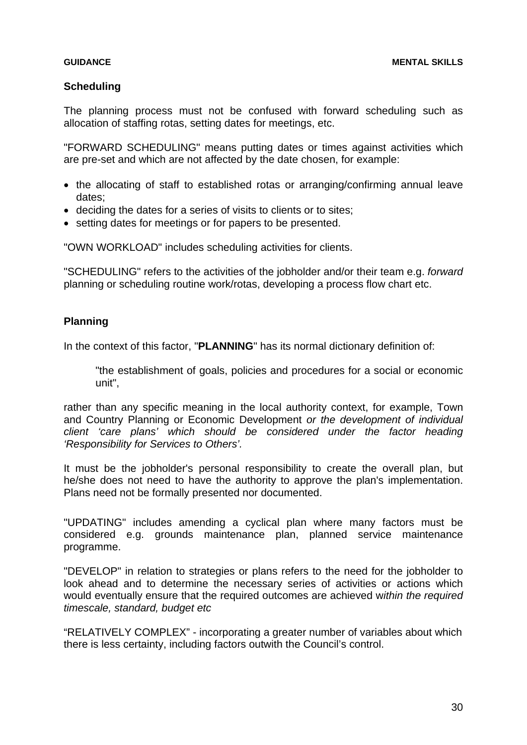### Scheduling

The planning process must not be confused with forward scheduling such as allocation of staffing rotas, setting dates for meetings, etc.

"FORWARD SCHEDULING" means putting dates or times against activities which are pre-set and which are not affected by the date chosen, for example:

- the allocating of staff to established rotas or arranging/confirming annual leave dates;
- deciding the dates for a series of visits to clients or to sites;
- setting dates for meetings or for papers to be presented.

"OWN WORKLOAD" includes scheduling activities for clients.

"SCHEDULING" refers to the activities of the jobholder and/or their team e.g. *forward* planning or scheduling routine work/rotas, developing a process flow chart etc.

### Planning

In the context of this factor, "**PLANNING**" has its normal dictionary definition of:

> "the establishment of goals, policies and procedures for a social or economic unit",

rather than any specific meaning in the local authority context, for example, Town and Country Planning or Economic Development *or the development of individual client 'care plans' which should be considered under the factor heading 'Responsibility for Services to Others'.*

It must be the jobholder's personal responsibility to create the overall plan, but he/she does not need to have the authority to approve the plan's implementation. Plans need not be formally presented nor documented.

"UPDATING" includes amending a cyclical plan where many factors must be considered e.g. grounds maintenance plan, planned service maintenance programme.

"DEVELOP" in relation to strategies or plans refers to the need for the jobholder to look ahead and to determine the necessary series of activities or actions which would eventually ensure that the required outcomes are achieved w*ithin the required timescale, standard, budget etc*

"RELATIVELY COMPLEX" - incorporating a greater number of variables about which there is less certainty, including factors outwith the Council's control.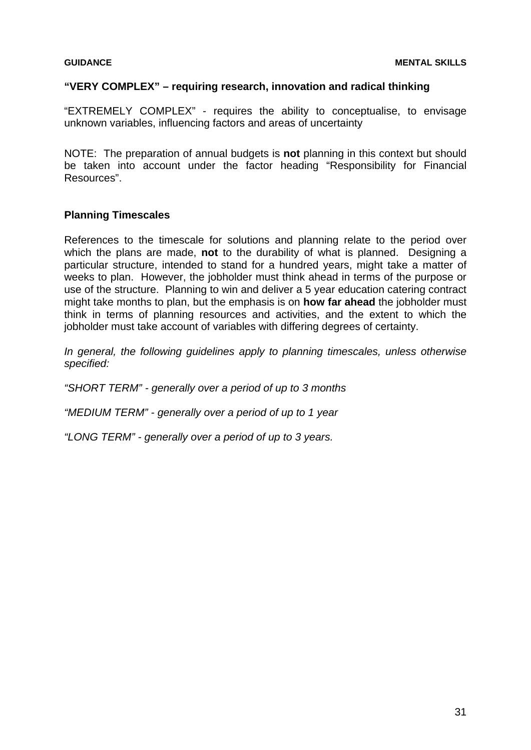**"VERY COMPLEX" – requiring research, innovation and radical thinking**

"EXTREMELY COMPLEX" - requires the ability to conceptualise, to envisage unknown variables, influencing factors and areas of uncertainty

NOTE: The preparation of annual budgets is **not** planning in this context but should be taken into account under the factor heading "Responsibility for Financial Resources".

**Planning Timescales**

References to the timescale for solutions and planning relate to the period over which the plans are made, **not** to the durability of what is planned. Designing a particular structure, intended to stand for a hundred years, might take a matter of weeks to plan. However, the jobholder must think ahead in terms of the purpose or use of the structure. Planning to win and deliver a 5 year education catering contract might take months to plan, but the emphasis is on **how far ahead** the jobholder must think in terms of planning resources and activities, and the extent to which the jobholder must take account of variables with differing degrees of certainty.

*In general, the following guidelines apply to planning timescales, unless otherwise specified:*

*"SHORT TERM" - generally over a period of up to 3 months*

*"MEDIUM TERM" - generally over a period of up to 1 year*

*"LONG TERM" - generally over a period of up to 3 years.*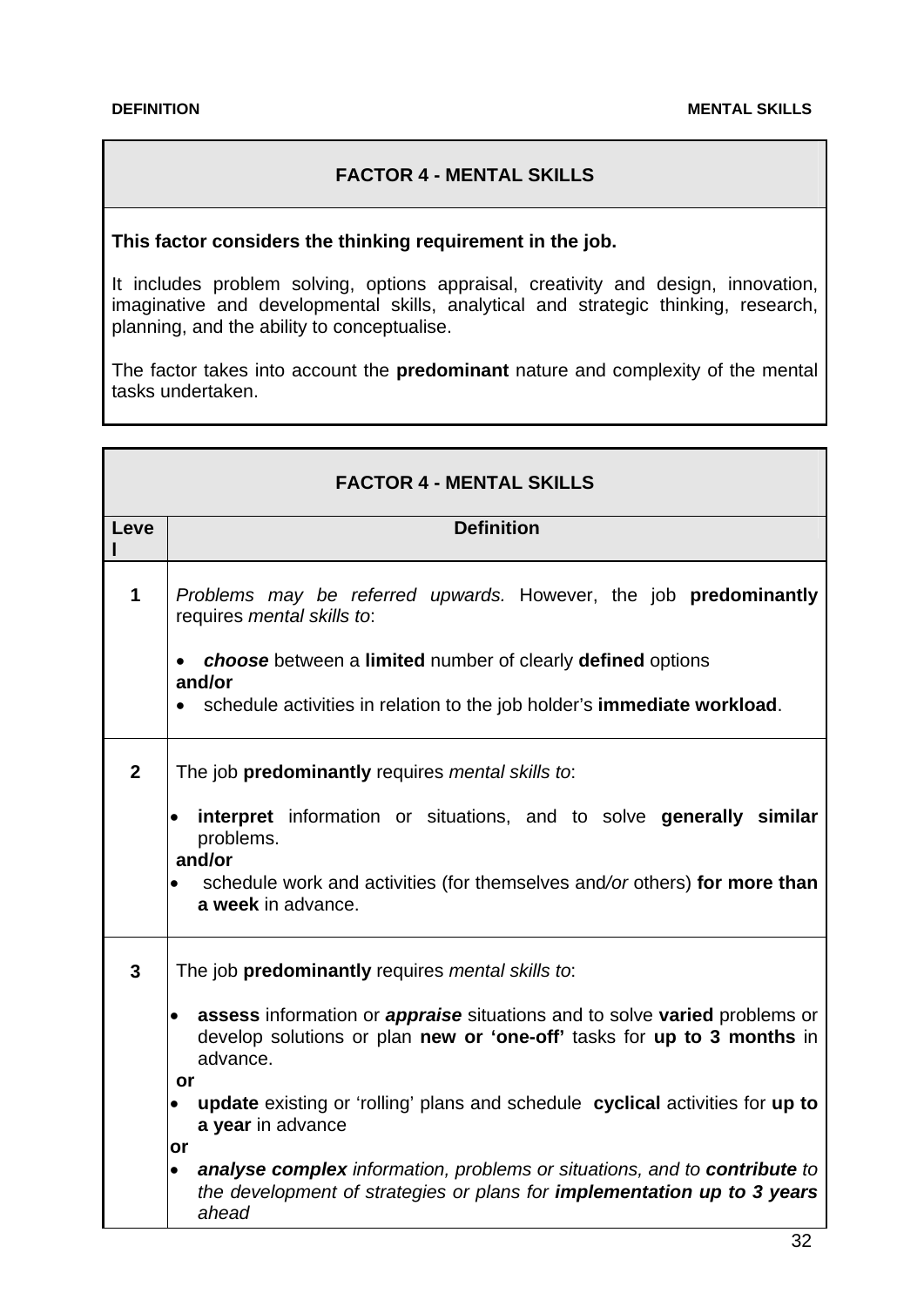## FACTOR 4 - MENTAL SKILLS

**This factor considers the thinking requirement in the job.**

It includes problem solving, options appraisal, creativity and design, innovation, imaginative and developmental skills, analytical and strategic thinking, research, planning, and the ability to conceptualise.

The factor takes into account the **predominant** nature and complexity of the mental tasks undertaken.

| FACTOR 4 - MENTAL SKILLS | |
|---|---|
| **Level** | **Definition** |
| **1** | *Problems may be referred upwards.* However, the job **predominantly** requires *mental skills to*:<br><br>• ***choose*** between a **limited** number of clearly **defined** options<br>**and/or**<br>• schedule activities in relation to the job holder's **immediate workload**. |
| **2** | The job **predominantly** requires *mental skills to*:<br><br>• **interpret** information or situations, and to solve **generally similar** problems.<br>**and/or**<br>• schedule work and activities (for themselves and/*or* others) **for more than a week** in advance. |
| **3** | The job **predominantly** requires *mental skills to*:<br><br>• **assess** information or ***appraise*** situations and to solve **varied** problems or develop solutions or plan **new or 'one-off'** tasks for **up to 3 months** in advance.<br>**or**<br>• **update** existing or 'rolling' plans and schedule **cyclical** activities for **up to a year** in advance<br>**or**<br>• ***analyse complex** information, problems or situations, and to **contribute** to the development of strategies or plans for **implementation up to 3 years** ahead* |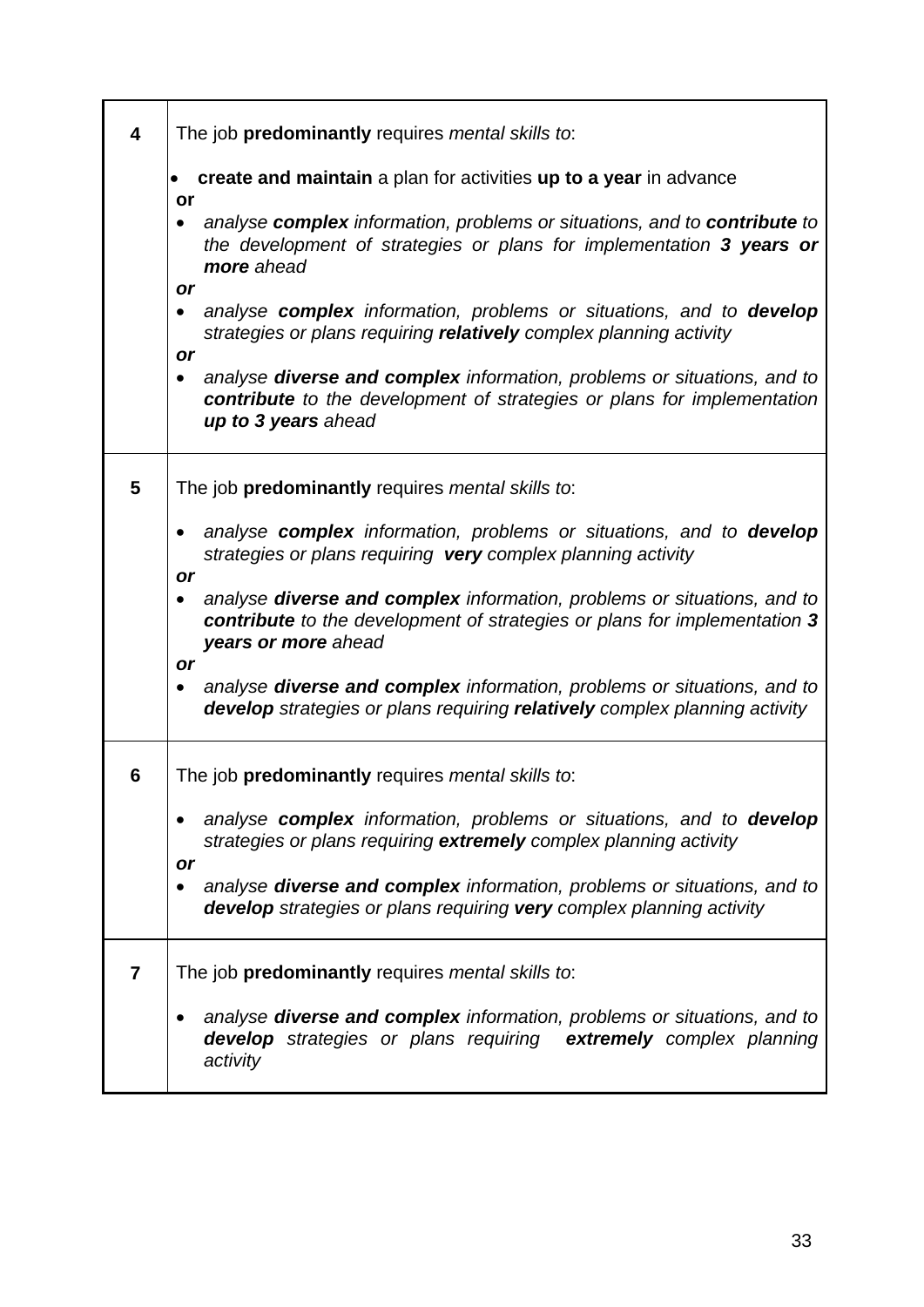| | |
|---|---|
| **4** | The job **predominantly** requires *mental skills to*:<br><br>• **create and maintain** a plan for activities **up to a year** in advance<br>**or**<br>• *analyse **complex** information, problems or situations, and to **contribute** to the development of strategies or plans for implementation **3 years or more** ahead*<br>***or***<br>• *analyse **complex** information, problems or situations, and to **develop** strategies or plans requiring **relatively** complex planning activity*<br>***or***<br>• *analyse **diverse and complex** information, problems or situations, and to **contribute** to the development of strategies or plans for implementation **up to 3 years** ahead* |
| **5** | The job **predominantly** requires *mental skills to*:<br><br>• *analyse **complex** information, problems or situations, and to **develop** strategies or plans requiring **very** complex planning activity*<br>***or***<br>• *analyse **diverse and complex** information, problems or situations, and to **contribute** to the development of strategies or plans for implementation **3 years or more** ahead*<br>***or***<br>• *analyse **diverse and complex** information, problems or situations, and to **develop** strategies or plans requiring **relatively** complex planning activity* |
| **6** | The job **predominantly** requires *mental skills to*:<br><br>• *analyse **complex** information, problems or situations, and to **develop** strategies or plans requiring **extremely** complex planning activity*<br>***or***<br>• *analyse **diverse and complex** information, problems or situations, and to **develop** strategies or plans requiring **very** complex planning activity* |
| **7** | The job **predominantly** requires *mental skills to*:<br><br>• *analyse **diverse and complex** information, problems or situations, and to **develop** strategies or plans requiring **extremely** complex planning activity* |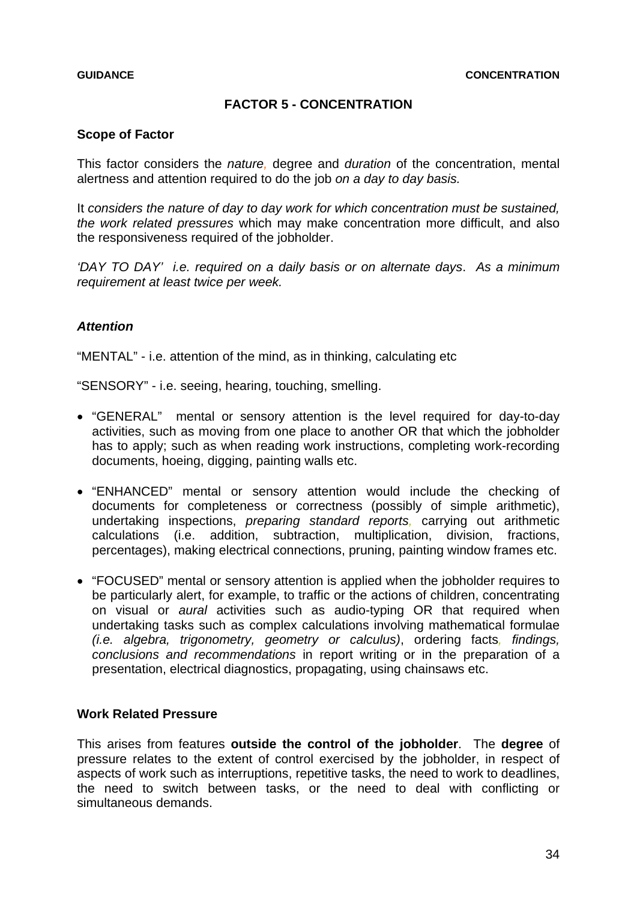## FACTOR 5 - CONCENTRATION

**Scope of Factor**

This factor considers the *nature,* degree and *duration* of the concentration, mental alertness and attention required to do the job *on a day to day basis.*

It *considers the nature of day to day work for which concentration must be sustained, the work related pressures* which may make concentration more difficult, and also the responsiveness required of the jobholder.

*'DAY TO DAY' i.e. required on a daily basis or on alternate days*. *As a minimum requirement at least twice per week.*

***Attention***

"MENTAL" - i.e. attention of the mind, as in thinking, calculating etc

"SENSORY" - i.e. seeing, hearing, touching, smelling.

- "GENERAL" mental or sensory attention is the level required for day-to-day activities, such as moving from one place to another OR that which the jobholder has to apply; such as when reading work instructions, completing work-recording documents, hoeing, digging, painting walls etc.
- "ENHANCED" mental or sensory attention would include the checking of documents for completeness or correctness (possibly of simple arithmetic), undertaking inspections, *preparing standard reports,* carrying out arithmetic calculations (i.e. addition, subtraction, multiplication, division, fractions, percentages), making electrical connections, pruning, painting window frames etc.
- "FOCUSED" mental or sensory attention is applied when the jobholder requires to be particularly alert, for example, to traffic or the actions of children, concentrating on visual or *aural* activities such as audio-typing OR that required when undertaking tasks such as complex calculations involving mathematical formulae *(i.e. algebra, trigonometry, geometry or calculus)*, ordering facts*, findings, conclusions and recommendations* in report writing or in the preparation of a presentation, electrical diagnostics, propagating, using chainsaws etc.

**Work Related Pressure**

This arises from features **outside the control of the jobholder**. The **degree** of pressure relates to the extent of control exercised by the jobholder, in respect of aspects of work such as interruptions, repetitive tasks, the need to work to deadlines, the need to switch between tasks, or the need to deal with conflicting or simultaneous demands.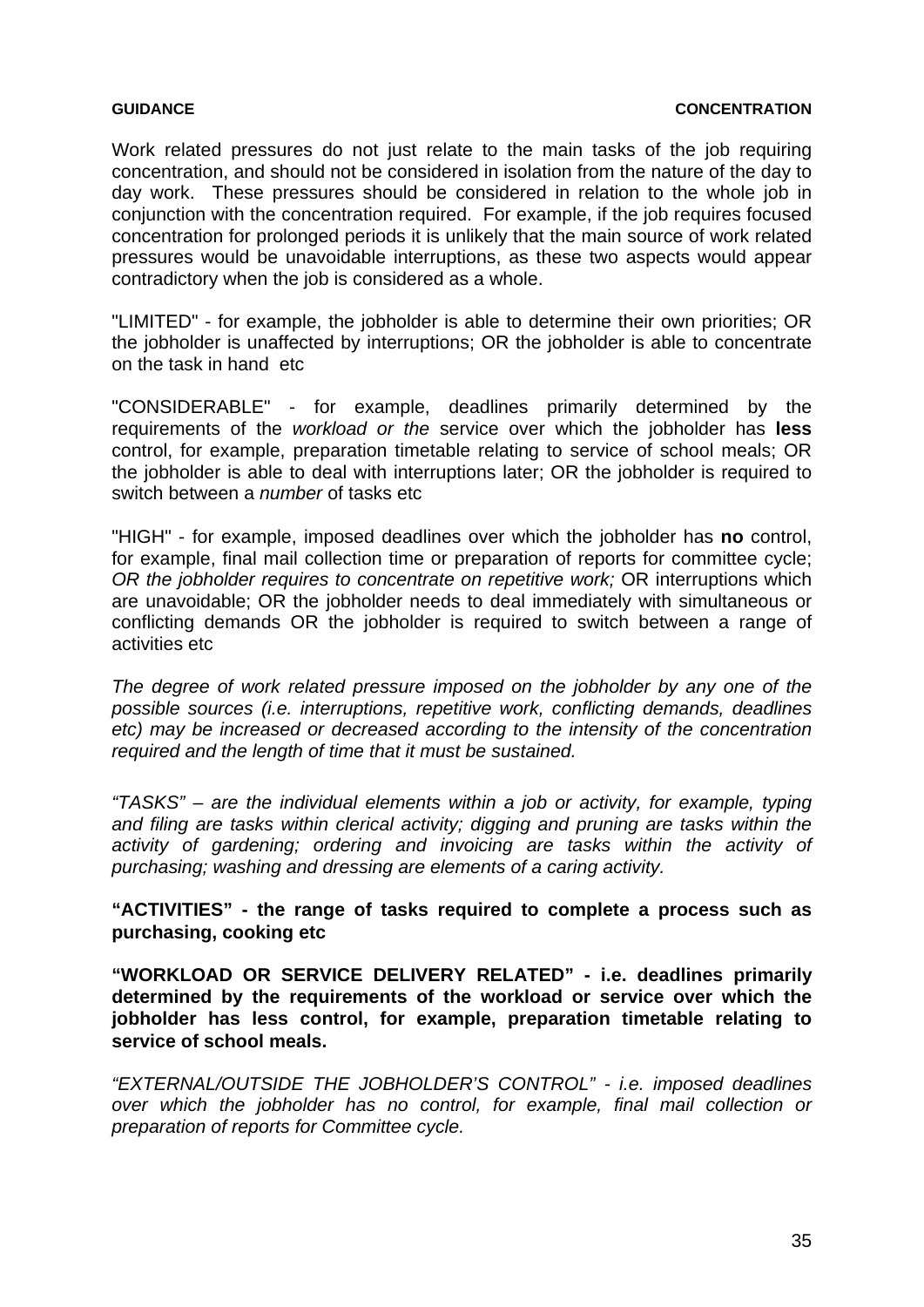**GUIDANCE** **CONCENTRATION**

Work related pressures do not just relate to the main tasks of the job requiring concentration, and should not be considered in isolation from the nature of the day to day work. These pressures should be considered in relation to the whole job in conjunction with the concentration required. For example, if the job requires focused concentration for prolonged periods it is unlikely that the main source of work related pressures would be unavoidable interruptions, as these two aspects would appear contradictory when the job is considered as a whole.

"LIMITED" - for example, the jobholder is able to determine their own priorities; OR the jobholder is unaffected by interruptions; OR the jobholder is able to concentrate on the task in hand etc

"CONSIDERABLE" - for example, deadlines primarily determined by the requirements of the *workload or the* service over which the jobholder has **less** control, for example, preparation timetable relating to service of school meals; OR the jobholder is able to deal with interruptions later; OR the jobholder is required to switch between a *number* of tasks etc

"HIGH" - for example, imposed deadlines over which the jobholder has **no** control, for example, final mail collection time or preparation of reports for committee cycle; *OR the jobholder requires to concentrate on repetitive work;* OR interruptions which are unavoidable; OR the jobholder needs to deal immediately with simultaneous or conflicting demands OR the jobholder is required to switch between a range of activities etc

*The degree of work related pressure imposed on the jobholder by any one of the possible sources (i.e. interruptions, repetitive work, conflicting demands, deadlines etc) may be increased or decreased according to the intensity of the concentration required and the length of time that it must be sustained.*

*"TASKS" – are the individual elements within a job or activity, for example, typing and filing are tasks within clerical activity; digging and pruning are tasks within the activity of gardening; ordering and invoicing are tasks within the activity of purchasing; washing and dressing are elements of a caring activity.*

**"ACTIVITIES" - the range of tasks required to complete a process such as purchasing, cooking etc**

**"WORKLOAD OR SERVICE DELIVERY RELATED" - i.e. deadlines primarily determined by the requirements of the workload or service over which the jobholder has less control, for example, preparation timetable relating to service of school meals.**

*"EXTERNAL/OUTSIDE THE JOBHOLDER'S CONTROL" - i.e. imposed deadlines over which the jobholder has no control, for example, final mail collection or preparation of reports for Committee cycle.*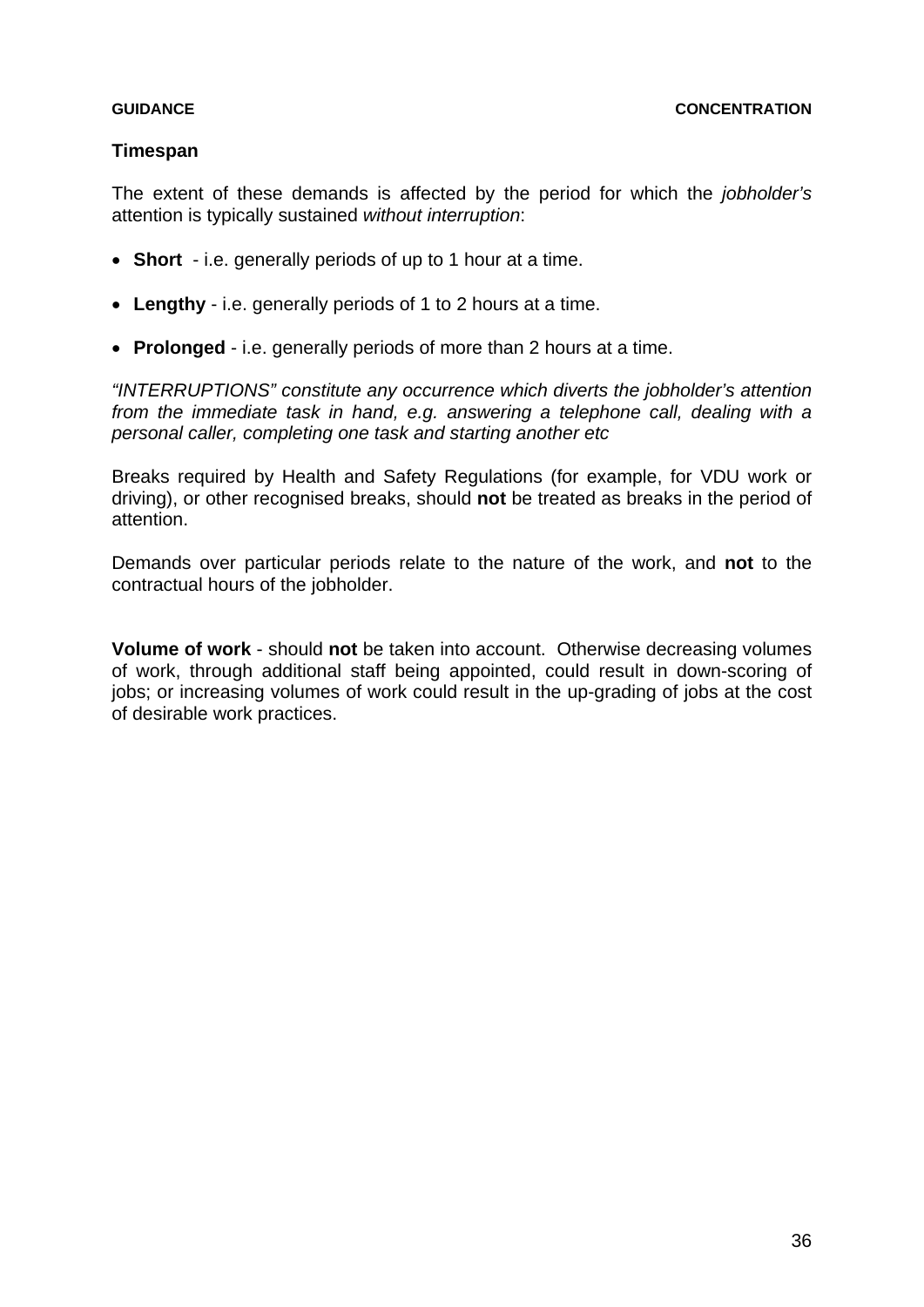### Timespan

The extent of these demands is affected by the period for which the *jobholder's* attention is typically sustained *without interruption*:

- **Short** - i.e. generally periods of up to 1 hour at a time.
- **Lengthy** - i.e. generally periods of 1 to 2 hours at a time.
- **Prolonged** - i.e. generally periods of more than 2 hours at a time.

*"INTERRUPTIONS" constitute any occurrence which diverts the jobholder's attention from the immediate task in hand, e.g. answering a telephone call, dealing with a personal caller, completing one task and starting another etc*

Breaks required by Health and Safety Regulations (for example, for VDU work or driving), or other recognised breaks, should **not** be treated as breaks in the period of attention.

Demands over particular periods relate to the nature of the work, and **not** to the contractual hours of the jobholder.

**Volume of work** - should **not** be taken into account. Otherwise decreasing volumes of work, through additional staff being appointed, could result in down-scoring of jobs; or increasing volumes of work could result in the up-grading of jobs at the cost of desirable work practices.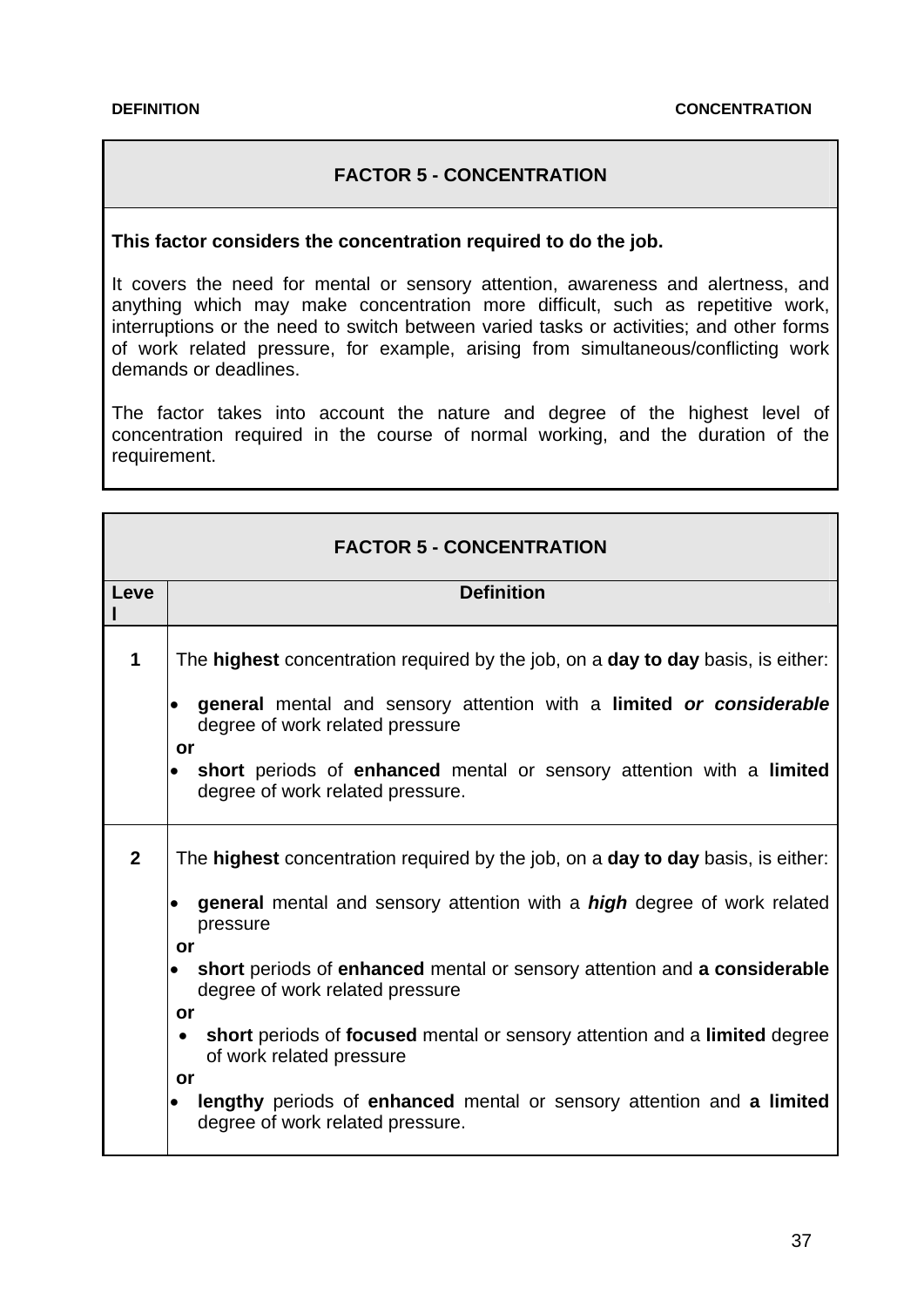## FACTOR 5 - CONCENTRATION

**This factor considers the concentration required to do the job.**

It covers the need for mental or sensory attention, awareness and alertness, and anything which may make concentration more difficult, such as repetitive work, interruptions or the need to switch between varied tasks or activities; and other forms of work related pressure, for example, arising from simultaneous/conflicting work demands or deadlines.

The factor takes into account the nature and degree of the highest level of concentration required in the course of normal working, and the duration of the requirement.

**FACTOR 5 - CONCENTRATION**

| Level | Definition |
|---|---|
| 1 | The **highest** concentration required by the job, on a **day to day** basis, is either:<br>• **general** mental and sensory attention with a **limited *or considerable*** degree of work related pressure<br>**or**<br>• **short** periods of **enhanced** mental or sensory attention with a **limited** degree of work related pressure. |
| 2 | The **highest** concentration required by the job, on a **day to day** basis, is either:<br>• **general** mental and sensory attention with a ***high*** degree of work related pressure<br>**or**<br>• **short** periods of **enhanced** mental or sensory attention and **a considerable** degree of work related pressure<br>**or**<br>• **short** periods of **focused** mental or sensory attention and a **limited** degree of work related pressure<br>**or**<br>• **lengthy** periods of **enhanced** mental or sensory attention and **a limited** degree of work related pressure. |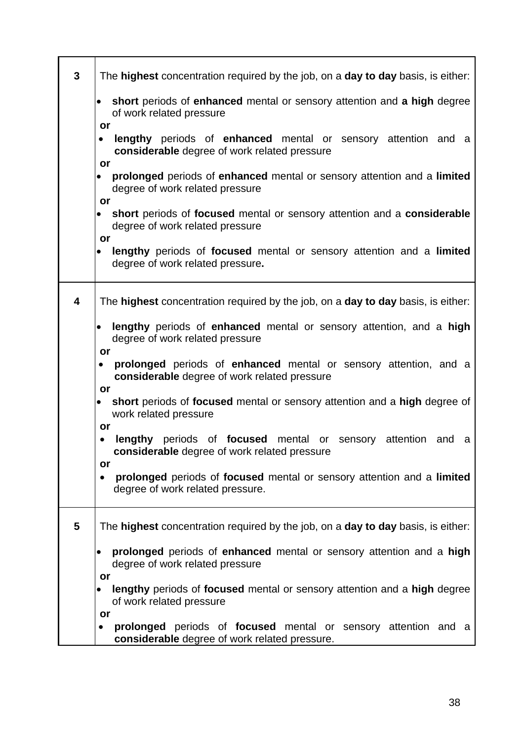| | |
|---|---|
| **3** | The **highest** concentration required by the job, on a **day to day** basis, is either:<br><br>• **short** periods of **enhanced** mental or sensory attention and **a high** degree of work related pressure<br>**or**<br>• **lengthy** periods of **enhanced** mental or sensory attention and a **considerable** degree of work related pressure<br>**or**<br>• **prolonged** periods of **enhanced** mental or sensory attention and a **limited** degree of work related pressure<br>**or**<br>• **short** periods of **focused** mental or sensory attention and a **considerable** degree of work related pressure<br>**or**<br>• **lengthy** periods of **focused** mental or sensory attention and a **limited** degree of work related pressure**.** |
| **4** | The **highest** concentration required by the job, on a **day to day** basis, is either:<br><br>• **lengthy** periods of **enhanced** mental or sensory attention, and a **high** degree of work related pressure<br>**or**<br>• **prolonged** periods of **enhanced** mental or sensory attention, and a **considerable** degree of work related pressure<br>**or**<br>• **short** periods of **focused** mental or sensory attention and a **high** degree of work related pressure<br>**or**<br>• **lengthy** periods of **focused** mental or sensory attention and a **considerable** degree of work related pressure<br>**or**<br>• **prolonged** periods of **focused** mental or sensory attention and a **limited** degree of work related pressure. |
| **5** | The **highest** concentration required by the job, on a **day to day** basis, is either:<br><br>• **prolonged** periods of **enhanced** mental or sensory attention and a **high** degree of work related pressure<br>**or**<br>• **lengthy** periods of **focused** mental or sensory attention and a **high** degree of work related pressure<br>**or**<br>• **prolonged** periods of **focused** mental or sensory attention and a **considerable** degree of work related pressure. |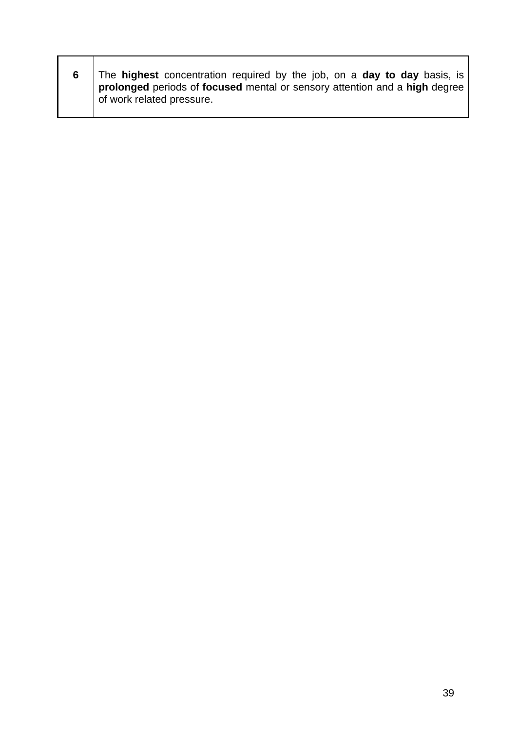| | |
|---|---|
| **6** | The **highest** concentration required by the job, on a **day to day** basis, is **prolonged** periods of **focused** mental or sensory attention and a **high** degree of work related pressure. |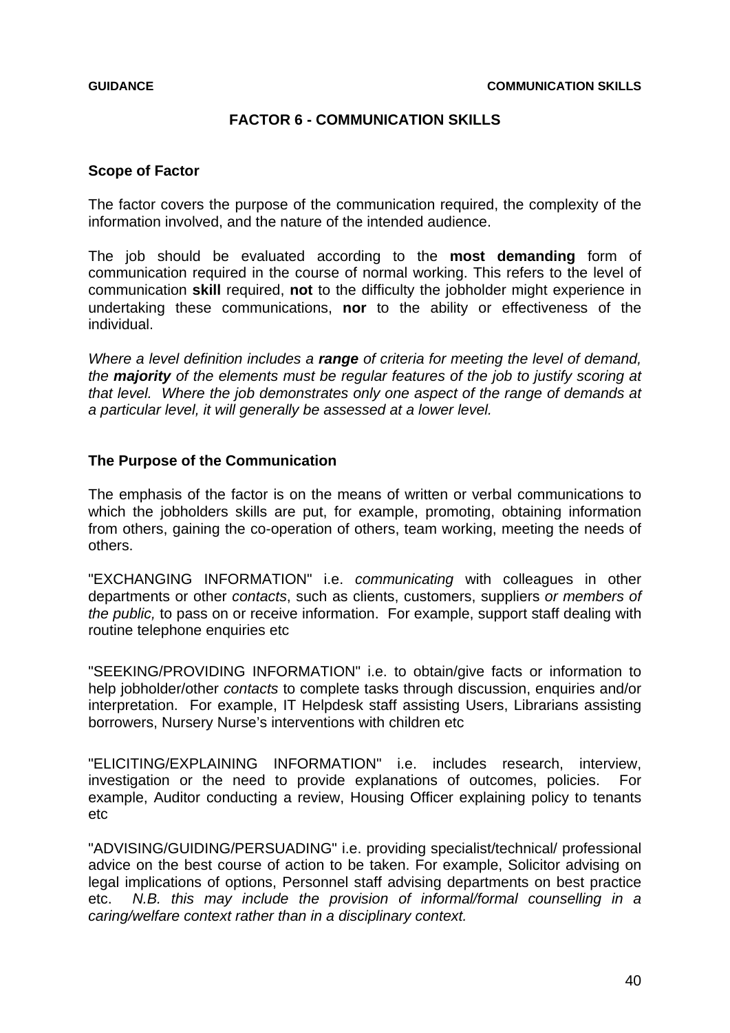# FACTOR 6 - COMMUNICATION SKILLS

**Scope of Factor**

The factor covers the purpose of the communication required, the complexity of the information involved, and the nature of the intended audience.

The job should be evaluated according to the **most demanding** form of communication required in the course of normal working. This refers to the level of communication **skill** required, **not** to the difficulty the jobholder might experience in undertaking these communications, **nor** to the ability or effectiveness of the individual.

*Where a level definition includes a **range** of criteria for meeting the level of demand, the **majority** of the elements must be regular features of the job to justify scoring at that level. Where the job demonstrates only one aspect of the range of demands at a particular level, it will generally be assessed at a lower level.*

**The Purpose of the Communication**

The emphasis of the factor is on the means of written or verbal communications to which the jobholders skills are put, for example, promoting, obtaining information from others, gaining the co-operation of others, team working, meeting the needs of others.

"EXCHANGING INFORMATION" i.e. *communicating* with colleagues in other departments or other *contacts*, such as clients, customers, suppliers *or members of the public,* to pass on or receive information. For example, support staff dealing with routine telephone enquiries etc

"SEEKING/PROVIDING INFORMATION" i.e. to obtain/give facts or information to help jobholder/other *contacts* to complete tasks through discussion, enquiries and/or interpretation. For example, IT Helpdesk staff assisting Users, Librarians assisting borrowers, Nursery Nurse's interventions with children etc

"ELICITING/EXPLAINING INFORMATION" i.e. includes research, interview, investigation or the need to provide explanations of outcomes, policies. For example, Auditor conducting a review, Housing Officer explaining policy to tenants etc

"ADVISING/GUIDING/PERSUADING" i.e. providing specialist/technical/ professional advice on the best course of action to be taken. For example, Solicitor advising on legal implications of options, Personnel staff advising departments on best practice etc. *N.B. this may include the provision of informal/formal counselling in a caring/welfare context rather than in a disciplinary context.*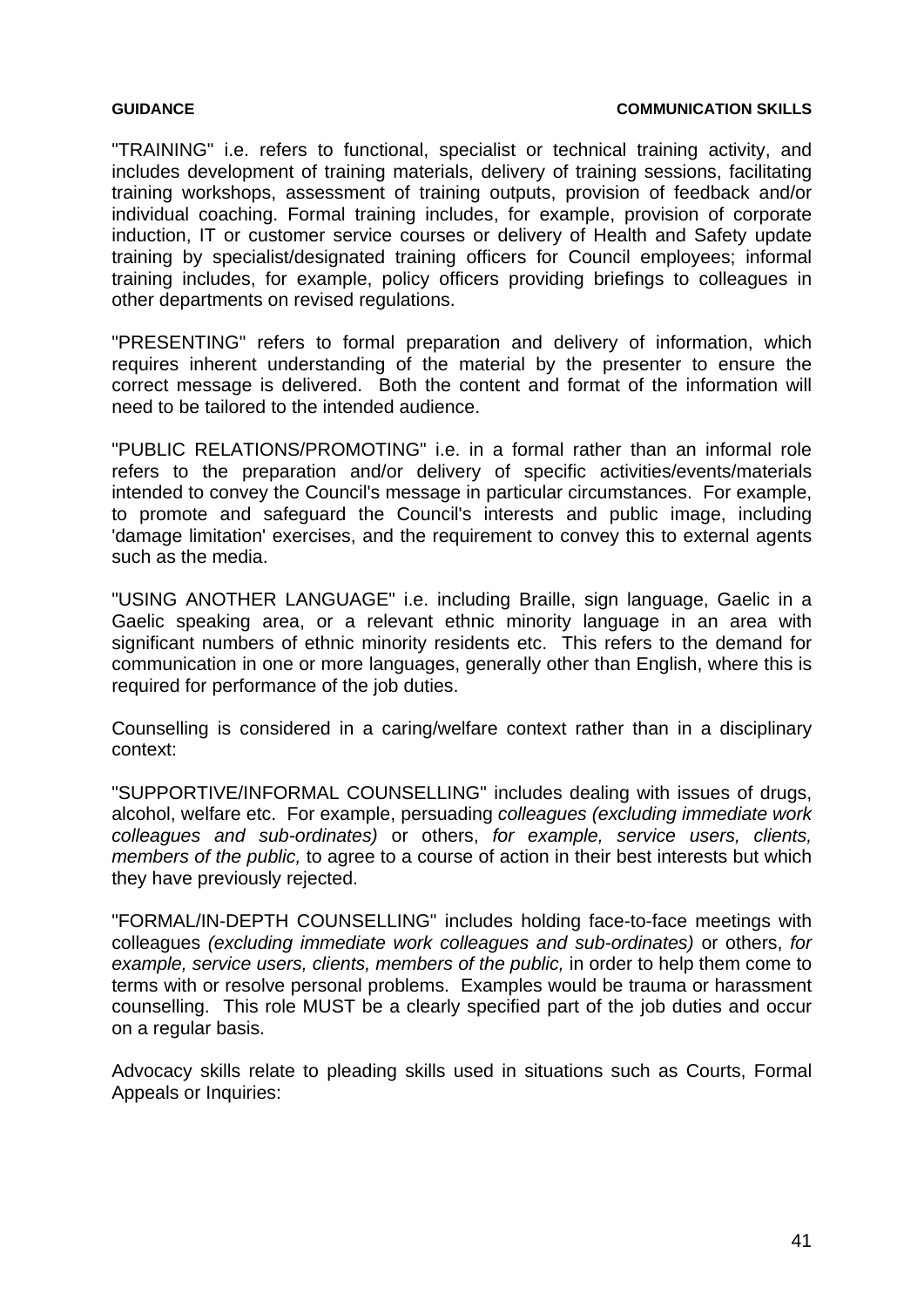"TRAINING" i.e. refers to functional, specialist or technical training activity, and includes development of training materials, delivery of training sessions, facilitating training workshops, assessment of training outputs, provision of feedback and/or individual coaching. Formal training includes, for example, provision of corporate induction, IT or customer service courses or delivery of Health and Safety update training by specialist/designated training officers for Council employees; informal training includes, for example, policy officers providing briefings to colleagues in other departments on revised regulations.

"PRESENTING" refers to formal preparation and delivery of information, which requires inherent understanding of the material by the presenter to ensure the correct message is delivered. Both the content and format of the information will need to be tailored to the intended audience.

"PUBLIC RELATIONS/PROMOTING" i.e. in a formal rather than an informal role refers to the preparation and/or delivery of specific activities/events/materials intended to convey the Council's message in particular circumstances. For example, to promote and safeguard the Council's interests and public image, including 'damage limitation' exercises, and the requirement to convey this to external agents such as the media.

"USING ANOTHER LANGUAGE" i.e. including Braille, sign language, Gaelic in a Gaelic speaking area, or a relevant ethnic minority language in an area with significant numbers of ethnic minority residents etc. This refers to the demand for communication in one or more languages, generally other than English, where this is required for performance of the job duties.

Counselling is considered in a caring/welfare context rather than in a disciplinary context:

"SUPPORTIVE/INFORMAL COUNSELLING" includes dealing with issues of drugs, alcohol, welfare etc. For example, persuading *colleagues (excluding immediate work colleagues and sub-ordinates)* or others, *for example, service users, clients, members of the public,* to agree to a course of action in their best interests but which they have previously rejected.

"FORMAL/IN-DEPTH COUNSELLING" includes holding face-to-face meetings with colleagues *(excluding immediate work colleagues and sub-ordinates)* or others, *for example, service users, clients, members of the public,* in order to help them come to terms with or resolve personal problems. Examples would be trauma or harassment counselling. This role MUST be a clearly specified part of the job duties and occur on a regular basis.

Advocacy skills relate to pleading skills used in situations such as Courts, Formal Appeals or Inquiries: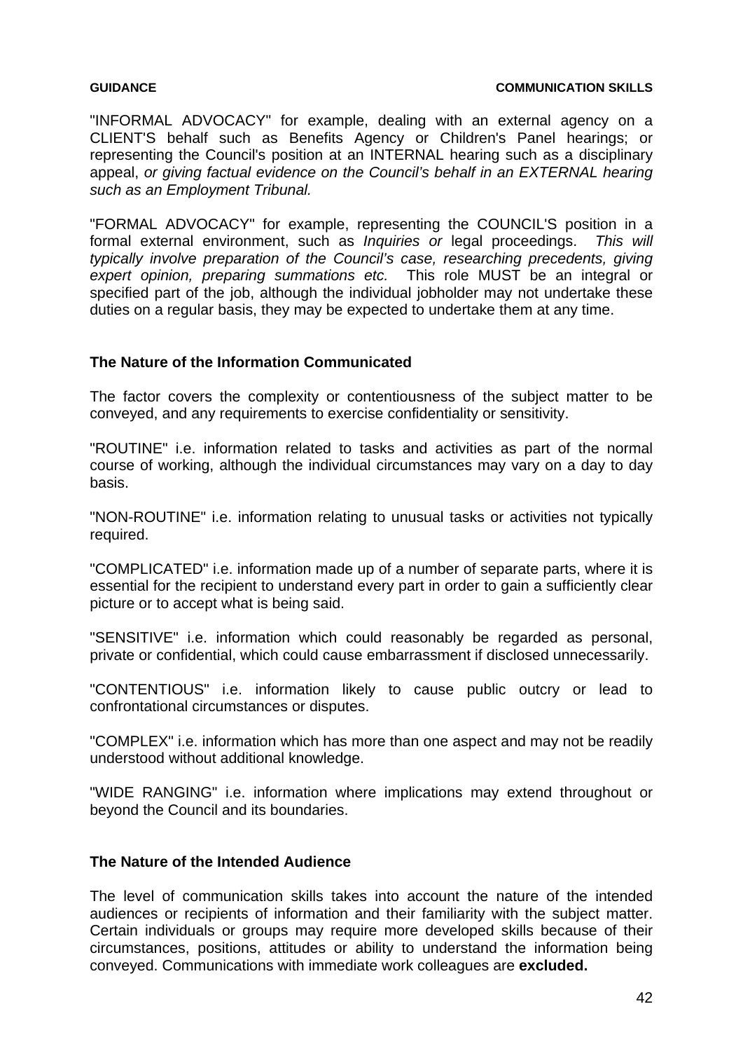"INFORMAL ADVOCACY" for example, dealing with an external agency on a CLIENT'S behalf such as Benefits Agency or Children's Panel hearings; or representing the Council's position at an INTERNAL hearing such as a disciplinary appeal, *or giving factual evidence on the Council's behalf in an EXTERNAL hearing such as an Employment Tribunal.*

"FORMAL ADVOCACY" for example, representing the COUNCIL'S position in a formal external environment, such as *Inquiries or* legal proceedings. *This will typically involve preparation of the Council's case, researching precedents, giving expert opinion, preparing summations etc.* This role MUST be an integral or specified part of the job, although the individual jobholder may not undertake these duties on a regular basis, they may be expected to undertake them at any time.

## The Nature of the Information Communicated

The factor covers the complexity or contentiousness of the subject matter to be conveyed, and any requirements to exercise confidentiality or sensitivity.

"ROUTINE" i.e. information related to tasks and activities as part of the normal course of working, although the individual circumstances may vary on a day to day basis.

"NON-ROUTINE" i.e. information relating to unusual tasks or activities not typically required.

"COMPLICATED" i.e. information made up of a number of separate parts, where it is essential for the recipient to understand every part in order to gain a sufficiently clear picture or to accept what is being said.

"SENSITIVE" i.e. information which could reasonably be regarded as personal, private or confidential, which could cause embarrassment if disclosed unnecessarily.

"CONTENTIOUS" i.e. information likely to cause public outcry or lead to confrontational circumstances or disputes.

"COMPLEX" i.e. information which has more than one aspect and may not be readily understood without additional knowledge.

"WIDE RANGING" i.e. information where implications may extend throughout or beyond the Council and its boundaries.

## The Nature of the Intended Audience

The level of communication skills takes into account the nature of the intended audiences or recipients of information and their familiarity with the subject matter. Certain individuals or groups may require more developed skills because of their circumstances, positions, attitudes or ability to understand the information being conveyed. Communications with immediate work colleagues are **excluded.**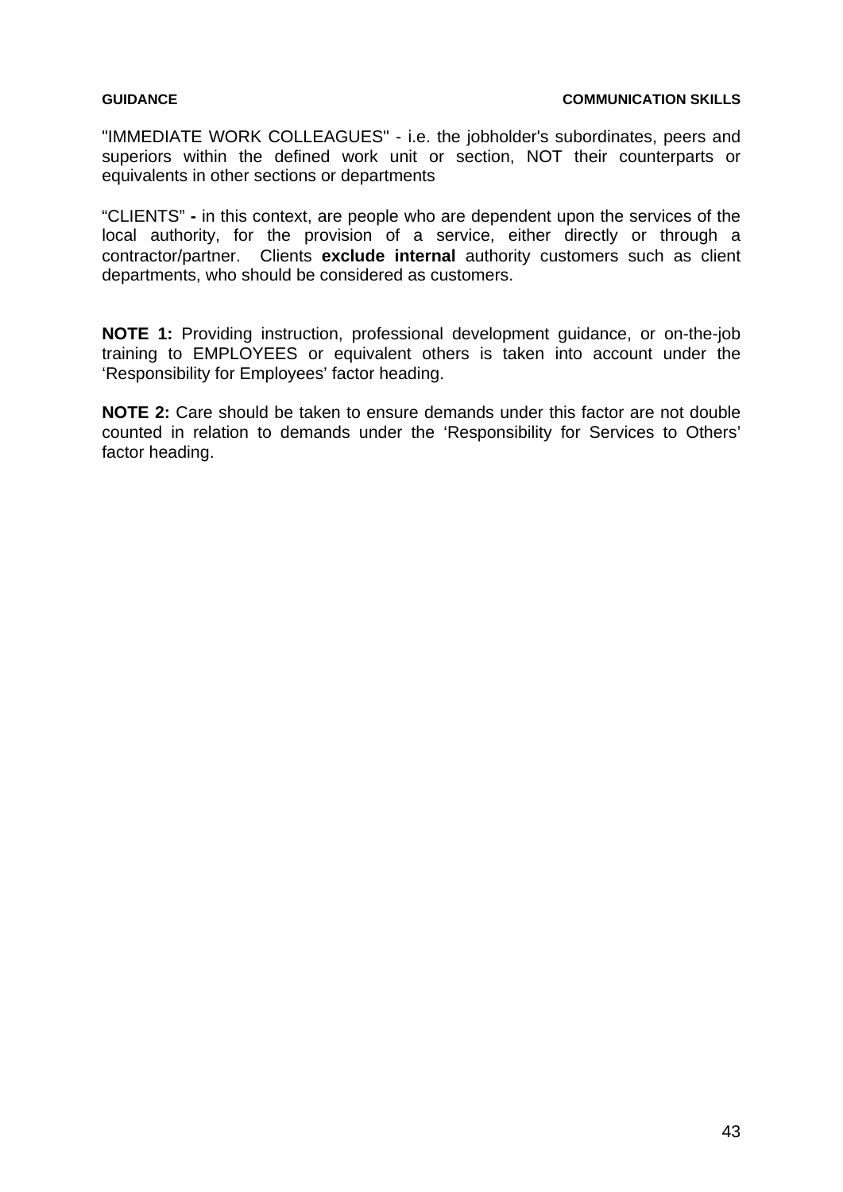"IMMEDIATE WORK COLLEAGUES" - i.e. the jobholder's subordinates, peers and superiors within the defined work unit or section, NOT their counterparts or equivalents in other sections or departments

“CLIENTS” **-** in this context, are people who are dependent upon the services of the local authority, for the provision of a service, either directly or through a contractor/partner. Clients **exclude internal** authority customers such as client departments, who should be considered as customers.

**NOTE 1:** Providing instruction, professional development guidance, or on-the-job training to EMPLOYEES or equivalent others is taken into account under the ‘Responsibility for Employees’ factor heading.

**NOTE 2:** Care should be taken to ensure demands under this factor are not double counted in relation to demands under the ‘Responsibility for Services to Others’ factor heading.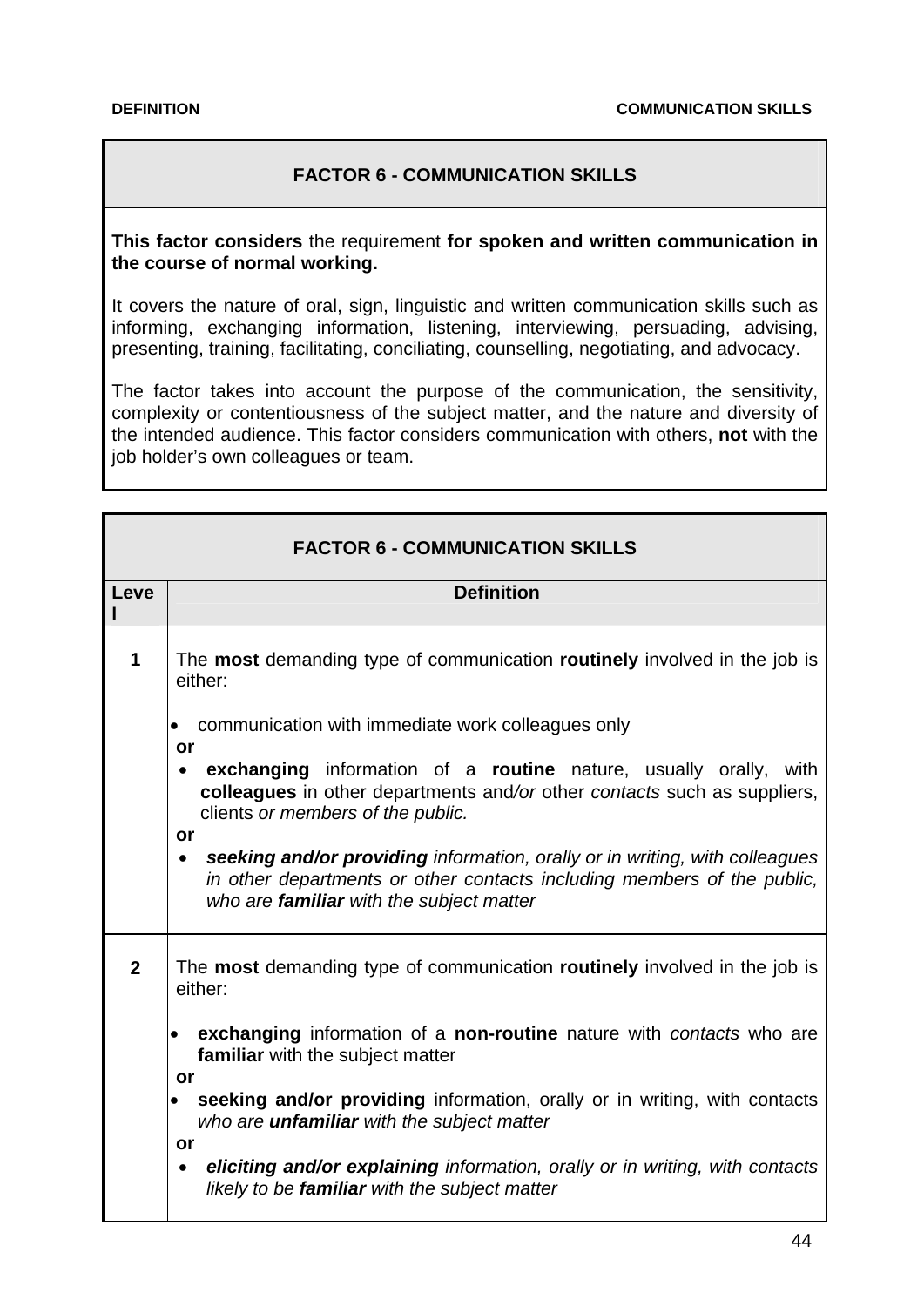## FACTOR 6 - COMMUNICATION SKILLS

**This factor considers** the requirement **for spoken and written communication in the course of normal working.**

It covers the nature of oral, sign, linguistic and written communication skills such as informing, exchanging information, listening, interviewing, persuading, advising, presenting, training, facilitating, conciliating, counselling, negotiating, and advocacy.

The factor takes into account the purpose of the communication, the sensitivity, complexity or contentiousness of the subject matter, and the nature and diversity of the intended audience. This factor considers communication with others, **not** with the job holder's own colleagues or team.

| FACTOR 6 - COMMUNICATION SKILLS | |
|---|---|
| **Level** | **Definition** |
| **1** | The **most** demanding type of communication **routinely** involved in the job is either:<br><br>• communication with immediate work colleagues only<br>**or**<br>• **exchanging** information of a **routine** nature, usually orally, with **colleagues** in other departments and*/or* other *contacts* such as suppliers, clients *or members of the public.*<br>**or**<br>• ***seeking and/or providing*** *information, orally or in writing, with colleagues in other departments or other contacts including members of the public, who are* ***familiar*** *with the subject matter* |
| **2** | The **most** demanding type of communication **routinely** involved in the job is either:<br><br>• **exchanging** information of a **non-routine** nature with *contacts* who are **familiar** with the subject matter<br>**or**<br>• **seeking and/or providing** information, orally or in writing, with contacts *who are* ***unfamiliar*** *with the subject matter*<br>**or**<br>• ***eliciting and/or explaining*** *information, orally or in writing, with contacts likely to be* ***familiar*** *with the subject matter* |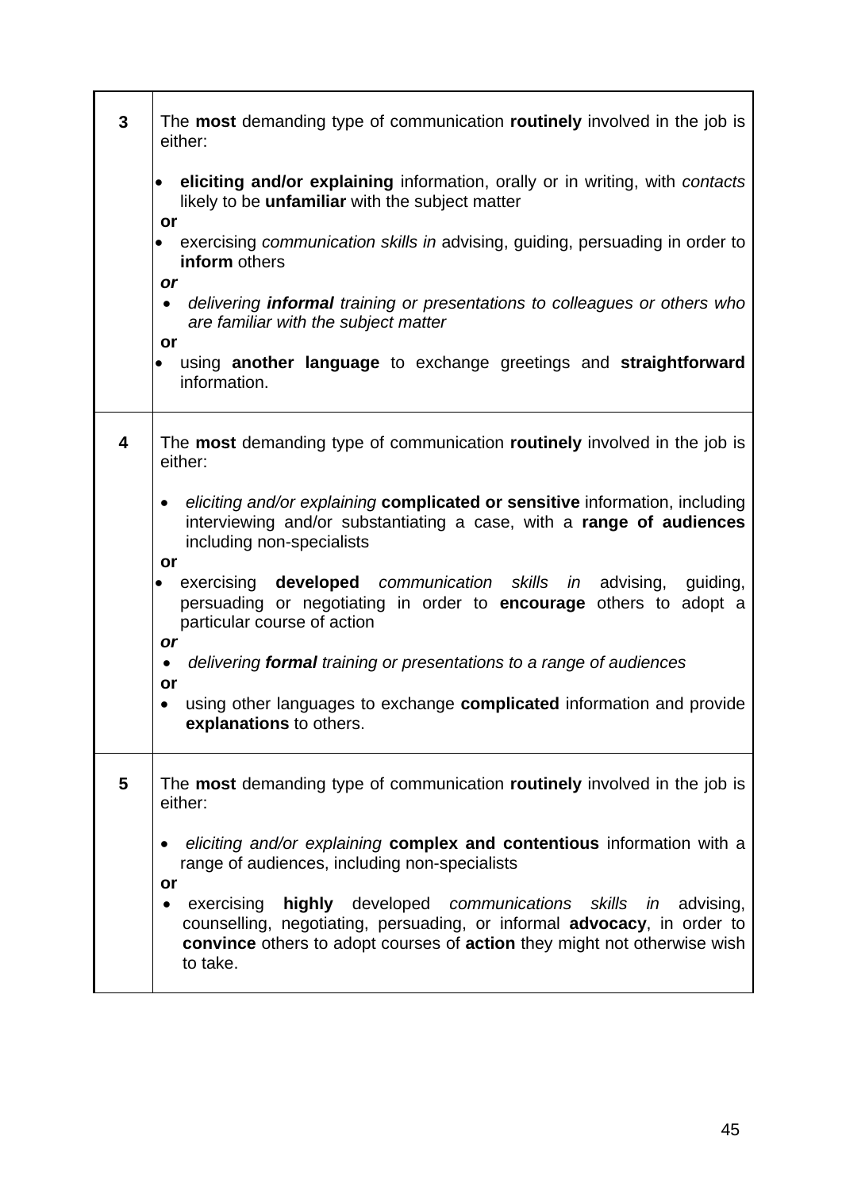| | |
|---|---|
| **3** | The **most** demanding type of communication **routinely** involved in the job is either:<br><br>• **eliciting and/or explaining** information, orally or in writing, with *contacts* likely to be **unfamiliar** with the subject matter<br>**or**<br>• exercising *communication skills in* advising, guiding, persuading in order to **inform** others<br>***or***<br>• *delivering **informal** training or presentations to colleagues or others who are familiar with the subject matter*<br>**or**<br>• using **another language** to exchange greetings and **straightforward** information. |
| **4** | The **most** demanding type of communication **routinely** involved in the job is either:<br><br>• *eliciting and/or explaining* **complicated or sensitive** information, including interviewing and/or substantiating a case, with a **range of audiences** including non-specialists<br>**or**<br>• exercising **developed** *communication skills in* advising, guiding, persuading or negotiating in order to **encourage** others to adopt a particular course of action<br>***or***<br>• *delivering **formal** training or presentations to a range of audiences*<br>**or**<br>• using other languages to exchange **complicated** information and provide **explanations** to others. |
| **5** | The **most** demanding type of communication **routinely** involved in the job is either:<br><br>• *eliciting and/or explaining* **complex and contentious** information with a range of audiences, including non-specialists<br>**or**<br>• exercising **highly** developed *communications skills in* advising, counselling, negotiating, persuading, or informal **advocacy**, in order to **convince** others to adopt courses of **action** they might not otherwise wish to take. |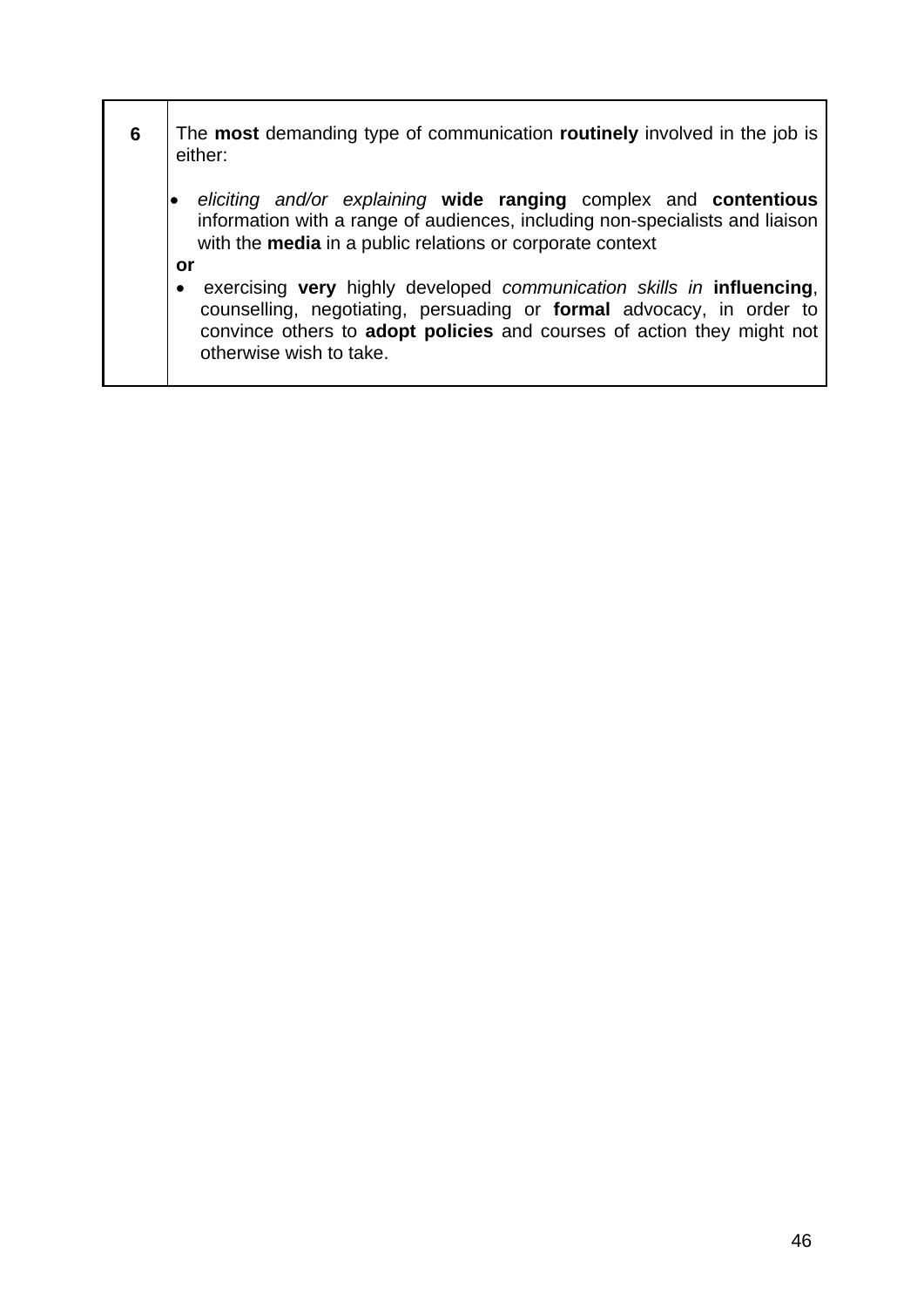| | |
|---|---|
| **6** | The **most** demanding type of communication **routinely** involved in the job is either:<br><br>• *eliciting and/or explaining* **wide ranging** complex and **contentious** information with a range of audiences, including non-specialists and liaison with the **media** in a public relations or corporate context<br>**or**<br>• exercising **very** highly developed *communication skills in* **influencing**, counselling, negotiating, persuading or **formal** advocacy, in order to convince others to **adopt policies** and courses of action they might not otherwise wish to take. |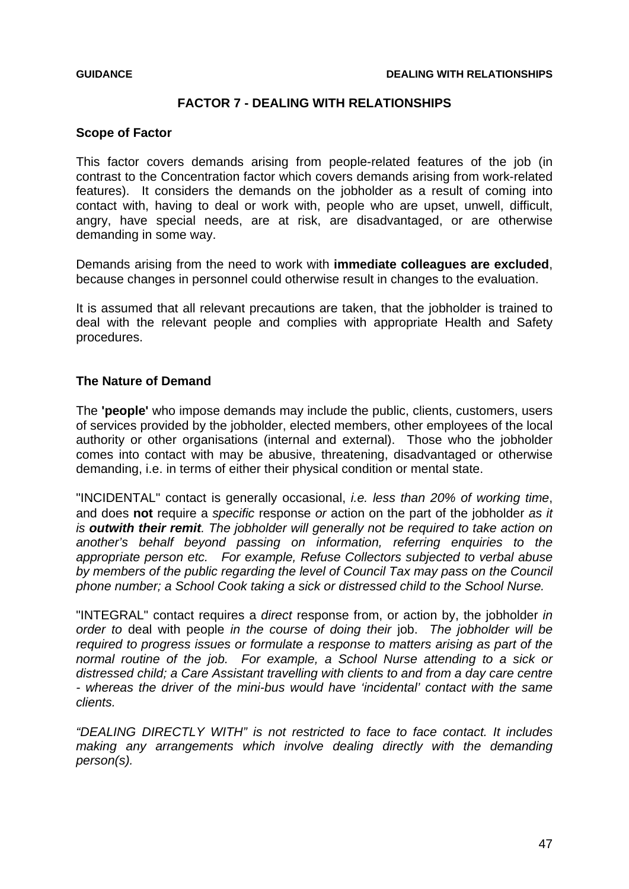# FACTOR 7 - DEALING WITH RELATIONSHIPS

## Scope of Factor

This factor covers demands arising from people-related features of the job (in contrast to the Concentration factor which covers demands arising from work-related features). It considers the demands on the jobholder as a result of coming into contact with, having to deal or work with, people who are upset, unwell, difficult, angry, have special needs, are at risk, are disadvantaged, or are otherwise demanding in some way.

Demands arising from the need to work with **immediate colleagues are excluded**, because changes in personnel could otherwise result in changes to the evaluation.

It is assumed that all relevant precautions are taken, that the jobholder is trained to deal with the relevant people and complies with appropriate Health and Safety procedures.

## The Nature of Demand

The **'people'** who impose demands may include the public, clients, customers, users of services provided by the jobholder, elected members, other employees of the local authority or other organisations (internal and external). Those who the jobholder comes into contact with may be abusive, threatening, disadvantaged or otherwise demanding, i.e. in terms of either their physical condition or mental state.

"INCIDENTAL" contact is generally occasional, *i.e. less than 20% of working time*, and does **not** require a *specific* response *or* action on the part of the jobholder *as it is **outwith their remit**. The jobholder will generally not be required to take action on another's behalf beyond passing on information, referring enquiries to the appropriate person etc. For example, Refuse Collectors subjected to verbal abuse by members of the public regarding the level of Council Tax may pass on the Council phone number; a School Cook taking a sick or distressed child to the School Nurse.*

"INTEGRAL" contact requires a *direct* response from, or action by, the jobholder *in order to* deal with people *in the course of doing their* job. *The jobholder will be required to progress issues or formulate a response to matters arising as part of the normal routine of the job. For example, a School Nurse attending to a sick or distressed child; a Care Assistant travelling with clients to and from a day care centre - whereas the driver of the mini-bus would have 'incidental' contact with the same clients.*

*"DEALING DIRECTLY WITH" is not restricted to face to face contact. It includes making any arrangements which involve dealing directly with the demanding person(s).*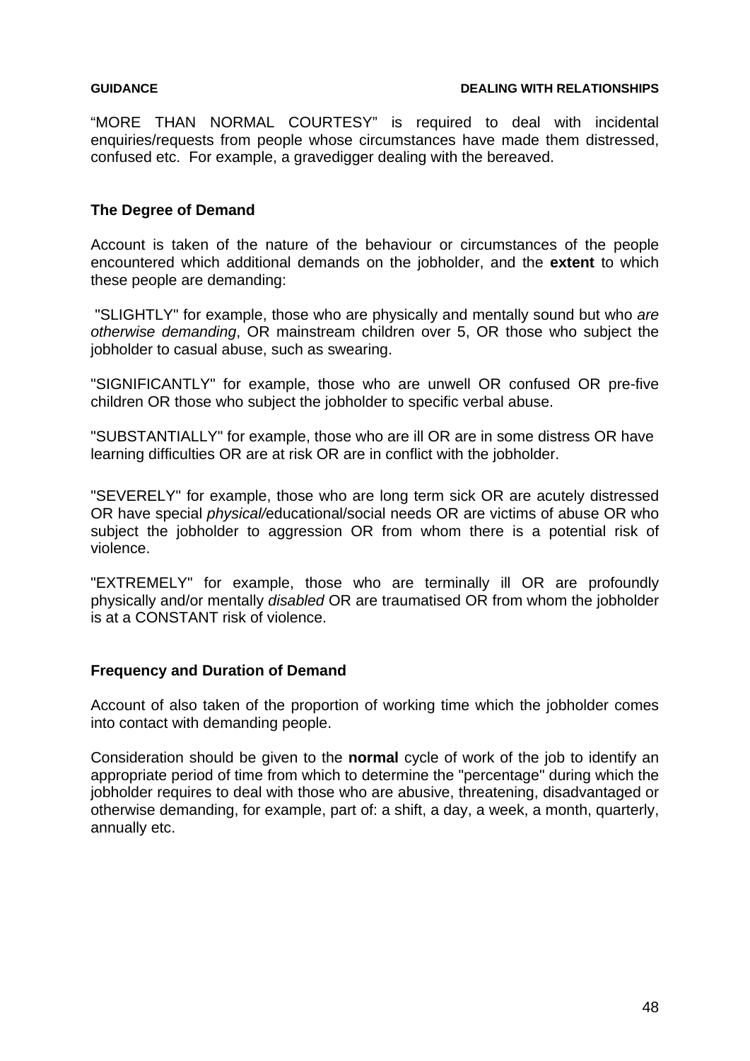"MORE THAN NORMAL COURTESY" is required to deal with incidental enquiries/requests from people whose circumstances have made them distressed, confused etc. For example, a gravedigger dealing with the bereaved.

### The Degree of Demand

Account is taken of the nature of the behaviour or circumstances of the people encountered which additional demands on the jobholder, and the **extent** to which these people are demanding:

"SLIGHTLY" for example, those who are physically and mentally sound but who *are otherwise demanding*, OR mainstream children over 5, OR those who subject the jobholder to casual abuse, such as swearing.

"SIGNIFICANTLY" for example, those who are unwell OR confused OR pre-five children OR those who subject the jobholder to specific verbal abuse.

"SUBSTANTIALLY" for example, those who are ill OR are in some distress OR have learning difficulties OR are at risk OR are in conflict with the jobholder.

"SEVERELY" for example, those who are long term sick OR are acutely distressed OR have special *physical/*educational/social needs OR are victims of abuse OR who subject the jobholder to aggression OR from whom there is a potential risk of violence.

"EXTREMELY" for example, those who are terminally ill OR are profoundly physically and/or mentally *disabled* OR are traumatised OR from whom the jobholder is at a CONSTANT risk of violence.

### Frequency and Duration of Demand

Account of also taken of the proportion of working time which the jobholder comes into contact with demanding people.

Consideration should be given to the **normal** cycle of work of the job to identify an appropriate period of time from which to determine the "percentage" during which the jobholder requires to deal with those who are abusive, threatening, disadvantaged or otherwise demanding, for example, part of: a shift, a day, a week, a month, quarterly, annually etc.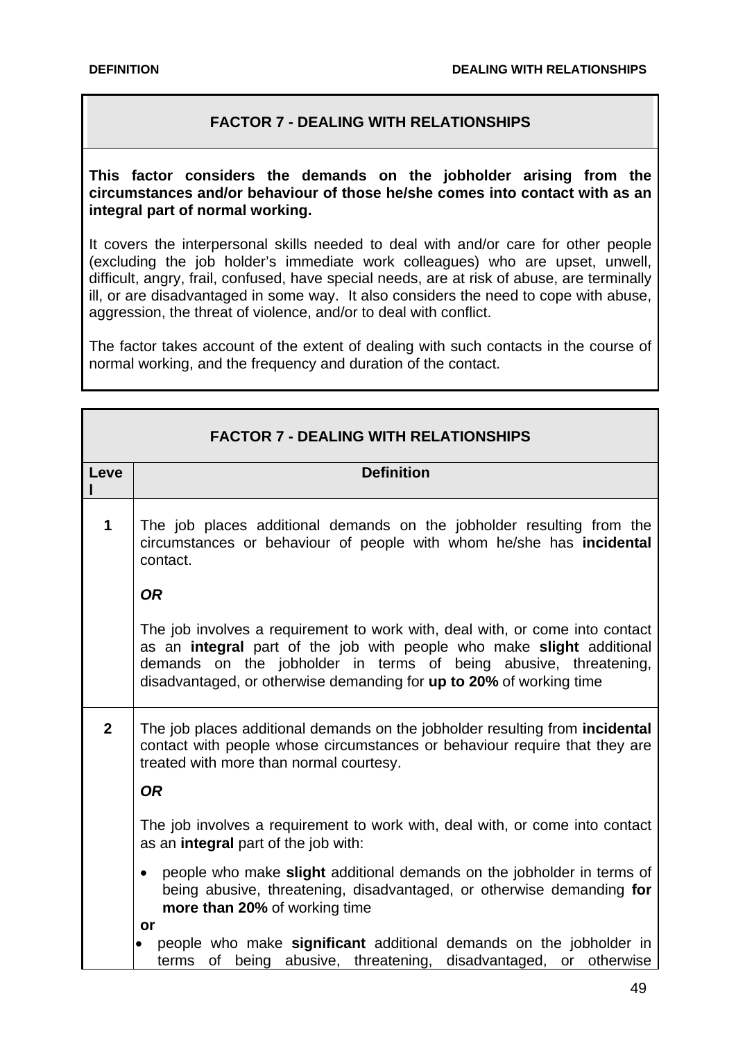## FACTOR 7 - DEALING WITH RELATIONSHIPS

**This factor considers the demands on the jobholder arising from the circumstances and/or behaviour of those he/she comes into contact with as an integral part of normal working.**

It covers the interpersonal skills needed to deal with and/or care for other people (excluding the job holder's immediate work colleagues) who are upset, unwell, difficult, angry, frail, confused, have special needs, are at risk of abuse, are terminally ill, or are disadvantaged in some way. It also considers the need to cope with abuse, aggression, the threat of violence, and/or to deal with conflict.

The factor takes account of the extent of dealing with such contacts in the course of normal working, and the frequency and duration of the contact.

| FACTOR 7 - DEALING WITH RELATIONSHIPS | |
|---|---|
| **Level** | **Definition** |
| **1** | The job places additional demands on the jobholder resulting from the circumstances or behaviour of people with whom he/she has **incidental** contact.<br><br>***OR***<br><br>The job involves a requirement to work with, deal with, or come into contact as an **integral** part of the job with people who make **slight** additional demands on the jobholder in terms of being abusive, threatening, disadvantaged, or otherwise demanding for **up to 20%** of working time |
| **2** | The job places additional demands on the jobholder resulting from **incidental** contact with people whose circumstances or behaviour require that they are treated with more than normal courtesy.<br><br>***OR***<br><br>The job involves a requirement to work with, deal with, or come into contact as an **integral** part of the job with:<br><br>• people who make **slight** additional demands on the jobholder in terms of being abusive, threatening, disadvantaged, or otherwise demanding **for more than 20%** of working time<br>**or**<br>• people who make **significant** additional demands on the jobholder in terms of being abusive, threatening, disadvantaged, or otherwise |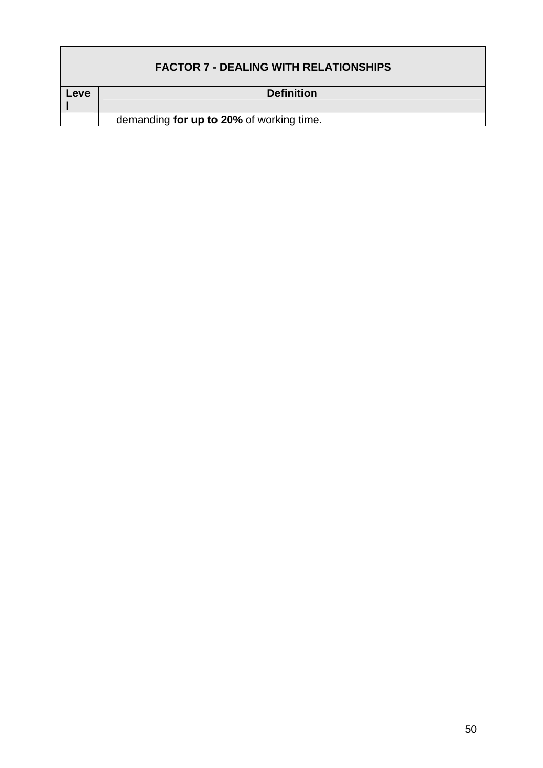| FACTOR 7 - DEALING WITH RELATIONSHIPS | |
|---|---|
| Level | Definition |
| | demanding **for up to 20%** of working time. |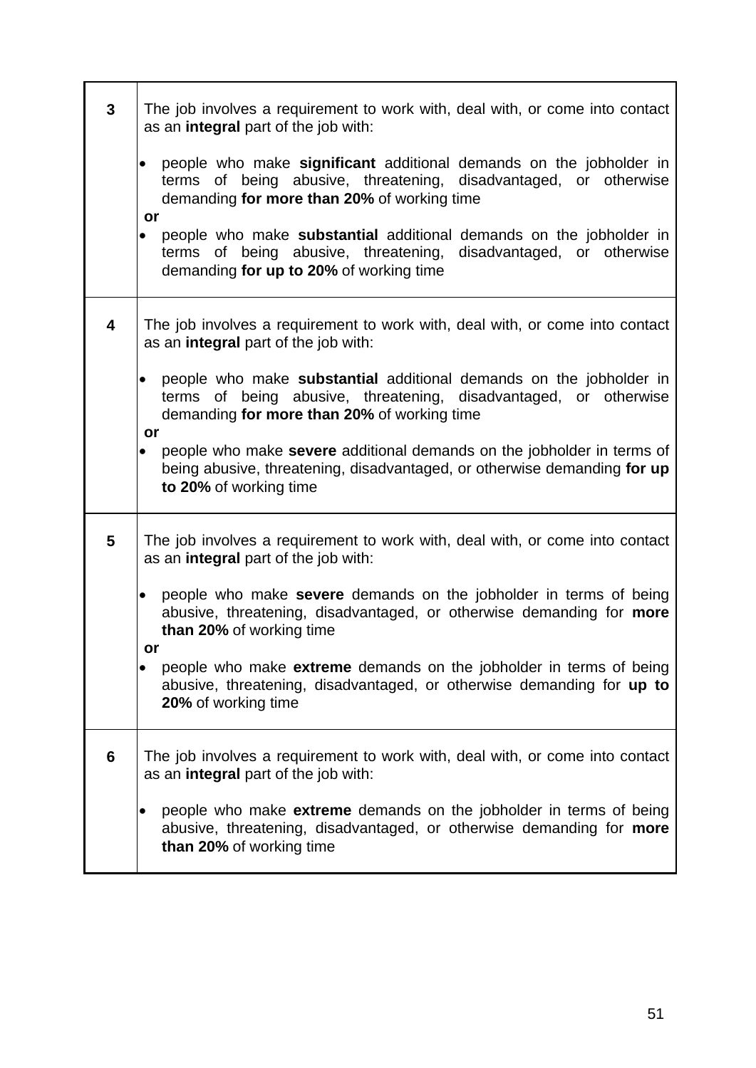| | |
|---|---|
| **3** | The job involves a requirement to work with, deal with, or come into contact as an **integral** part of the job with:<br><br>• people who make **significant** additional demands on the jobholder in terms of being abusive, threatening, disadvantaged, or otherwise demanding **for more than 20%** of working time<br>**or**<br>• people who make **substantial** additional demands on the jobholder in terms of being abusive, threatening, disadvantaged, or otherwise demanding **for up to 20%** of working time |
| **4** | The job involves a requirement to work with, deal with, or come into contact as an **integral** part of the job with:<br><br>• people who make **substantial** additional demands on the jobholder in terms of being abusive, threatening, disadvantaged, or otherwise demanding **for more than 20%** of working time<br>**or**<br>• people who make **severe** additional demands on the jobholder in terms of being abusive, threatening, disadvantaged, or otherwise demanding **for up to 20%** of working time |
| **5** | The job involves a requirement to work with, deal with, or come into contact as an **integral** part of the job with:<br><br>• people who make **severe** demands on the jobholder in terms of being abusive, threatening, disadvantaged, or otherwise demanding for **more than 20%** of working time<br>**or**<br>• people who make **extreme** demands on the jobholder in terms of being abusive, threatening, disadvantaged, or otherwise demanding for **up to 20%** of working time |
| **6** | The job involves a requirement to work with, deal with, or come into contact as an **integral** part of the job with:<br><br>• people who make **extreme** demands on the jobholder in terms of being abusive, threatening, disadvantaged, or otherwise demanding for **more than 20%** of working time |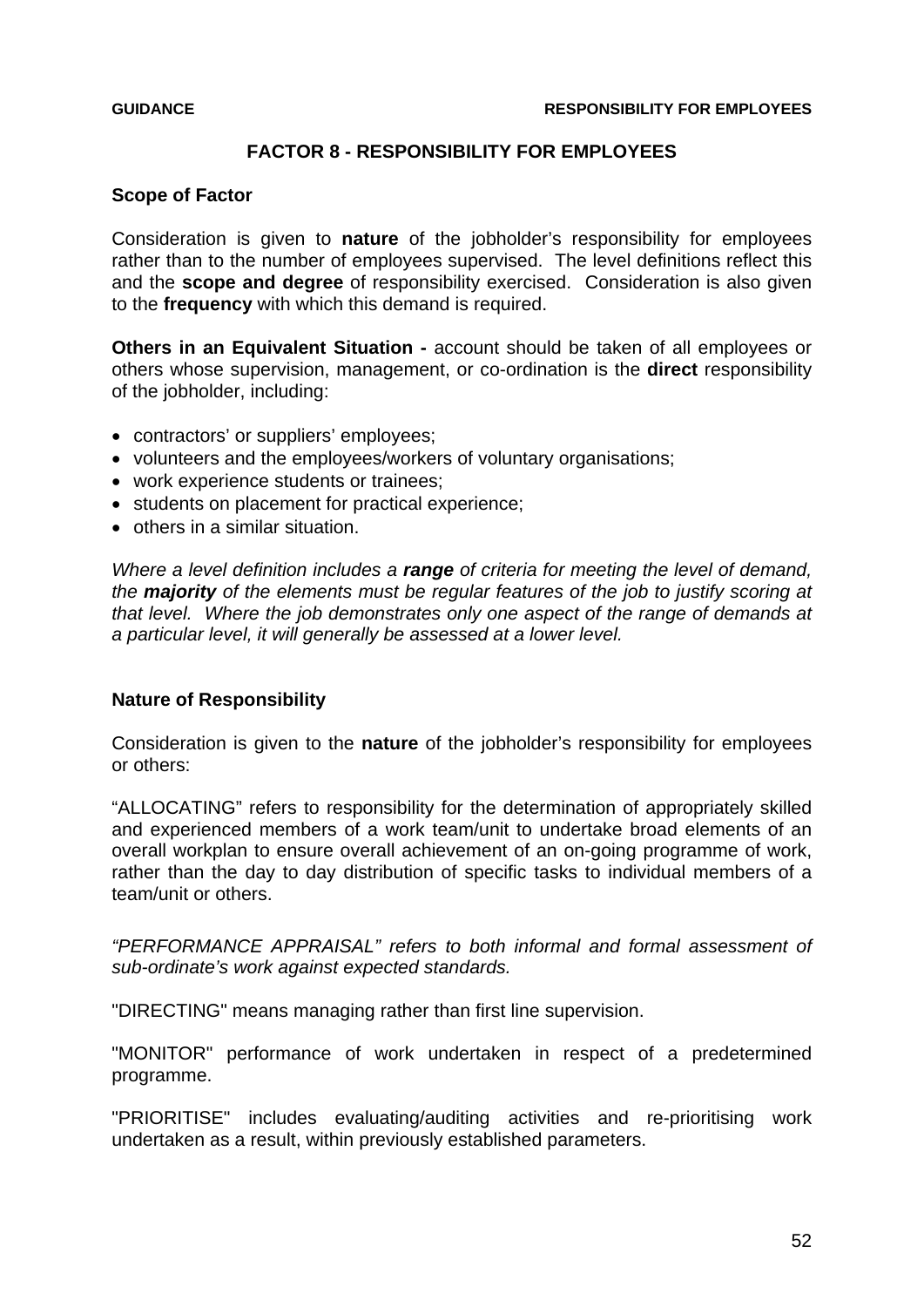## FACTOR 8 - RESPONSIBILITY FOR EMPLOYEES

### Scope of Factor

Consideration is given to **nature** of the jobholder's responsibility for employees rather than to the number of employees supervised. The level definitions reflect this and the **scope and degree** of responsibility exercised. Consideration is also given to the **frequency** with which this demand is required.

**Others in an Equivalent Situation -** account should be taken of all employees or others whose supervision, management, or co-ordination is the **direct** responsibility of the jobholder, including:

- contractors' or suppliers' employees;
- volunteers and the employees/workers of voluntary organisations;
- work experience students or trainees;
- students on placement for practical experience;
- others in a similar situation.

*Where a level definition includes a **range** of criteria for meeting the level of demand, the **majority** of the elements must be regular features of the job to justify scoring at that level. Where the job demonstrates only one aspect of the range of demands at a particular level, it will generally be assessed at a lower level.*

### Nature of Responsibility

Consideration is given to the **nature** of the jobholder's responsibility for employees or others:

"ALLOCATING" refers to responsibility for the determination of appropriately skilled and experienced members of a work team/unit to undertake broad elements of an overall workplan to ensure overall achievement of an on-going programme of work, rather than the day to day distribution of specific tasks to individual members of a team/unit or others.

*"PERFORMANCE APPRAISAL" refers to both informal and formal assessment of sub-ordinate's work against expected standards.*

"DIRECTING" means managing rather than first line supervision.

"MONITOR" performance of work undertaken in respect of a predetermined programme.

"PRIORITISE" includes evaluating/auditing activities and re-prioritising work undertaken as a result, within previously established parameters.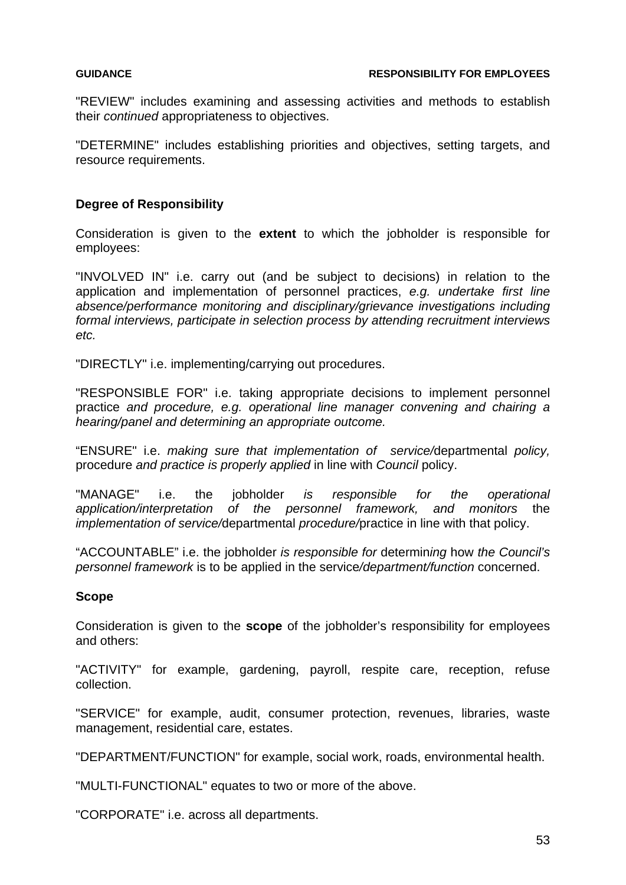"REVIEW" includes examining and assessing activities and methods to establish their *continued* appropriateness to objectives.

"DETERMINE" includes establishing priorities and objectives, setting targets, and resource requirements.

**Degree of Responsibility**

Consideration is given to the **extent** to which the jobholder is responsible for employees:

"INVOLVED IN" i.e. carry out (and be subject to decisions) in relation to the application and implementation of personnel practices, *e.g. undertake first line absence/performance monitoring and disciplinary/grievance investigations including formal interviews, participate in selection process by attending recruitment interviews etc.*

"DIRECTLY" i.e. implementing/carrying out procedures.

"RESPONSIBLE FOR" i.e. taking appropriate decisions to implement personnel practice *and procedure, e.g. operational line manager convening and chairing a hearing/panel and determining an appropriate outcome.*

"ENSURE" i.e. *making sure that implementation of service/*departmental *policy,* procedure *and practice is properly applied* in line with *Council* policy.

"MANAGE" i.e. the jobholder *is responsible for the operational application/interpretation of the personnel framework, and monitors* the *implementation of service/*departmental *procedure/*practice in line with that policy.

"ACCOUNTABLE" i.e. the jobholder *is responsible for* determin*ing* how *the Council's personnel framework* is to be applied in the service*/department/function* concerned.

**Scope**

Consideration is given to the **scope** of the jobholder's responsibility for employees and others:

"ACTIVITY" for example, gardening, payroll, respite care, reception, refuse collection.

"SERVICE" for example, audit, consumer protection, revenues, libraries, waste management, residential care, estates.

"DEPARTMENT/FUNCTION" for example, social work, roads, environmental health.

"MULTI-FUNCTIONAL" equates to two or more of the above.

"CORPORATE" i.e. across all departments.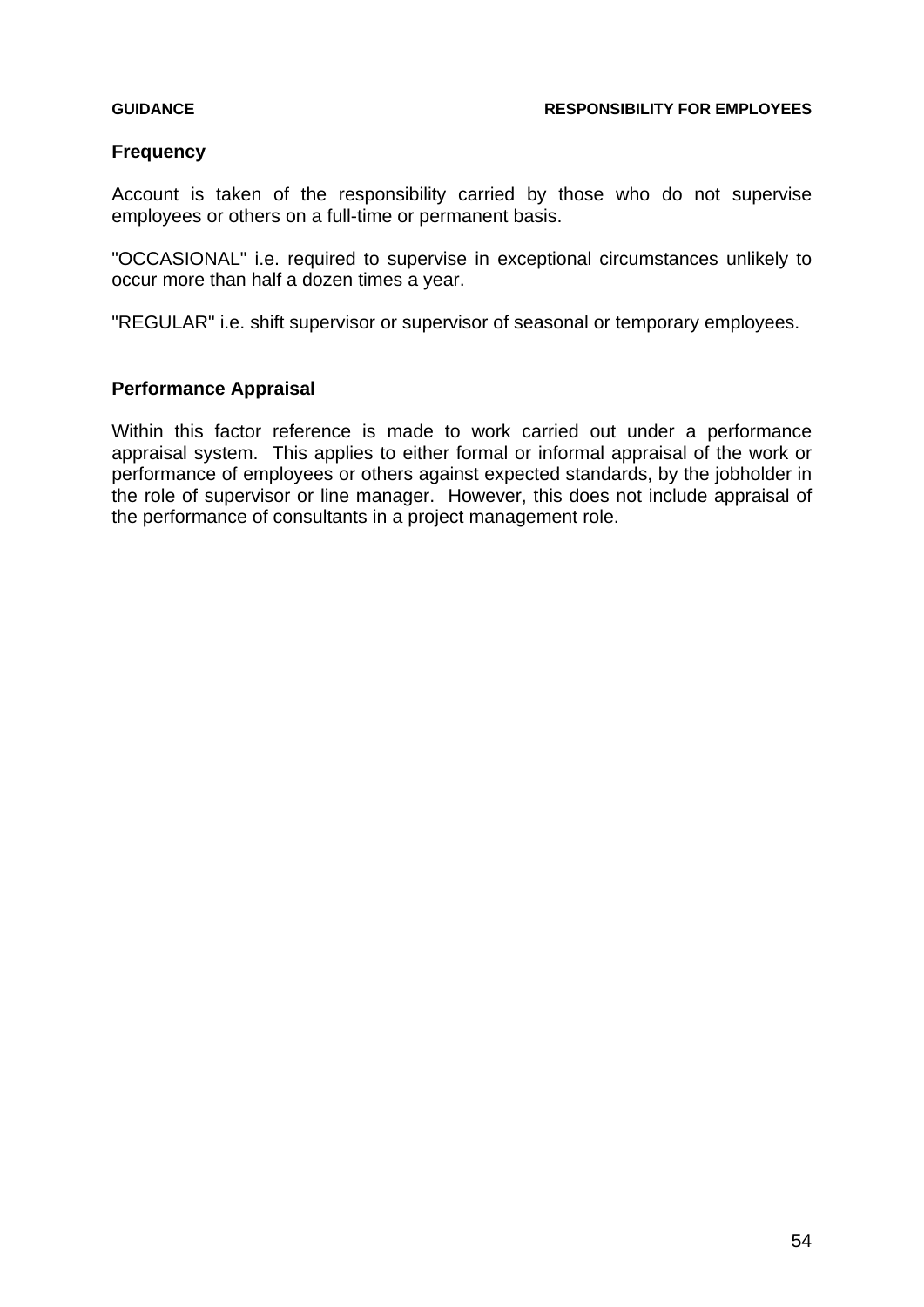## Frequency

Account is taken of the responsibility carried by those who do not supervise employees or others on a full-time or permanent basis.

"OCCASIONAL" i.e. required to supervise in exceptional circumstances unlikely to occur more than half a dozen times a year.

"REGULAR" i.e. shift supervisor or supervisor of seasonal or temporary employees.

## Performance Appraisal

Within this factor reference is made to work carried out under a performance appraisal system. This applies to either formal or informal appraisal of the work or performance of employees or others against expected standards, by the jobholder in the role of supervisor or line manager. However, this does not include appraisal of the performance of consultants in a project management role.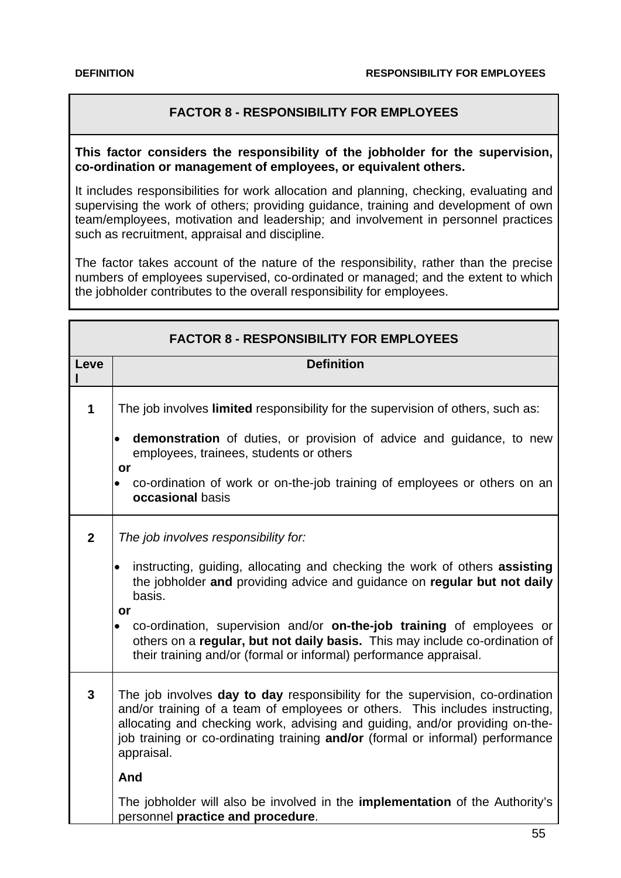## FACTOR 8 - RESPONSIBILITY FOR EMPLOYEES

**This factor considers the responsibility of the jobholder for the supervision, co-ordination or management of employees, or equivalent others.**

It includes responsibilities for work allocation and planning, checking, evaluating and supervising the work of others; providing guidance, training and development of own team/employees, motivation and leadership; and involvement in personnel practices such as recruitment, appraisal and discipline.

The factor takes account of the nature of the responsibility, rather than the precise numbers of employees supervised, co-ordinated or managed; and the extent to which the jobholder contributes to the overall responsibility for employees.

| FACTOR 8 - RESPONSIBILITY FOR EMPLOYEES | |
|---|---|
| **Level** | **Definition** |
| **1** | The job involves **limited** responsibility for the supervision of others, such as:<br><br>• **demonstration** of duties, or provision of advice and guidance, to new employees, trainees, students or others<br>**or**<br>• co-ordination of work or on-the-job training of employees or others on an **occasional** basis |
| **2** | *The job involves responsibility for:*<br><br>• instructing, guiding, allocating and checking the work of others **assisting** the jobholder **and** providing advice and guidance on **regular but not daily** basis.<br>**or**<br>• co-ordination, supervision and/or **on-the-job training** of employees or others on a **regular, but not daily basis.** This may include co-ordination of their training and/or (formal or informal) performance appraisal. |
| **3** | The job involves **day to day** responsibility for the supervision, co-ordination and/or training of a team of employees or others. This includes instructing, allocating and checking work, advising and guiding, and/or providing on-the-job training or co-ordinating training **and/or** (formal or informal) performance appraisal.<br><br>**And**<br><br>The jobholder will also be involved in the **implementation** of the Authority's personnel **practice and procedure**. |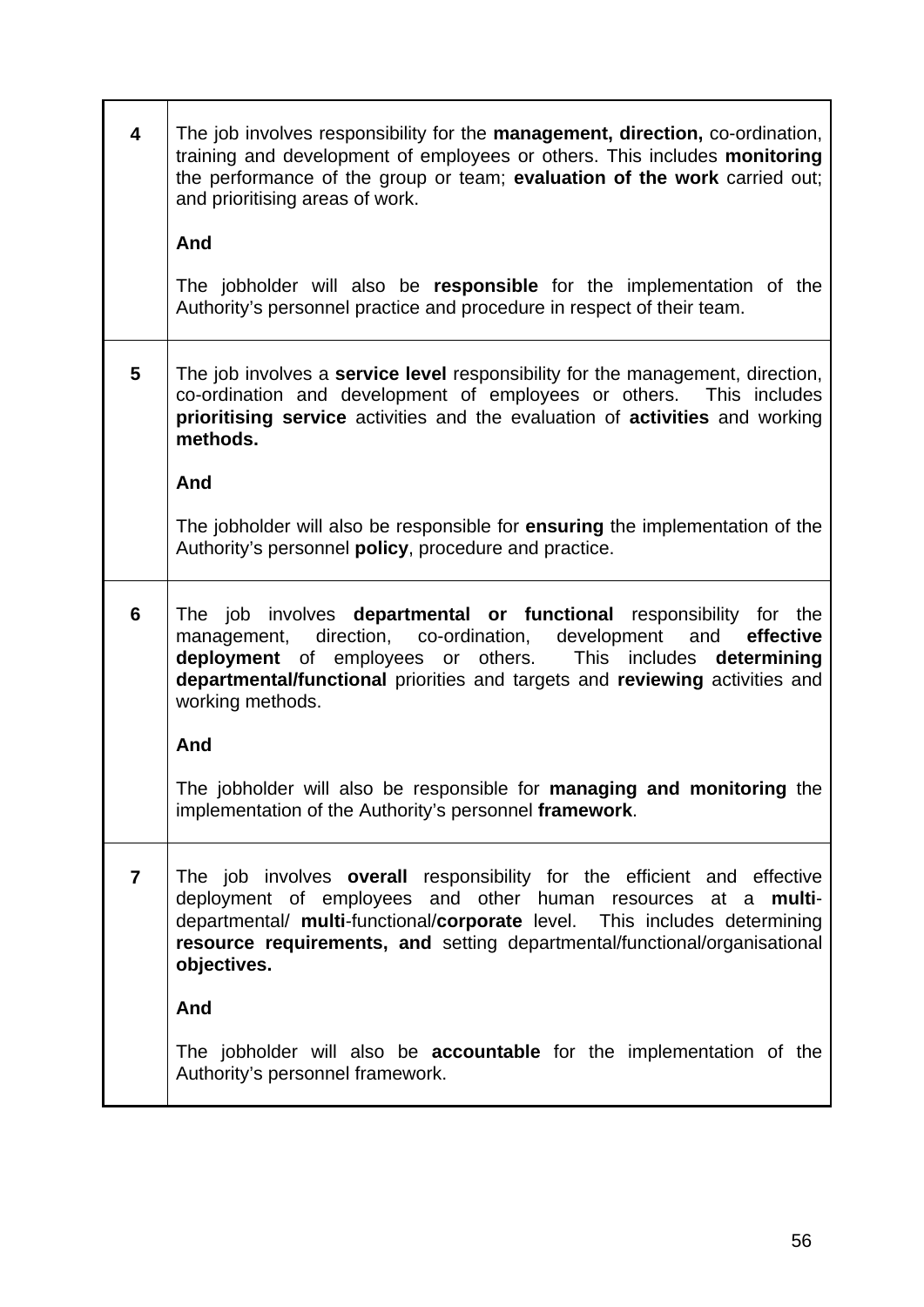| | |
|---|---|
| **4** | The job involves responsibility for the **management, direction,** co-ordination, training and development of employees or others. This includes **monitoring** the performance of the group or team; **evaluation of the work** carried out; and prioritising areas of work.<br><br>**And**<br><br>The jobholder will also be **responsible** for the implementation of the Authority's personnel practice and procedure in respect of their team. |
| **5** | The job involves a **service level** responsibility for the management, direction, co-ordination and development of employees or others. This includes **prioritising service** activities and the evaluation of **activities** and working **methods.**<br><br>**And**<br><br>The jobholder will also be responsible for **ensuring** the implementation of the Authority's personnel **policy**, procedure and practice. |
| **6** | The job involves **departmental or functional** responsibility for the management, direction, co-ordination, development and **effective deployment** of employees or others. This includes **determining departmental/functional** priorities and targets and **reviewing** activities and working methods.<br><br>**And**<br><br>The jobholder will also be responsible for **managing and monitoring** the implementation of the Authority's personnel **framework**. |
| **7** | The job involves **overall** responsibility for the efficient and effective deployment of employees and other human resources at a **multi**-departmental/ **multi**-functional/**corporate** level. This includes determining **resource requirements, and** setting departmental/functional/organisational **objectives.**<br><br>**And**<br><br>The jobholder will also be **accountable** for the implementation of the Authority's personnel framework. |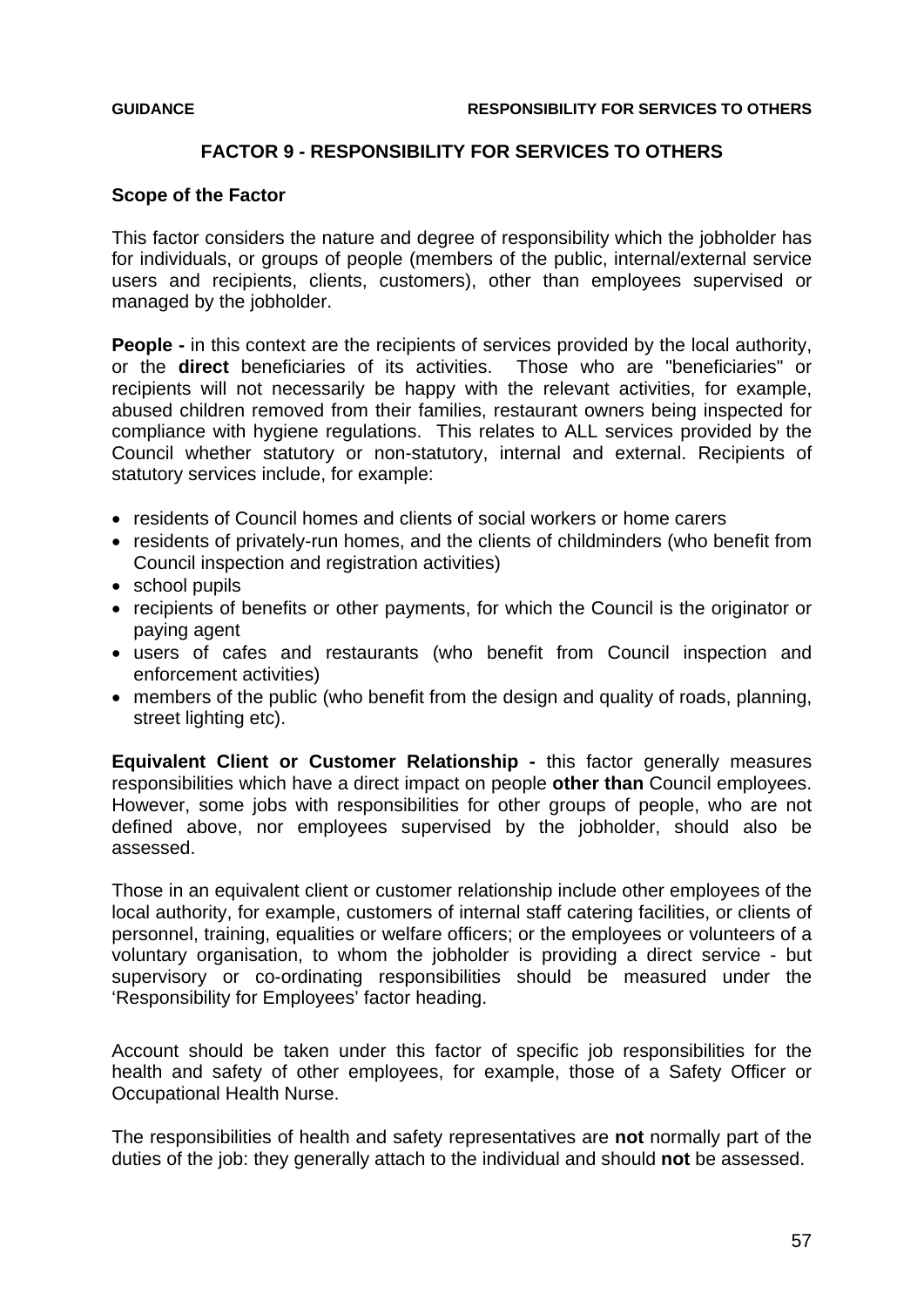## FACTOR 9 - RESPONSIBILITY FOR SERVICES TO OTHERS

### Scope of the Factor

This factor considers the nature and degree of responsibility which the jobholder has for individuals, or groups of people (members of the public, internal/external service users and recipients, clients, customers), other than employees supervised or managed by the jobholder.

**People -** in this context are the recipients of services provided by the local authority, or the **direct** beneficiaries of its activities. Those who are "beneficiaries" or recipients will not necessarily be happy with the relevant activities, for example, abused children removed from their families, restaurant owners being inspected for compliance with hygiene regulations. This relates to ALL services provided by the Council whether statutory or non-statutory, internal and external. Recipients of statutory services include, for example:

- residents of Council homes and clients of social workers or home carers
- residents of privately-run homes, and the clients of childminders (who benefit from Council inspection and registration activities)
- school pupils
- recipients of benefits or other payments, for which the Council is the originator or paying agent
- users of cafes and restaurants (who benefit from Council inspection and enforcement activities)
- members of the public (who benefit from the design and quality of roads, planning, street lighting etc).

**Equivalent Client or Customer Relationship -** this factor generally measures responsibilities which have a direct impact on people **other than** Council employees. However, some jobs with responsibilities for other groups of people, who are not defined above, nor employees supervised by the jobholder, should also be assessed.

Those in an equivalent client or customer relationship include other employees of the local authority, for example, customers of internal staff catering facilities, or clients of personnel, training, equalities or welfare officers; or the employees or volunteers of a voluntary organisation, to whom the jobholder is providing a direct service - but supervisory or co-ordinating responsibilities should be measured under the 'Responsibility for Employees' factor heading.

Account should be taken under this factor of specific job responsibilities for the health and safety of other employees, for example, those of a Safety Officer or Occupational Health Nurse.

The responsibilities of health and safety representatives are **not** normally part of the duties of the job: they generally attach to the individual and should **not** be assessed.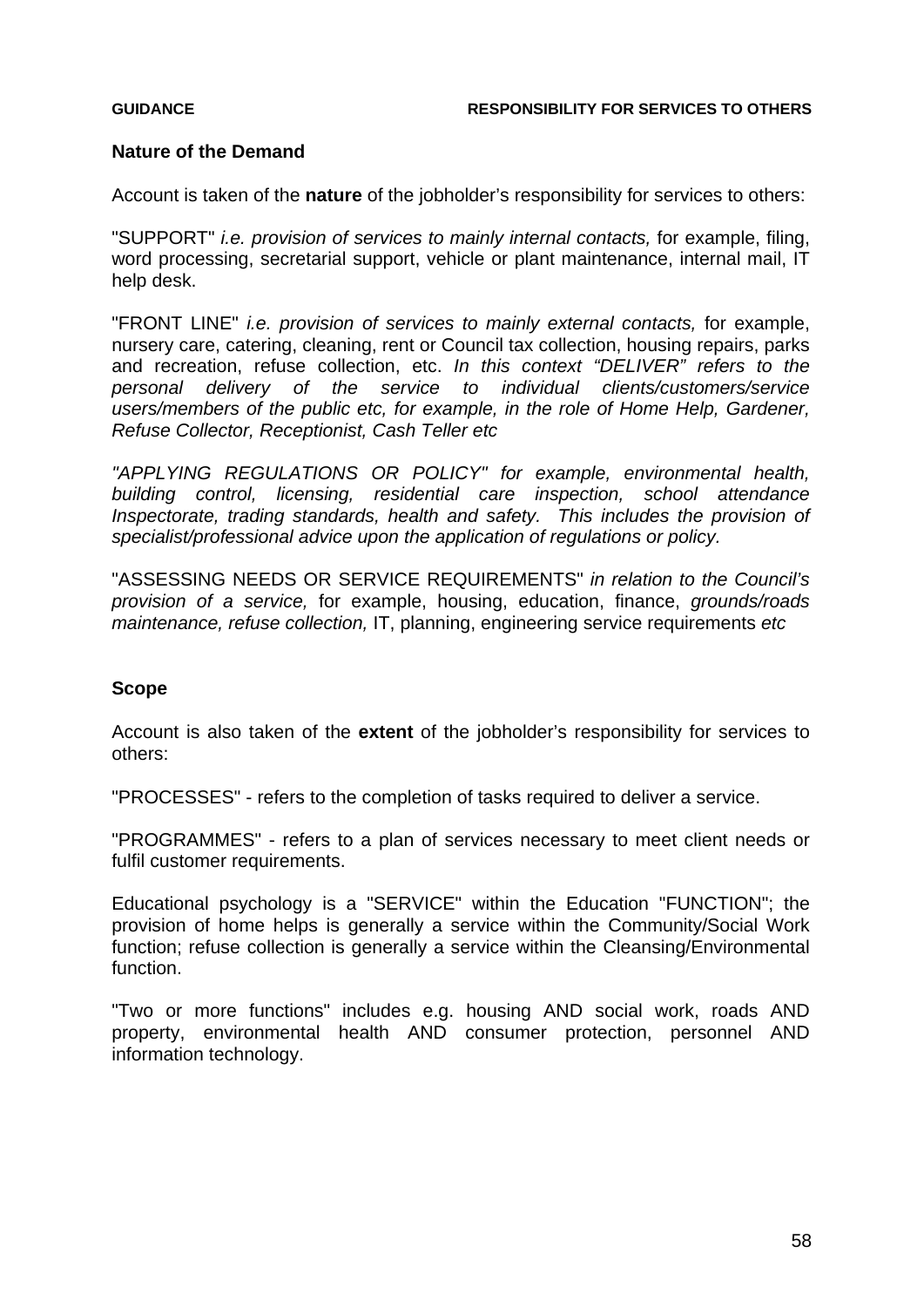**GUIDANCE** **RESPONSIBILITY FOR SERVICES TO OTHERS**

**Nature of the Demand**

Account is taken of the **nature** of the jobholder's responsibility for services to others:

"SUPPORT" *i.e. provision of services to mainly internal contacts,* for example, filing, word processing, secretarial support, vehicle or plant maintenance, internal mail, IT help desk.

"FRONT LINE" *i.e. provision of services to mainly external contacts,* for example, nursery care, catering, cleaning, rent or Council tax collection, housing repairs, parks and recreation, refuse collection, etc. *In this context "DELIVER" refers to the personal delivery of the service to individual clients/customers/service users/members of the public etc, for example, in the role of Home Help, Gardener, Refuse Collector, Receptionist, Cash Teller etc*

*"APPLYING REGULATIONS OR POLICY" for example, environmental health, building control, licensing, residential care inspection, school attendance Inspectorate, trading standards, health and safety. This includes the provision of specialist/professional advice upon the application of regulations or policy.*

"ASSESSING NEEDS OR SERVICE REQUIREMENTS" *in relation to the Council's provision of a service,* for example, housing, education, finance, *grounds/roads maintenance, refuse collection,* IT, planning, engineering service requirements *etc*

**Scope**

Account is also taken of the **extent** of the jobholder's responsibility for services to others:

"PROCESSES" - refers to the completion of tasks required to deliver a service.

"PROGRAMMES" - refers to a plan of services necessary to meet client needs or fulfil customer requirements.

Educational psychology is a "SERVICE" within the Education "FUNCTION"; the provision of home helps is generally a service within the Community/Social Work function; refuse collection is generally a service within the Cleansing/Environmental function.

"Two or more functions" includes e.g. housing AND social work, roads AND property, environmental health AND consumer protection, personnel AND information technology.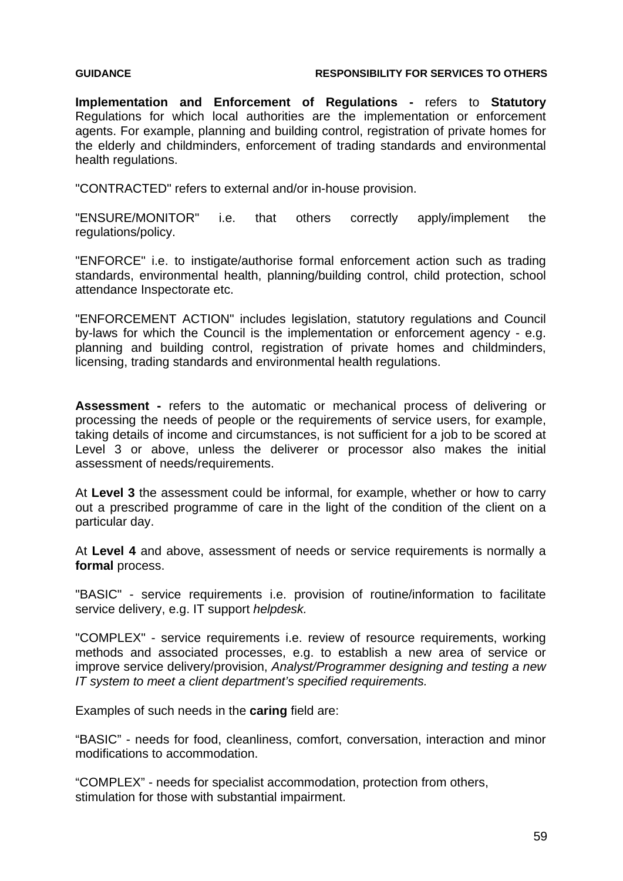**Implementation and Enforcement of Regulations -** refers to **Statutory** Regulations for which local authorities are the implementation or enforcement agents. For example, planning and building control, registration of private homes for the elderly and childminders, enforcement of trading standards and environmental health regulations.

"CONTRACTED" refers to external and/or in-house provision.

"ENSURE/MONITOR" i.e. that others correctly apply/implement the regulations/policy.

"ENFORCE" i.e. to instigate/authorise formal enforcement action such as trading standards, environmental health, planning/building control, child protection, school attendance Inspectorate etc.

"ENFORCEMENT ACTION" includes legislation, statutory regulations and Council by-laws for which the Council is the implementation or enforcement agency - e.g. planning and building control, registration of private homes and childminders, licensing, trading standards and environmental health regulations.

**Assessment -** refers to the automatic or mechanical process of delivering or processing the needs of people or the requirements of service users, for example, taking details of income and circumstances, is not sufficient for a job to be scored at Level 3 or above, unless the deliverer or processor also makes the initial assessment of needs/requirements.

At **Level 3** the assessment could be informal, for example, whether or how to carry out a prescribed programme of care in the light of the condition of the client on a particular day.

At **Level 4** and above, assessment of needs or service requirements is normally a **formal** process.

"BASIC" - service requirements i.e. provision of routine/information to facilitate service delivery, e.g. IT support *helpdesk.*

"COMPLEX" - service requirements i.e. review of resource requirements, working methods and associated processes, e.g. to establish a new area of service or improve service delivery/provision, *Analyst/Programmer designing and testing a new IT system to meet a client department's specified requirements.*

Examples of such needs in the **caring** field are:

"BASIC" - needs for food, cleanliness, comfort, conversation, interaction and minor modifications to accommodation.

"COMPLEX" - needs for specialist accommodation, protection from others, stimulation for those with substantial impairment.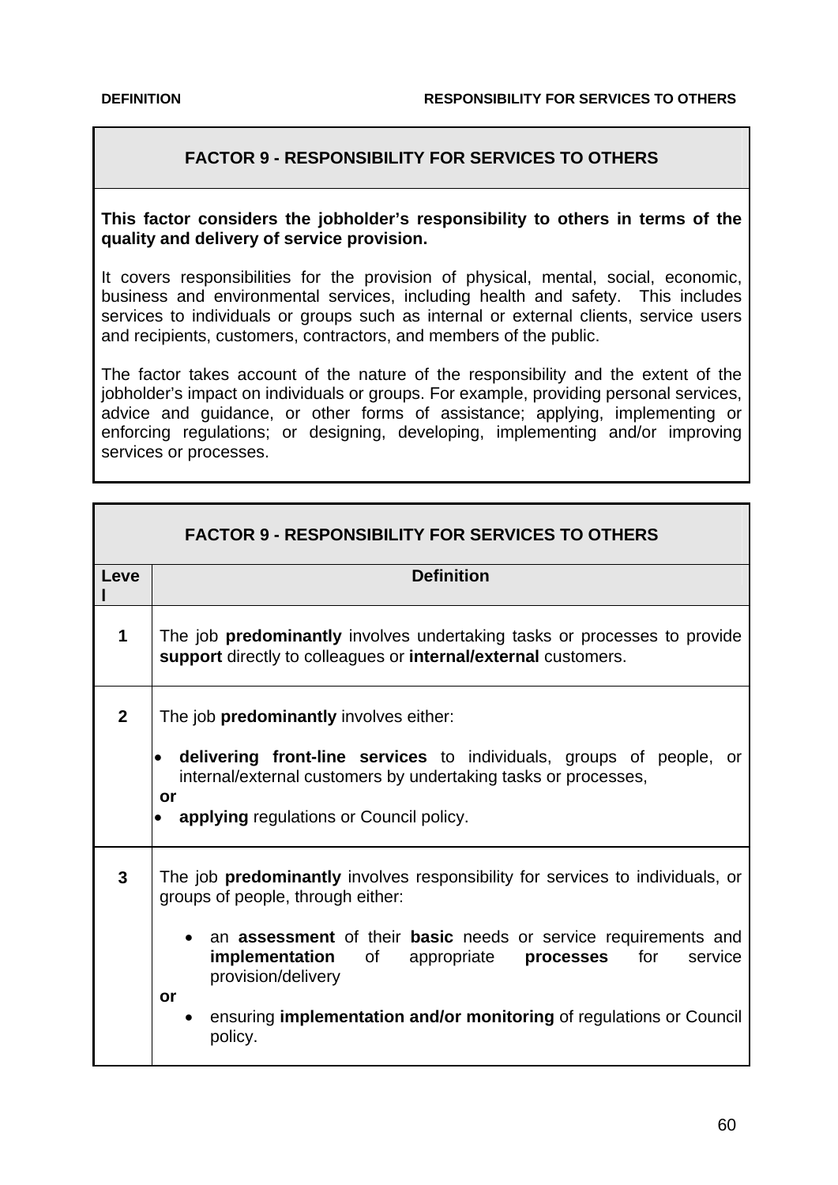## FACTOR 9 - RESPONSIBILITY FOR SERVICES TO OTHERS

**This factor considers the jobholder's responsibility to others in terms of the quality and delivery of service provision.**

It covers responsibilities for the provision of physical, mental, social, economic, business and environmental services, including health and safety. This includes services to individuals or groups such as internal or external clients, service users and recipients, customers, contractors, and members of the public.

The factor takes account of the nature of the responsibility and the extent of the jobholder's impact on individuals or groups. For example, providing personal services, advice and guidance, or other forms of assistance; applying, implementing or enforcing regulations; or designing, developing, implementing and/or improving services or processes.

### FACTOR 9 - RESPONSIBILITY FOR SERVICES TO OTHERS

| Level | Definition |
|---|---|
| 1 | The job **predominantly** involves undertaking tasks or processes to provide **support** directly to colleagues or **internal/external** customers. |
| 2 | The job **predominantly** involves either: <br>• **delivering front-line services** to individuals, groups of people, or internal/external customers by undertaking tasks or processes, <br>**or** <br>• **applying** regulations or Council policy. |
| 3 | The job **predominantly** involves responsibility for services to individuals, or groups of people, through either: <br>• an **assessment** of their **basic** needs or service requirements and **implementation** of appropriate **processes** for service provision/delivery <br>**or** <br>• ensuring **implementation and/or monitoring** of regulations or Council policy. |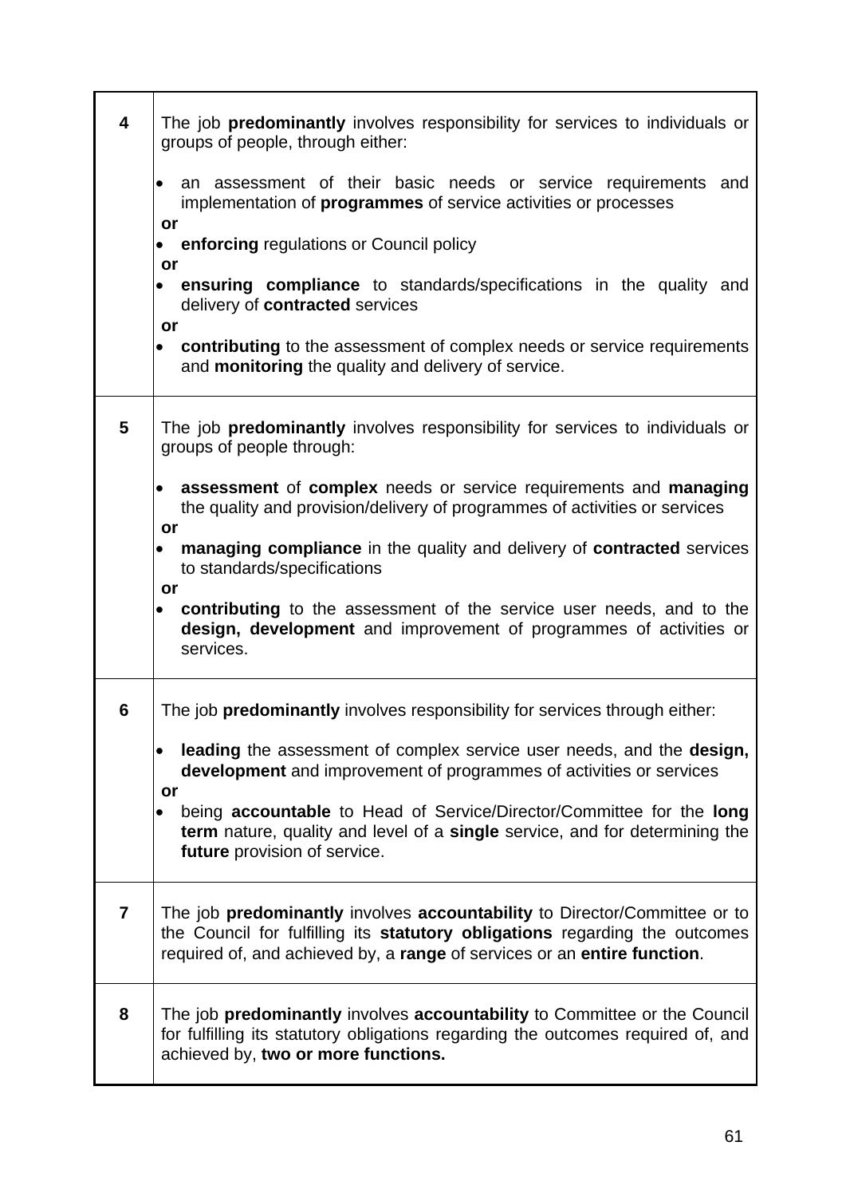| | |
|---|---|
| **4** | The job **predominantly** involves responsibility for services to individuals or groups of people, through either:<br><br>• an assessment of their basic needs or service requirements and implementation of **programmes** of service activities or processes<br>**or**<br>• **enforcing** regulations or Council policy<br>**or**<br>• **ensuring compliance** to standards/specifications in the quality and delivery of **contracted** services<br>**or**<br>• **contributing** to the assessment of complex needs or service requirements and **monitoring** the quality and delivery of service. |
| **5** | The job **predominantly** involves responsibility for services to individuals or groups of people through:<br><br>• **assessment** of **complex** needs or service requirements and **managing** the quality and provision/delivery of programmes of activities or services<br>**or**<br>• **managing compliance** in the quality and delivery of **contracted** services to standards/specifications<br>**or**<br>• **contributing** to the assessment of the service user needs, and to the **design, development** and improvement of programmes of activities or services. |
| **6** | The job **predominantly** involves responsibility for services through either:<br><br>• **leading** the assessment of complex service user needs, and the **design, development** and improvement of programmes of activities or services<br>**or**<br>• being **accountable** to Head of Service/Director/Committee for the **long term** nature, quality and level of a **single** service, and for determining the **future** provision of service. |
| **7** | The job **predominantly** involves **accountability** to Director/Committee or to the Council for fulfilling its **statutory obligations** regarding the outcomes required of, and achieved by, a **range** of services or an **entire function**. |
| **8** | The job **predominantly** involves **accountability** to Committee or the Council for fulfilling its statutory obligations regarding the outcomes required of, and achieved by, **two or more functions.** |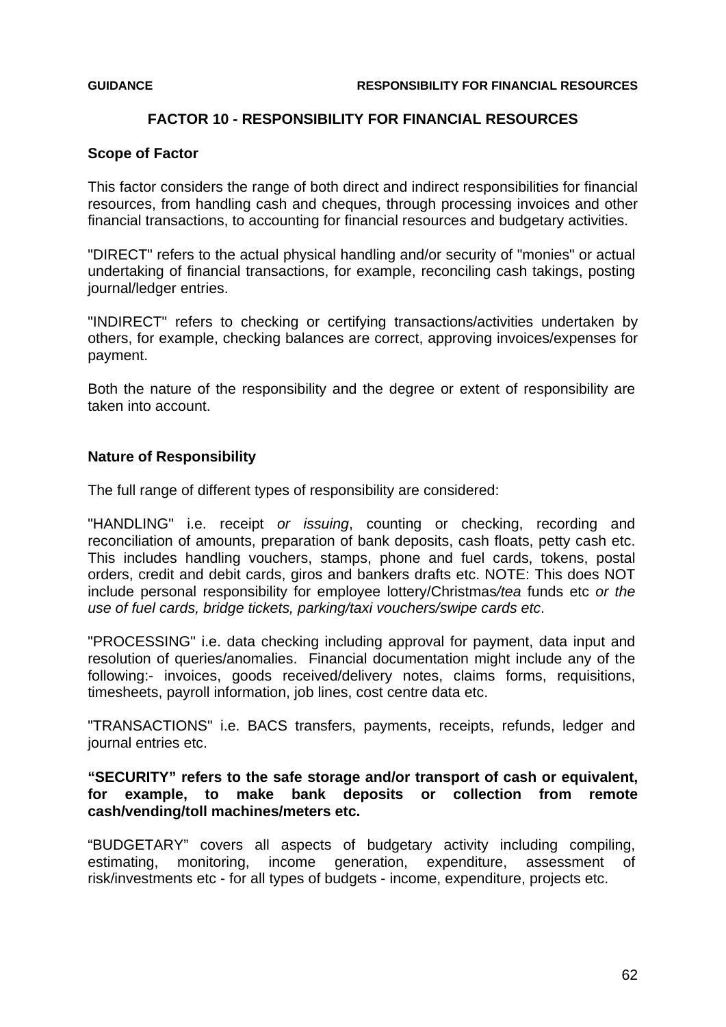## FACTOR 10 - RESPONSIBILITY FOR FINANCIAL RESOURCES

**Scope of Factor**

This factor considers the range of both direct and indirect responsibilities for financial resources, from handling cash and cheques, through processing invoices and other financial transactions, to accounting for financial resources and budgetary activities.

"DIRECT" refers to the actual physical handling and/or security of "monies" or actual undertaking of financial transactions, for example, reconciling cash takings, posting journal/ledger entries.

"INDIRECT" refers to checking or certifying transactions/activities undertaken by others, for example, checking balances are correct, approving invoices/expenses for payment.

Both the nature of the responsibility and the degree or extent of responsibility are taken into account.

**Nature of Responsibility**

The full range of different types of responsibility are considered:

"HANDLING" i.e. receipt *or issuing*, counting or checking, recording and reconciliation of amounts, preparation of bank deposits, cash floats, petty cash etc. This includes handling vouchers, stamps, phone and fuel cards, tokens, postal orders, credit and debit cards, giros and bankers drafts etc. NOTE: This does NOT include personal responsibility for employee lottery/Christmas*/tea* funds etc *or the use of fuel cards, bridge tickets, parking/taxi vouchers/swipe cards etc*.

"PROCESSING" i.e. data checking including approval for payment, data input and resolution of queries/anomalies. Financial documentation might include any of the following:- invoices, goods received/delivery notes, claims forms, requisitions, timesheets, payroll information, job lines, cost centre data etc.

"TRANSACTIONS" i.e. BACS transfers, payments, receipts, refunds, ledger and journal entries etc.

**“SECURITY” refers to the safe storage and/or transport of cash or equivalent, for example, to make bank deposits or collection from remote cash/vending/toll machines/meters etc.**

“BUDGETARY” covers all aspects of budgetary activity including compiling, estimating, monitoring, income generation, expenditure, assessment of risk/investments etc - for all types of budgets - income, expenditure, projects etc.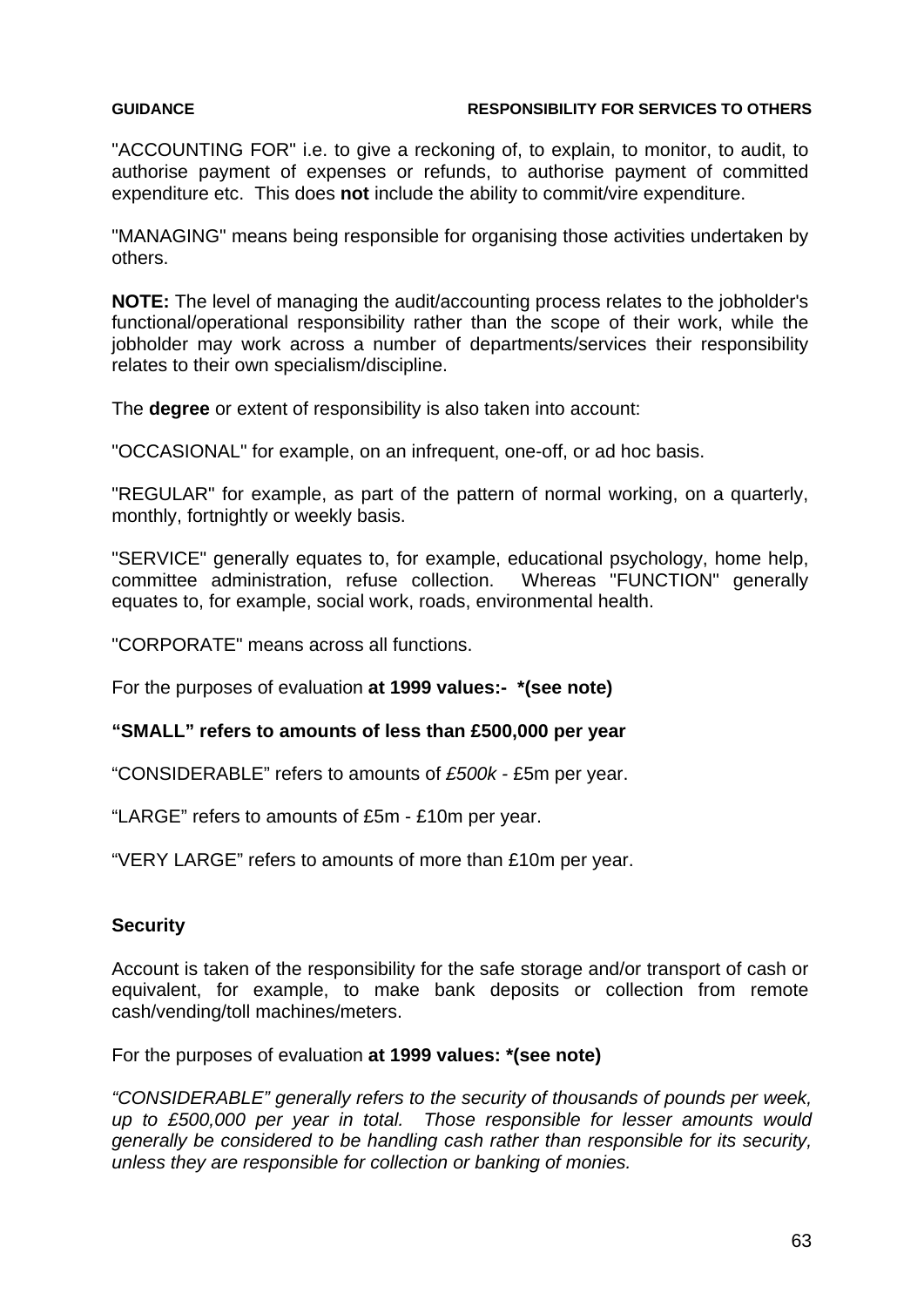"ACCOUNTING FOR" i.e. to give a reckoning of, to explain, to monitor, to audit, to authorise payment of expenses or refunds, to authorise payment of committed expenditure etc. This does **not** include the ability to commit/vire expenditure.

"MANAGING" means being responsible for organising those activities undertaken by others.

**NOTE:** The level of managing the audit/accounting process relates to the jobholder's functional/operational responsibility rather than the scope of their work, while the jobholder may work across a number of departments/services their responsibility relates to their own specialism/discipline.

The **degree** or extent of responsibility is also taken into account:

"OCCASIONAL" for example, on an infrequent, one-off, or ad hoc basis.

"REGULAR" for example, as part of the pattern of normal working, on a quarterly, monthly, fortnightly or weekly basis.

"SERVICE" generally equates to, for example, educational psychology, home help, committee administration, refuse collection. Whereas "FUNCTION" generally equates to, for example, social work, roads, environmental health.

"CORPORATE" means across all functions.

For the purposes of evaluation **at 1999 values:- \*(see note)**

**"SMALL" refers to amounts of less than £500,000 per year**

"CONSIDERABLE" refers to amounts of *£500k* - £5m per year.

"LARGE" refers to amounts of £5m - £10m per year.

"VERY LARGE" refers to amounts of more than £10m per year.

### Security

Account is taken of the responsibility for the safe storage and/or transport of cash or equivalent, for example, to make bank deposits or collection from remote cash/vending/toll machines/meters.

For the purposes of evaluation **at 1999 values: \*(see note)**

*"CONSIDERABLE" generally refers to the security of thousands of pounds per week, up to £500,000 per year in total. Those responsible for lesser amounts would generally be considered to be handling cash rather than responsible for its security, unless they are responsible for collection or banking of monies.*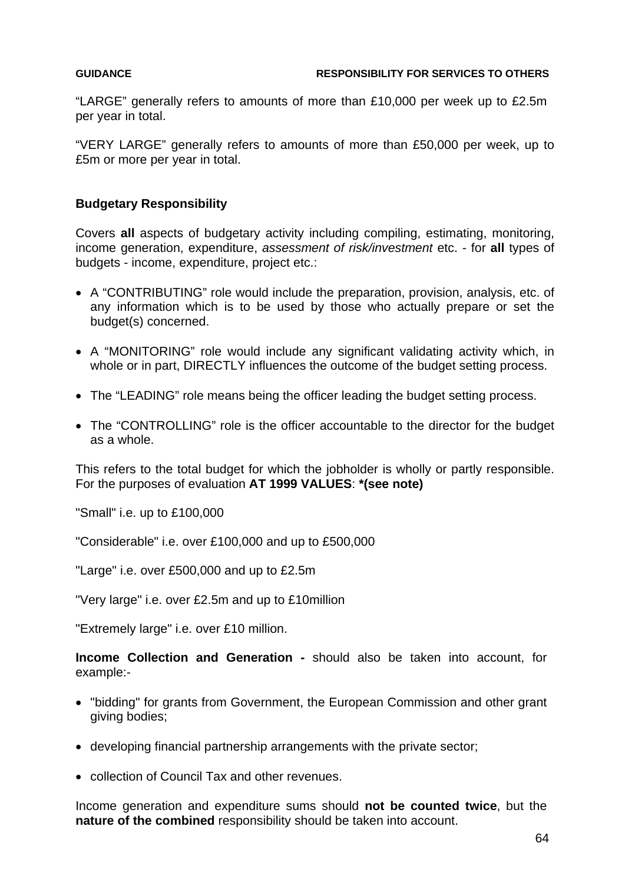“LARGE” generally refers to amounts of more than £10,000 per week up to £2.5m per year in total.

“VERY LARGE” generally refers to amounts of more than £50,000 per week, up to £5m or more per year in total.

**Budgetary Responsibility**

Covers **all** aspects of budgetary activity including compiling, estimating, monitoring, income generation, expenditure, *assessment of risk/investment* etc. - for **all** types of budgets - income, expenditure, project etc.:

- A “CONTRIBUTING” role would include the preparation, provision, analysis, etc. of any information which is to be used by those who actually prepare or set the budget(s) concerned.
- A “MONITORING” role would include any significant validating activity which, in whole or in part, DIRECTLY influences the outcome of the budget setting process.
- The “LEADING” role means being the officer leading the budget setting process.
- The “CONTROLLING” role is the officer accountable to the director for the budget as a whole.

This refers to the total budget for which the jobholder is wholly or partly responsible. For the purposes of evaluation **AT 1999 VALUES**: ***(see note)**

"Small" i.e. up to £100,000

"Considerable" i.e. over £100,000 and up to £500,000

"Large" i.e. over £500,000 and up to £2.5m

"Very large" i.e. over £2.5m and up to £10million

"Extremely large" i.e. over £10 million.

**Income Collection and Generation -** should also be taken into account, for example:-

- "bidding" for grants from Government, the European Commission and other grant giving bodies;
- developing financial partnership arrangements with the private sector;
- collection of Council Tax and other revenues.

Income generation and expenditure sums should **not be counted twice**, but the **nature of the combined** responsibility should be taken into account.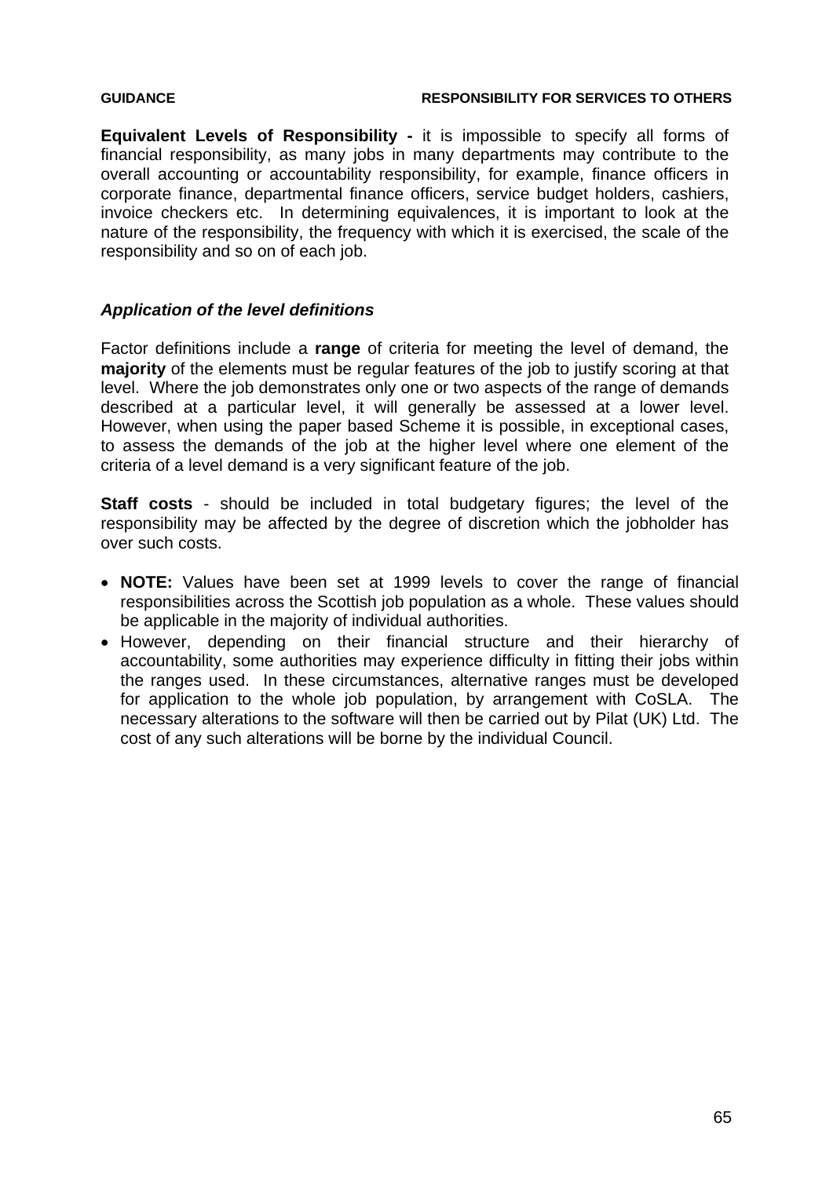**Equivalent Levels of Responsibility -** it is impossible to specify all forms of financial responsibility, as many jobs in many departments may contribute to the overall accounting or accountability responsibility, for example, finance officers in corporate finance, departmental finance officers, service budget holders, cashiers, invoice checkers etc. In determining equivalences, it is important to look at the nature of the responsibility, the frequency with which it is exercised, the scale of the responsibility and so on of each job.

### *Application of the level definitions*

Factor definitions include a **range** of criteria for meeting the level of demand, the **majority** of the elements must be regular features of the job to justify scoring at that level. Where the job demonstrates only one or two aspects of the range of demands described at a particular level, it will generally be assessed at a lower level. However, when using the paper based Scheme it is possible, in exceptional cases, to assess the demands of the job at the higher level where one element of the criteria of a level demand is a very significant feature of the job.

**Staff costs** - should be included in total budgetary figures; the level of the responsibility may be affected by the degree of discretion which the jobholder has over such costs.

- **NOTE:** Values have been set at 1999 levels to cover the range of financial responsibilities across the Scottish job population as a whole. These values should be applicable in the majority of individual authorities.
- However, depending on their financial structure and their hierarchy of accountability, some authorities may experience difficulty in fitting their jobs within the ranges used. In these circumstances, alternative ranges must be developed for application to the whole job population, by arrangement with CoSLA. The necessary alterations to the software will then be carried out by Pilat (UK) Ltd. The cost of any such alterations will be borne by the individual Council.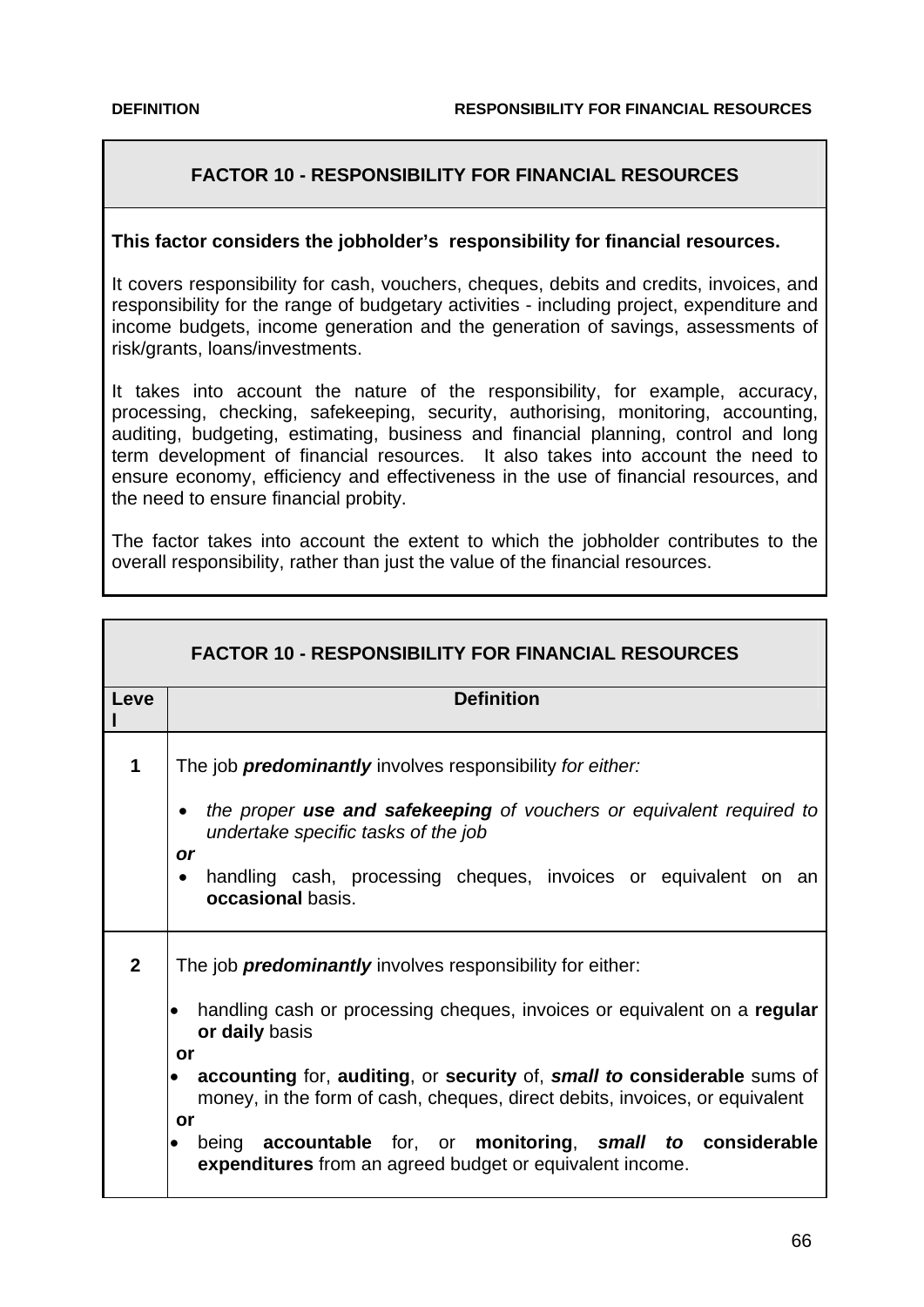## FACTOR 10 - RESPONSIBILITY FOR FINANCIAL RESOURCES

**This factor considers the jobholder's responsibility for financial resources.**

It covers responsibility for cash, vouchers, cheques, debits and credits, invoices, and responsibility for the range of budgetary activities - including project, expenditure and income budgets, income generation and the generation of savings, assessments of risk/grants, loans/investments.

It takes into account the nature of the responsibility, for example, accuracy, processing, checking, safekeeping, security, authorising, monitoring, accounting, auditing, budgeting, estimating, business and financial planning, control and long term development of financial resources. It also takes into account the need to ensure economy, efficiency and effectiveness in the use of financial resources, and the need to ensure financial probity.

The factor takes into account the extent to which the jobholder contributes to the overall responsibility, rather than just the value of the financial resources.

## FACTOR 10 - RESPONSIBILITY FOR FINANCIAL RESOURCES

| Level | Definition |
|---|---|
| **1** | The job ***predominantly*** involves responsibility *for either:*<br><br>• *the proper **use and safekeeping** of vouchers or equivalent required to undertake specific tasks of the job*<br>***or***<br>• handling cash, processing cheques, invoices or equivalent on an **occasional** basis. |
| **2** | The job ***predominantly*** involves responsibility for either:<br><br>• handling cash or processing cheques, invoices or equivalent on a **regular or daily** basis<br>**or**<br>• **accounting** for, **auditing**, or **security** of, ***small to*** **considerable** sums of money, in the form of cash, cheques, direct debits, invoices, or equivalent<br>**or**<br>• being **accountable** for, or **monitoring**, ***small to*** **considerable expenditures** from an agreed budget or equivalent income. |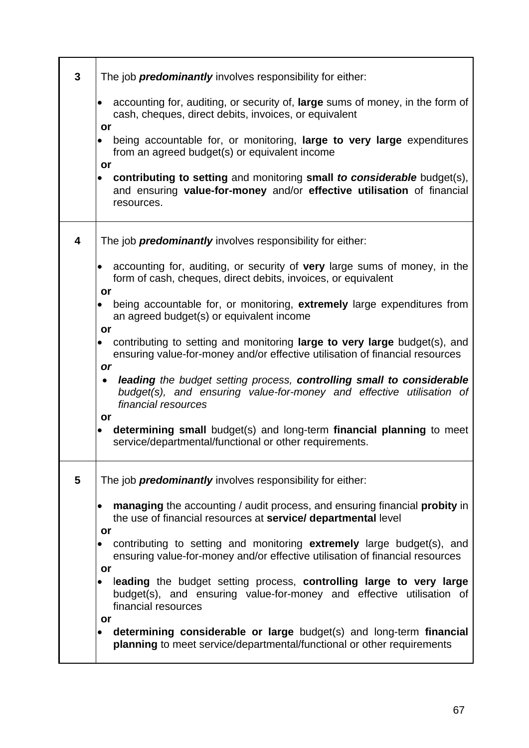| | |
|---|---|
| **3** | The job ***predominantly*** involves responsibility for either:<br><br>• accounting for, auditing, or security of, **large** sums of money, in the form of cash, cheques, direct debits, invoices, or equivalent<br>**or**<br>• being accountable for, or monitoring, **large to very large** expenditures from an agreed budget(s) or equivalent income<br>**or**<br>• **contributing to setting** and monitoring **small *to considerable*** budget(s), and ensuring **value-for-money** and/or **effective utilisation** of financial resources. |
| **4** | The job ***predominantly*** involves responsibility for either:<br><br>• accounting for, auditing, or security of **very** large sums of money, in the form of cash, cheques, direct debits, invoices, or equivalent<br>**or**<br>• being accountable for, or monitoring, **extremely** large expenditures from an agreed budget(s) or equivalent income<br>**or**<br>• contributing to setting and monitoring **large to very large** budget(s), and ensuring value-for-money and/or effective utilisation of financial resources<br>***or***<br>• ***leading*** *the budget setting process,* ***controlling small to considerable*** *budget(s), and ensuring value-for-money and effective utilisation of financial resources*<br>**or**<br>• **determining small** budget(s) and long-term **financial planning** to meet service/departmental/functional or other requirements. |
| **5** | The job ***predominantly*** involves responsibility for either:<br><br>• **managing** the accounting / audit process, and ensuring financial **probity** in the use of financial resources at **service/ departmental** level<br>**or**<br>• contributing to setting and monitoring **extremely** large budget(s), and ensuring value-for-money and/or effective utilisation of financial resources<br>**or**<br>• l**eading** the budget setting process, **controlling large to very large** budget(s), and ensuring value-for-money and effective utilisation of financial resources<br>**or**<br>• **determining considerable or large** budget(s) and long-term **financial planning** to meet service/departmental/functional or other requirements |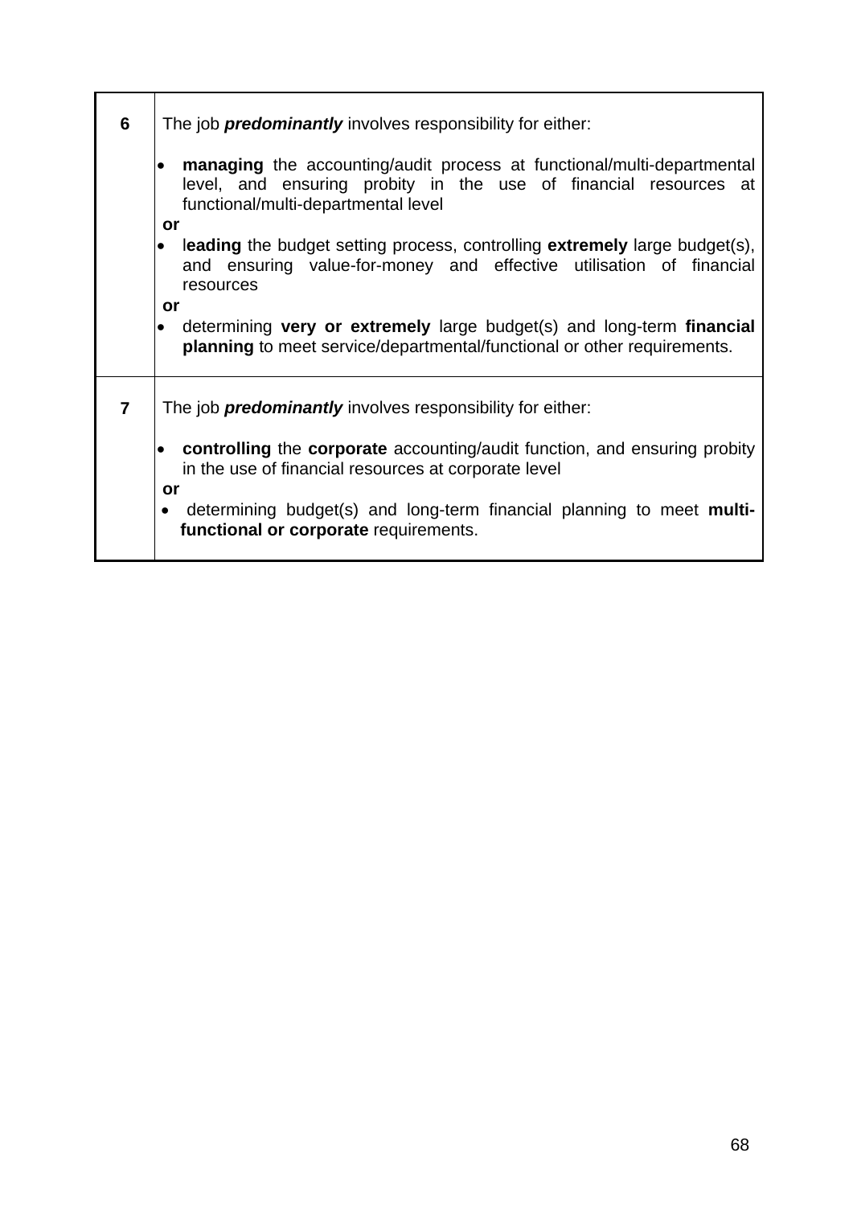| | |
|---|---|
| **6** | The job ***predominantly*** involves responsibility for either:<br><br>• **managing** the accounting/audit process at functional/multi-departmental level, and ensuring probity in the use of financial resources at functional/multi-departmental level<br>**or**<br>• l**eading** the budget setting process, controlling **extremely** large budget(s), and ensuring value-for-money and effective utilisation of financial resources<br>**or**<br>• determining **very or extremely** large budget(s) and long-term **financial planning** to meet service/departmental/functional or other requirements. |
| **7** | The job ***predominantly*** involves responsibility for either:<br><br>• **controlling** the **corporate** accounting/audit function, and ensuring probity in the use of financial resources at corporate level<br>**or**<br>• determining budget(s) and long-term financial planning to meet **multi-functional or corporate** requirements. |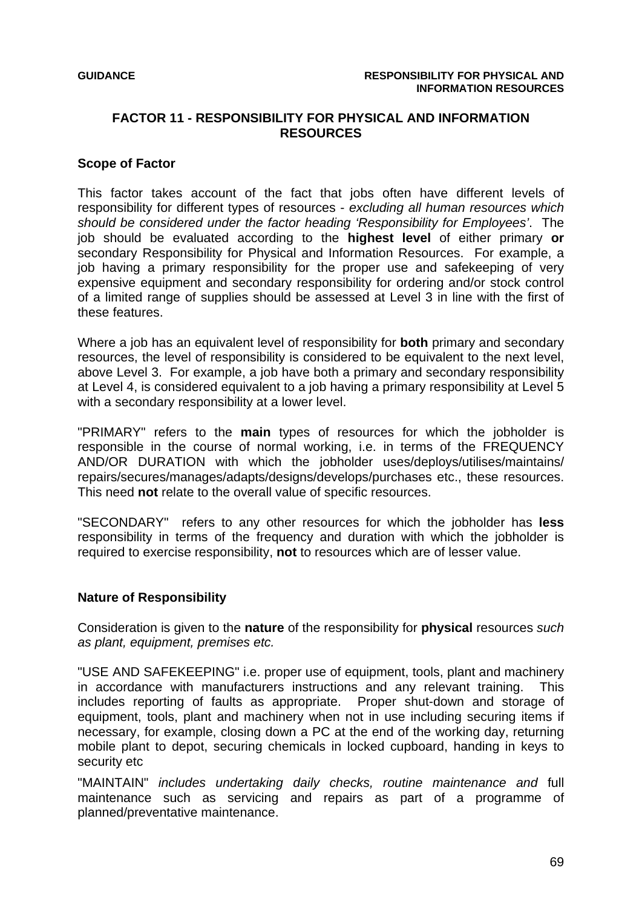## FACTOR 11 - RESPONSIBILITY FOR PHYSICAL AND INFORMATION RESOURCES

### Scope of Factor

This factor takes account of the fact that jobs often have different levels of responsibility for different types of resources - *excluding all human resources which should be considered under the factor heading 'Responsibility for Employees'*. The job should be evaluated according to the **highest level** of either primary **or** secondary Responsibility for Physical and Information Resources. For example, a job having a primary responsibility for the proper use and safekeeping of very expensive equipment and secondary responsibility for ordering and/or stock control of a limited range of supplies should be assessed at Level 3 in line with the first of these features.

Where a job has an equivalent level of responsibility for **both** primary and secondary resources, the level of responsibility is considered to be equivalent to the next level, above Level 3. For example, a job have both a primary and secondary responsibility at Level 4, is considered equivalent to a job having a primary responsibility at Level 5 with a secondary responsibility at a lower level.

"PRIMARY" refers to the **main** types of resources for which the jobholder is responsible in the course of normal working, i.e. in terms of the FREQUENCY AND/OR DURATION with which the jobholder uses/deploys/utilises/maintains/repairs/secures/manages/adapts/designs/develops/purchases etc., these resources. This need **not** relate to the overall value of specific resources.

"SECONDARY" refers to any other resources for which the jobholder has **less** responsibility in terms of the frequency and duration with which the jobholder is required to exercise responsibility, **not** to resources which are of lesser value.

### Nature of Responsibility

Consideration is given to the **nature** of the responsibility for **physical** resources *such as plant, equipment, premises etc.*

"USE AND SAFEKEEPING" i.e. proper use of equipment, tools, plant and machinery in accordance with manufacturers instructions and any relevant training. This includes reporting of faults as appropriate. Proper shut-down and storage of equipment, tools, plant and machinery when not in use including securing items if necessary, for example, closing down a PC at the end of the working day, returning mobile plant to depot, securing chemicals in locked cupboard, handing in keys to security etc

"MAINTAIN" *includes undertaking daily checks, routine maintenance and* full maintenance such as servicing and repairs as part of a programme of planned/preventative maintenance.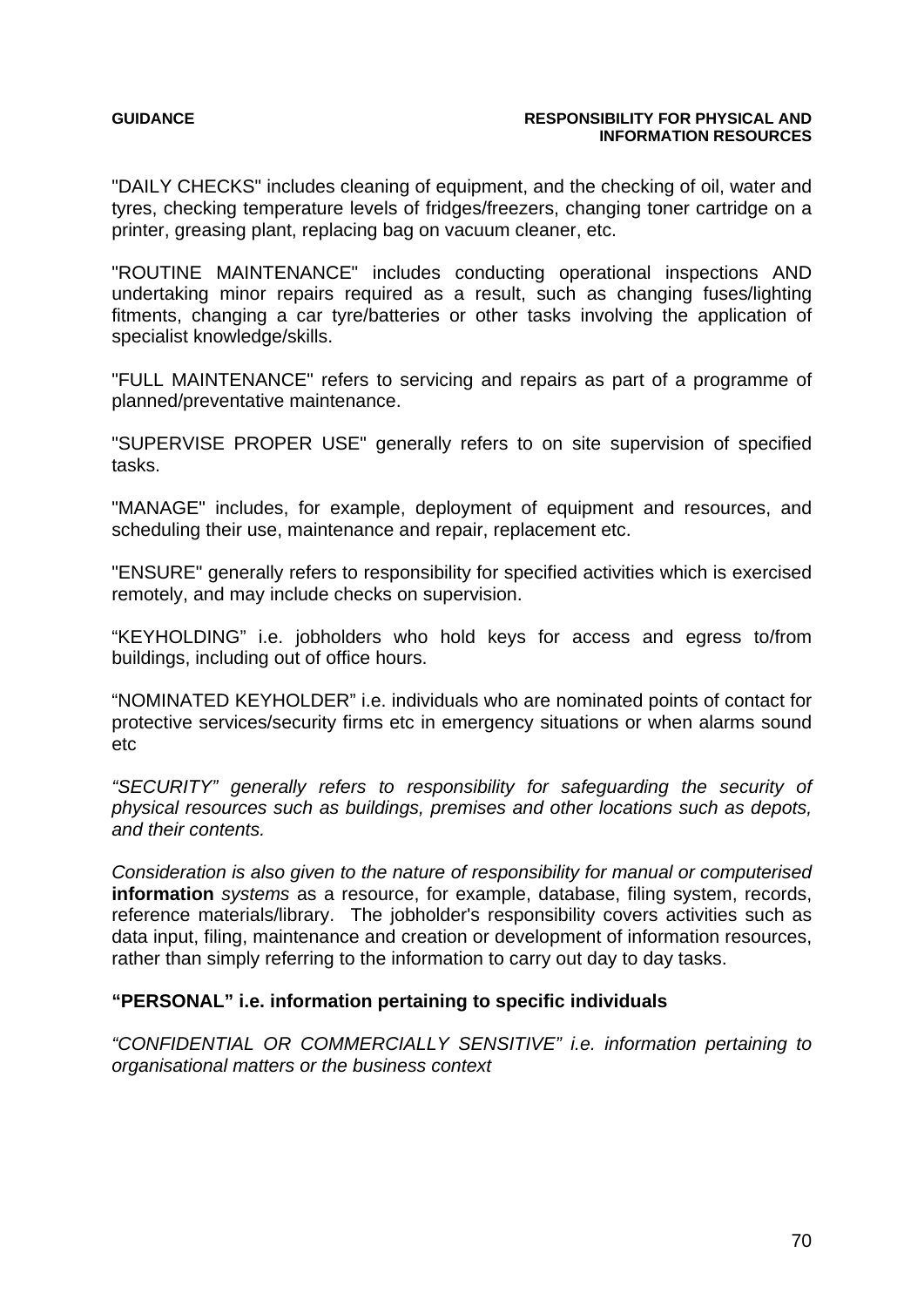"DAILY CHECKS" includes cleaning of equipment, and the checking of oil, water and tyres, checking temperature levels of fridges/freezers, changing toner cartridge on a printer, greasing plant, replacing bag on vacuum cleaner, etc.

"ROUTINE MAINTENANCE" includes conducting operational inspections AND undertaking minor repairs required as a result, such as changing fuses/lighting fitments, changing a car tyre/batteries or other tasks involving the application of specialist knowledge/skills.

"FULL MAINTENANCE" refers to servicing and repairs as part of a programme of planned/preventative maintenance.

"SUPERVISE PROPER USE" generally refers to on site supervision of specified tasks.

"MANAGE" includes, for example, deployment of equipment and resources, and scheduling their use, maintenance and repair, replacement etc.

"ENSURE" generally refers to responsibility for specified activities which is exercised remotely, and may include checks on supervision.

“KEYHOLDING” i.e. jobholders who hold keys for access and egress to/from buildings, including out of office hours.

“NOMINATED KEYHOLDER” i.e. individuals who are nominated points of contact for protective services/security firms etc in emergency situations or when alarms sound etc

*“SECURITY” generally refers to responsibility for safeguarding the security of physical resources such as buildings, premises and other locations such as depots, and their contents.*

*Consideration is also given to the nature of responsibility for manual or computerised* **information** *systems* as a resource, for example, database, filing system, records, reference materials/library. The jobholder's responsibility covers activities such as data input, filing, maintenance and creation or development of information resources, rather than simply referring to the information to carry out day to day tasks.

**“PERSONAL” i.e. information pertaining to specific individuals**

*“CONFIDENTIAL OR COMMERCIALLY SENSITIVE” i.e. information pertaining to organisational matters or the business context*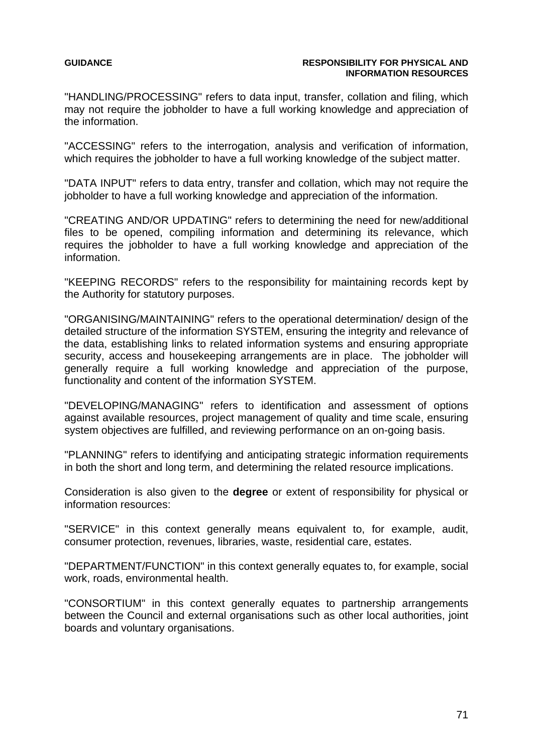"HANDLING/PROCESSING" refers to data input, transfer, collation and filing, which may not require the jobholder to have a full working knowledge and appreciation of the information.

"ACCESSING" refers to the interrogation, analysis and verification of information, which requires the jobholder to have a full working knowledge of the subject matter.

"DATA INPUT" refers to data entry, transfer and collation, which may not require the jobholder to have a full working knowledge and appreciation of the information.

"CREATING AND/OR UPDATING" refers to determining the need for new/additional files to be opened, compiling information and determining its relevance, which requires the jobholder to have a full working knowledge and appreciation of the information.

"KEEPING RECORDS" refers to the responsibility for maintaining records kept by the Authority for statutory purposes.

"ORGANISING/MAINTAINING" refers to the operational determination/ design of the detailed structure of the information SYSTEM, ensuring the integrity and relevance of the data, establishing links to related information systems and ensuring appropriate security, access and housekeeping arrangements are in place. The jobholder will generally require a full working knowledge and appreciation of the purpose, functionality and content of the information SYSTEM.

"DEVELOPING/MANAGING" refers to identification and assessment of options against available resources, project management of quality and time scale, ensuring system objectives are fulfilled, and reviewing performance on an on-going basis.

"PLANNING" refers to identifying and anticipating strategic information requirements in both the short and long term, and determining the related resource implications.

Consideration is also given to the **degree** or extent of responsibility for physical or information resources:

"SERVICE" in this context generally means equivalent to, for example, audit, consumer protection, revenues, libraries, waste, residential care, estates.

"DEPARTMENT/FUNCTION" in this context generally equates to, for example, social work, roads, environmental health.

"CONSORTIUM" in this context generally equates to partnership arrangements between the Council and external organisations such as other local authorities, joint boards and voluntary organisations.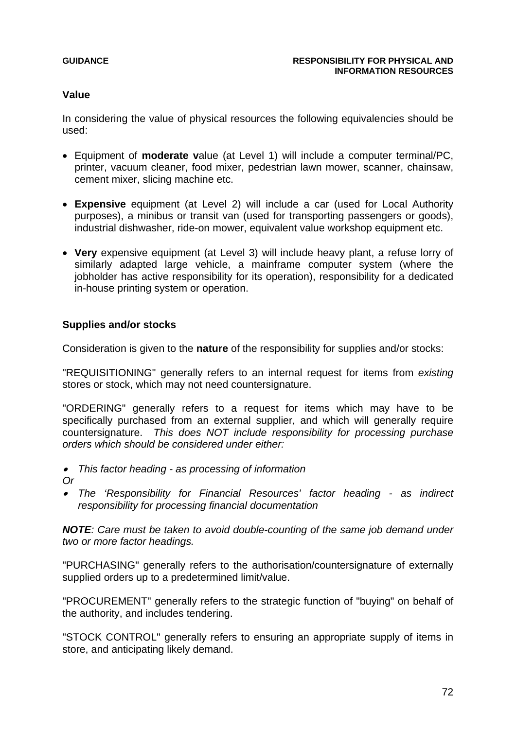## Value

In considering the value of physical resources the following equivalencies should be used:

- Equipment of **moderate v**alue (at Level 1) will include a computer terminal/PC, printer, vacuum cleaner, food mixer, pedestrian lawn mower, scanner, chainsaw, cement mixer, slicing machine etc.

- **Expensive** equipment (at Level 2) will include a car (used for Local Authority purposes), a minibus or transit van (used for transporting passengers or goods), industrial dishwasher, ride-on mower, equivalent value workshop equipment etc.

- **Very** expensive equipment (at Level 3) will include heavy plant, a refuse lorry of similarly adapted large vehicle, a mainframe computer system (where the jobholder has active responsibility for its operation), responsibility for a dedicated in-house printing system or operation.

## Supplies and/or stocks

Consideration is given to the **nature** of the responsibility for supplies and/or stocks:

"REQUISITIONING" generally refers to an internal request for items from *existing* stores or stock, which may not need countersignature.

"ORDERING" generally refers to a request for items which may have to be specifically purchased from an external supplier, and which will generally require countersignature. *This does NOT include responsibility for processing purchase orders which should be considered under either:*

- *This factor heading - as processing of information*

*Or*

- *The 'Responsibility for Financial Resources' factor heading - as indirect responsibility for processing financial documentation*

***NOTE**: Care must be taken to avoid double-counting of the same job demand under two or more factor headings.*

"PURCHASING" generally refers to the authorisation/countersignature of externally supplied orders up to a predetermined limit/value.

"PROCUREMENT" generally refers to the strategic function of "buying" on behalf of the authority, and includes tendering.

"STOCK CONTROL" generally refers to ensuring an appropriate supply of items in store, and anticipating likely demand.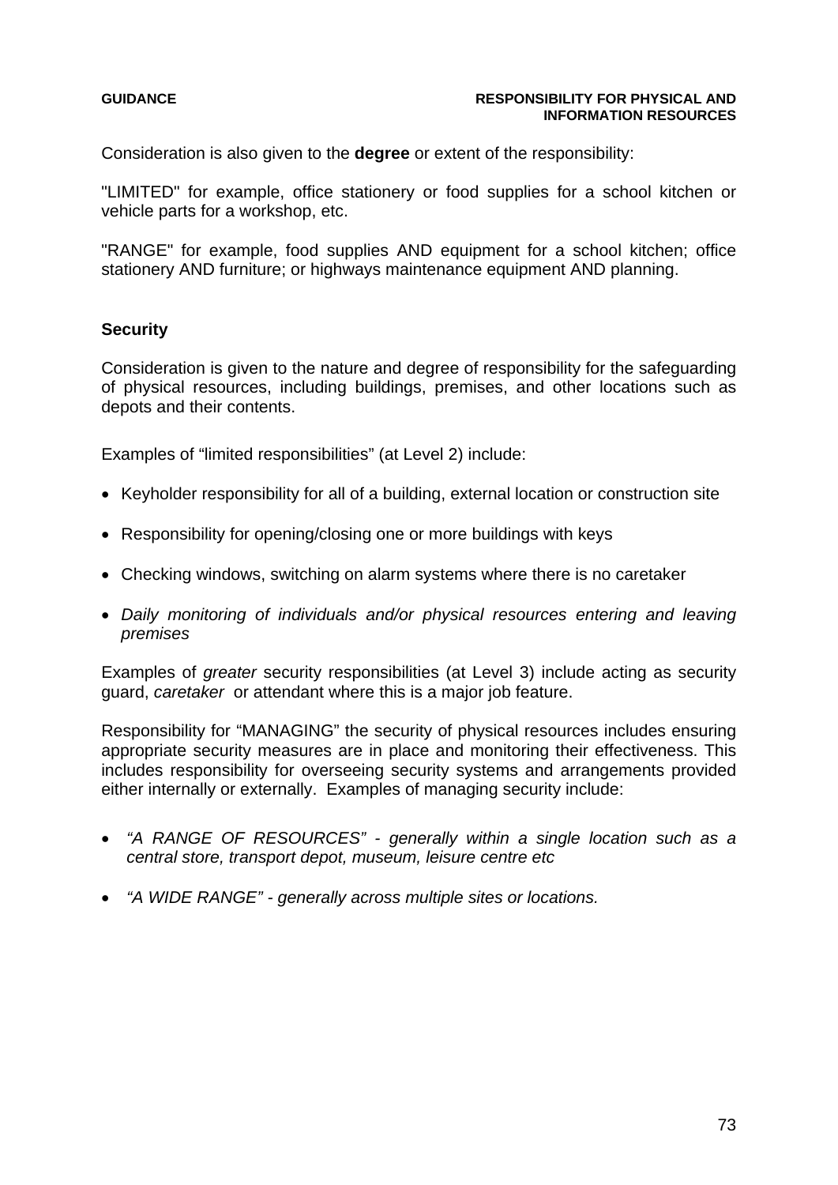Consideration is also given to the **degree** or extent of the responsibility:

"LIMITED" for example, office stationery or food supplies for a school kitchen or vehicle parts for a workshop, etc.

"RANGE" for example, food supplies AND equipment for a school kitchen; office stationery AND furniture; or highways maintenance equipment AND planning.

### Security

Consideration is given to the nature and degree of responsibility for the safeguarding of physical resources, including buildings, premises, and other locations such as depots and their contents.

Examples of "limited responsibilities" (at Level 2) include:

- Keyholder responsibility for all of a building, external location or construction site
- Responsibility for opening/closing one or more buildings with keys
- Checking windows, switching on alarm systems where there is no caretaker
- *Daily monitoring of individuals and/or physical resources entering and leaving premises*

Examples of *greater* security responsibilities (at Level 3) include acting as security guard, *caretaker* or attendant where this is a major job feature.

Responsibility for "MANAGING" the security of physical resources includes ensuring appropriate security measures are in place and monitoring their effectiveness. This includes responsibility for overseeing security systems and arrangements provided either internally or externally. Examples of managing security include:

- *"A RANGE OF RESOURCES" - generally within a single location such as a central store, transport depot, museum, leisure centre etc*
- *"A WIDE RANGE" - generally across multiple sites or locations.*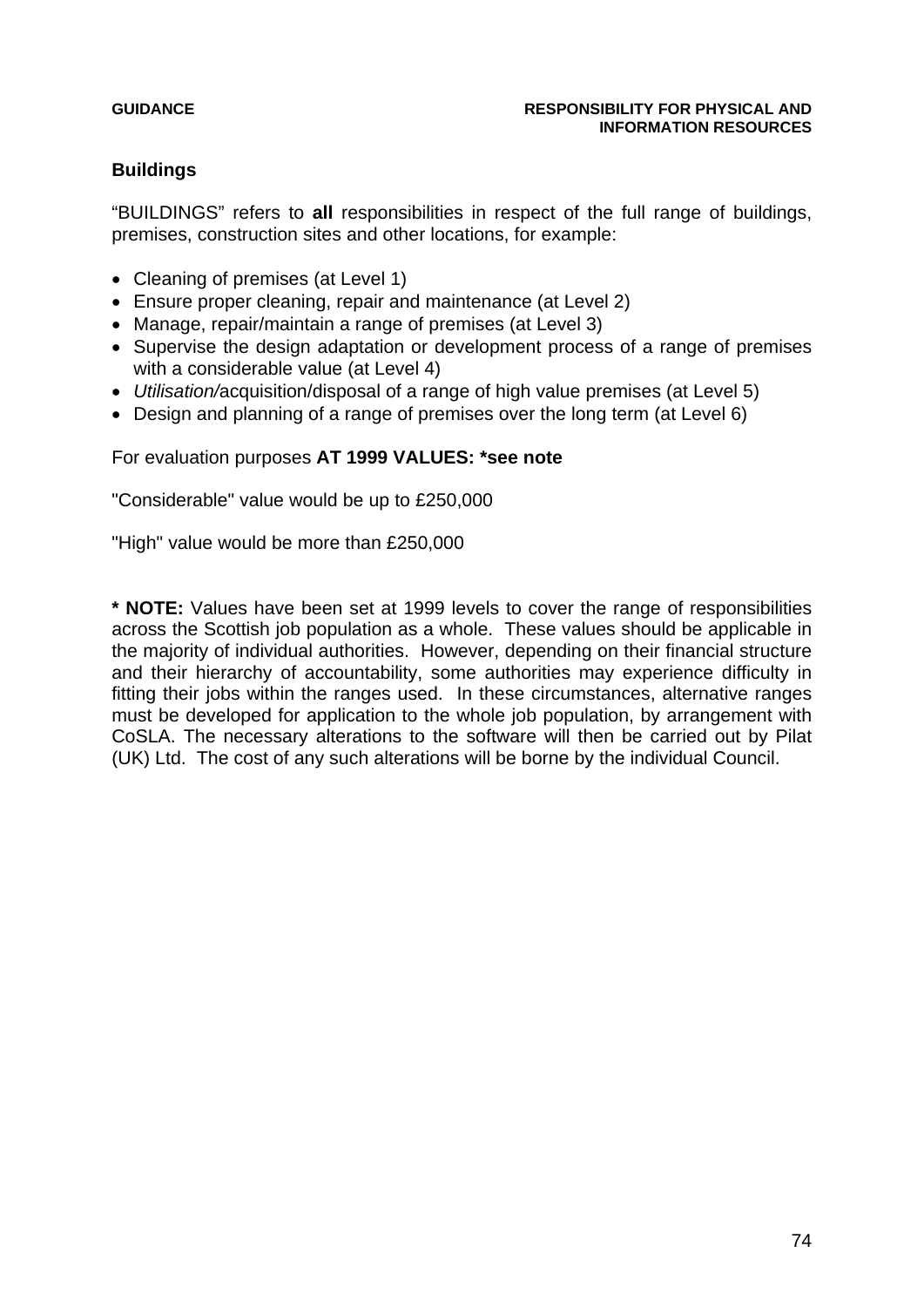## Buildings

"BUILDINGS" refers to **all** responsibilities in respect of the full range of buildings, premises, construction sites and other locations, for example:

- Cleaning of premises (at Level 1)
- Ensure proper cleaning, repair and maintenance (at Level 2)
- Manage, repair/maintain a range of premises (at Level 3)
- Supervise the design adaptation or development process of a range of premises with a considerable value (at Level 4)
- *Utilisation/*acquisition/disposal of a range of high value premises (at Level 5)
- Design and planning of a range of premises over the long term (at Level 6)

For evaluation purposes **AT 1999 VALUES: *see note**

"Considerable" value would be up to £250,000

"High" value would be more than £250,000

**\* NOTE:** Values have been set at 1999 levels to cover the range of responsibilities across the Scottish job population as a whole. These values should be applicable in the majority of individual authorities. However, depending on their financial structure and their hierarchy of accountability, some authorities may experience difficulty in fitting their jobs within the ranges used. In these circumstances, alternative ranges must be developed for application to the whole job population, by arrangement with CoSLA. The necessary alterations to the software will then be carried out by Pilat (UK) Ltd. The cost of any such alterations will be borne by the individual Council.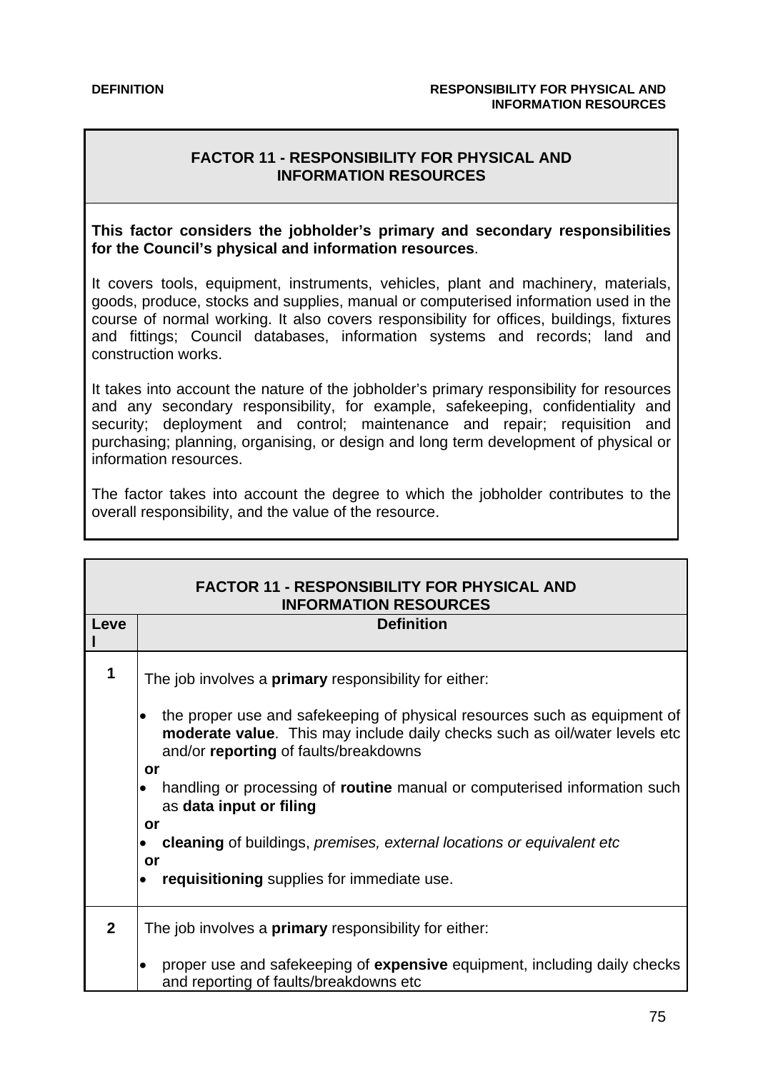## FACTOR 11 - RESPONSIBILITY FOR PHYSICAL AND INFORMATION RESOURCES

**This factor considers the jobholder's primary and secondary responsibilities for the Council's physical and information resources**.

It covers tools, equipment, instruments, vehicles, plant and machinery, materials, goods, produce, stocks and supplies, manual or computerised information used in the course of normal working. It also covers responsibility for offices, buildings, fixtures and fittings; Council databases, information systems and records; land and construction works.

It takes into account the nature of the jobholder's primary responsibility for resources and any secondary responsibility, for example, safekeeping, confidentiality and security; deployment and control; maintenance and repair; requisition and purchasing; planning, organising, or design and long term development of physical or information resources.

The factor takes into account the degree to which the jobholder contributes to the overall responsibility, and the value of the resource.

| **FACTOR 11 - RESPONSIBILITY FOR PHYSICAL AND INFORMATION RESOURCES** | |
|---|---|
| **Level** | **Definition** |
| **1** | The job involves a **primary** responsibility for either:<br><br>• the proper use and safekeeping of physical resources such as equipment of **moderate value**. This may include daily checks such as oil/water levels etc and/or **reporting** of faults/breakdowns<br>**or**<br>• handling or processing of **routine** manual or computerised information such as **data input or filing**<br>**or**<br>• **cleaning** of buildings, *premises, external locations or equivalent etc*<br>**or**<br>• **requisitioning** supplies for immediate use. |
| **2** | The job involves a **primary** responsibility for either:<br><br>• proper use and safekeeping of **expensive** equipment, including daily checks and reporting of faults/breakdowns etc |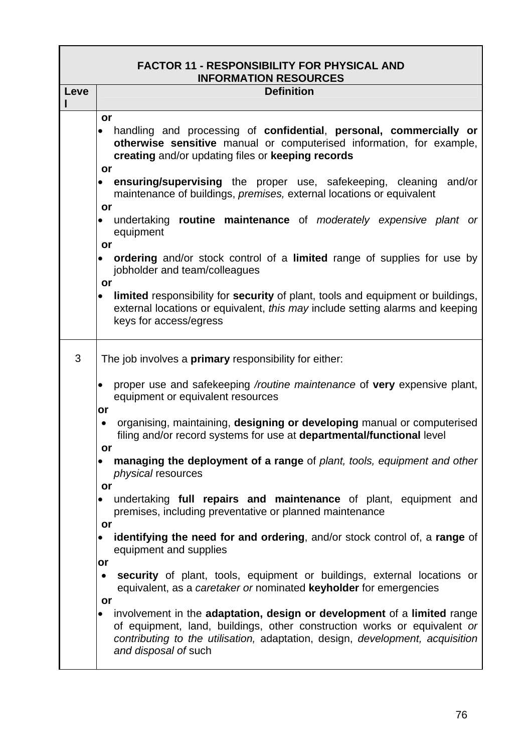| FACTOR 11 - RESPONSIBILITY FOR PHYSICAL AND INFORMATION RESOURCES | |
|---|---|
| **Level** | **Definition** |
| | **or**<br>• handling and processing of **confidential**, **personal, commercially or otherwise sensitive** manual or computerised information, for example, **creating** and/or updating files or **keeping records**<br>**or**<br>• **ensuring/supervising** the proper use, safekeeping, cleaning and/or maintenance of buildings, *premises,* external locations or equivalent<br>**or**<br>• undertaking **routine maintenance** of *moderately expensive plant or* equipment<br>**or**<br>• **ordering** and/or stock control of a **limited** range of supplies for use by jobholder and team/colleagues<br>**or**<br>• **limited** responsibility for **security** of plant, tools and equipment or buildings, external locations or equivalent, *this may* include setting alarms and keeping keys for access/egress |
| 3 | The job involves a **primary** responsibility for either:<br>• proper use and safekeeping */routine maintenance* of **very** expensive plant, equipment or equivalent resources<br>**or**<br>• organising, maintaining, **designing or developing** manual or computerised filing and/or record systems for use at **departmental/functional** level<br>**or**<br>• **managing the deployment of a range** of *plant, tools, equipment and other physical* resources<br>**or**<br>• undertaking **full repairs and maintenance** of plant, equipment and premises, including preventative or planned maintenance<br>**or**<br>• **identifying the need for and ordering**, and/or stock control of, a **range** of equipment and supplies<br>**or**<br>• **security** of plant, tools, equipment or buildings, external locations or equivalent, as a *caretaker or* nominated **keyholder** for emergencies<br>**or**<br>• involvement in the **adaptation, design or development** of a **limited** range of equipment, land, buildings, other construction works or equivalent *or contributing to the utilisation,* adaptation, design, *development, acquisition and disposal of* such |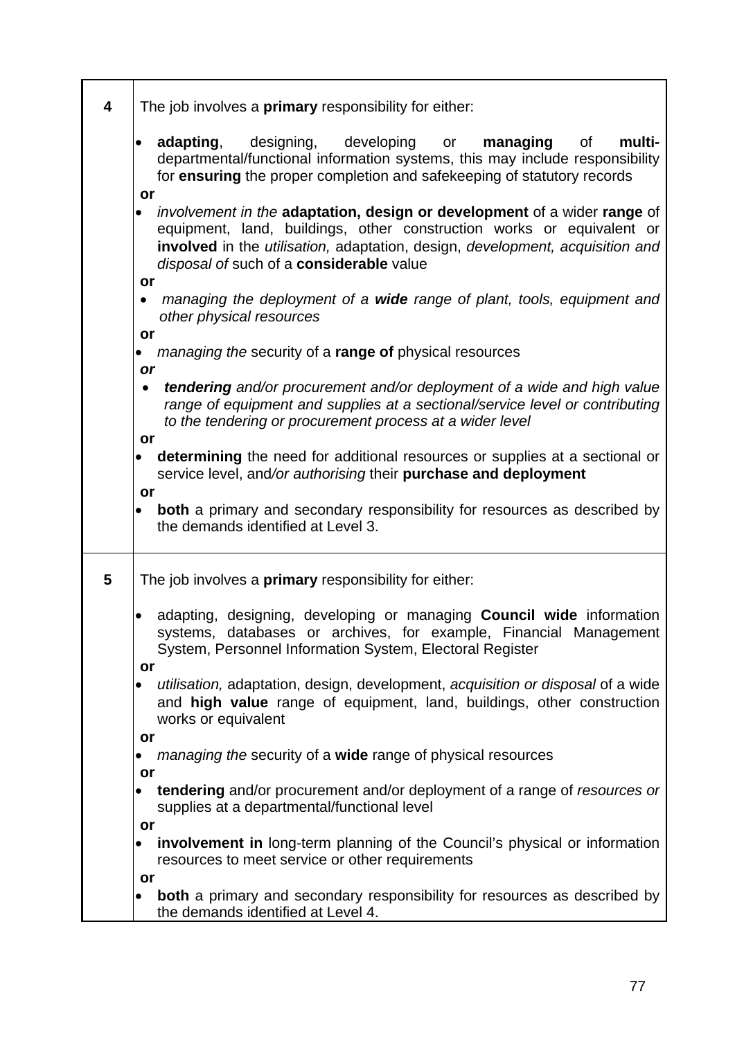| | |
|---|---|
| **4** | The job involves a **primary** responsibility for either:<br><br>• **adapting**, designing, developing or **managing** of **multi-** departmental/functional information systems, this may include responsibility for **ensuring** the proper completion and safekeeping of statutory records<br>**or**<br>• *involvement in the* **adaptation, design or development** of a wider **range** of equipment, land, buildings, other construction works or equivalent or **involved** in the *utilisation,* adaptation, design, *development, acquisition and disposal of* such of a **considerable** value<br>**or**<br>• *managing the deployment of a* ***wide*** *range of plant, tools, equipment and other physical resources*<br>**or**<br>• *managing the* security of a **range of** physical resources<br>***or***<br>• ***tendering*** *and/or procurement and/or deployment of a wide and high value range of equipment and supplies at a sectional/service level or contributing to the tendering or procurement process at a wider level*<br>**or**<br>• **determining** the need for additional resources or supplies at a sectional or service level, and*/or authorising* their **purchase and deployment**<br>**or**<br>• **both** a primary and secondary responsibility for resources as described by the demands identified at Level 3. |
| **5** | The job involves a **primary** responsibility for either:<br><br>• adapting, designing, developing or managing **Council wide** information systems, databases or archives, for example, Financial Management System, Personnel Information System, Electoral Register<br>**or**<br>• *utilisation,* adaptation, design, development, *acquisition or disposal* of a wide and **high value** range of equipment, land, buildings, other construction works or equivalent<br>**or**<br>• *managing the* security of a **wide** range of physical resources<br>**or**<br>• **tendering** and/or procurement and/or deployment of a range of *resources or* supplies at a departmental/functional level<br>**or**<br>• **involvement in** long-term planning of the Council's physical or information resources to meet service or other requirements<br>**or**<br>• **both** a primary and secondary responsibility for resources as described by the demands identified at Level 4. |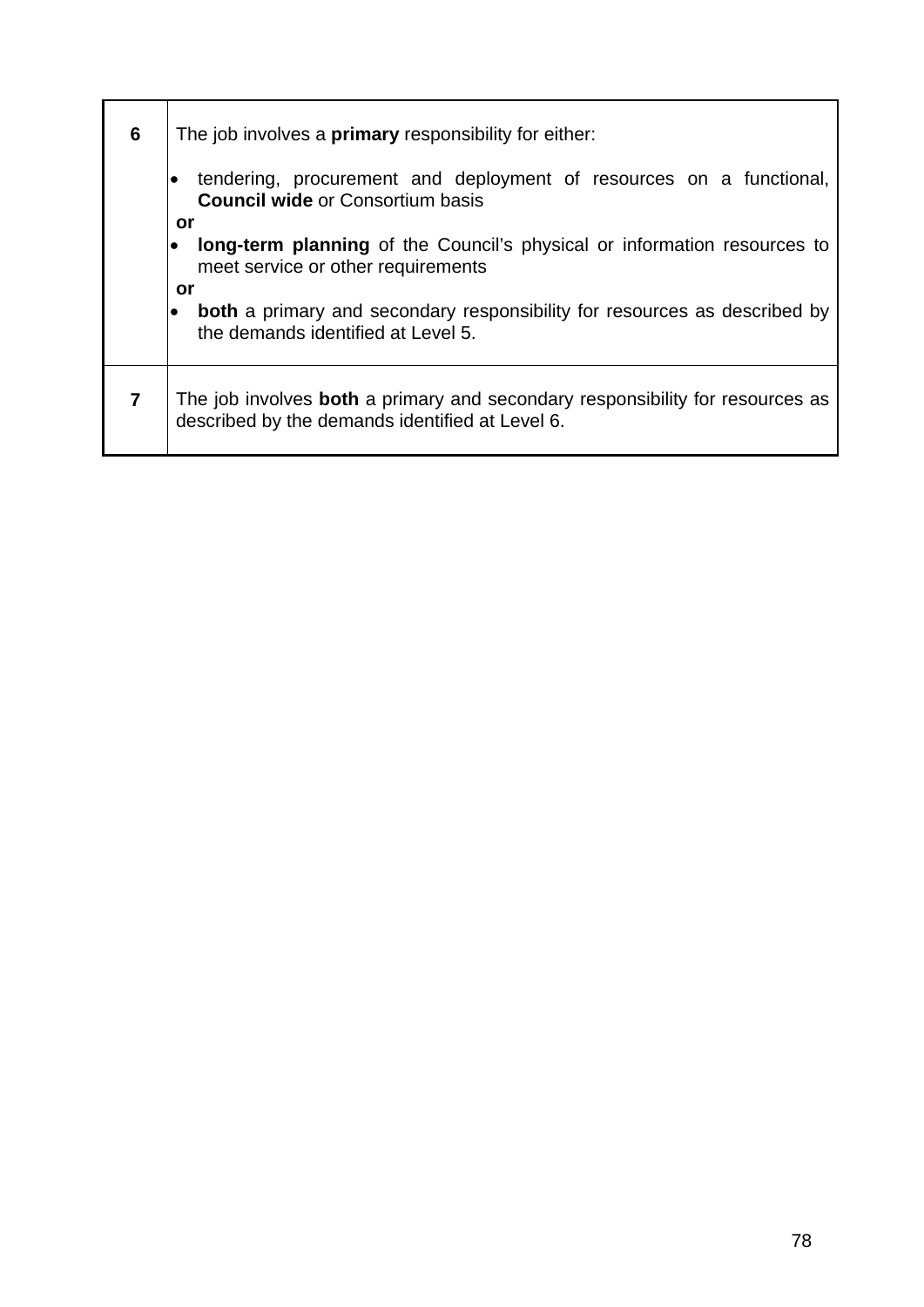| | |
|---|---|
| **6** | The job involves a **primary** responsibility for either:<br><br>• tendering, procurement and deployment of resources on a functional, **Council wide** or Consortium basis<br>**or**<br>• **long-term planning** of the Council's physical or information resources to meet service or other requirements<br>**or**<br>• **both** a primary and secondary responsibility for resources as described by the demands identified at Level 5. |
| **7** | The job involves **both** a primary and secondary responsibility for resources as described by the demands identified at Level 6. |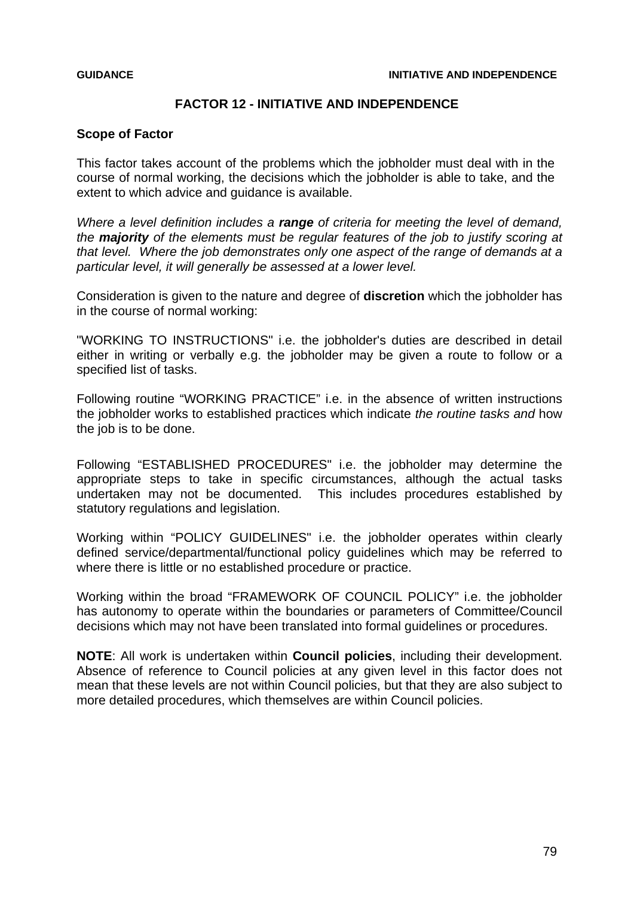# FACTOR 12 - INITIATIVE AND INDEPENDENCE

## Scope of Factor

This factor takes account of the problems which the jobholder must deal with in the course of normal working, the decisions which the jobholder is able to take, and the extent to which advice and guidance is available.

*Where a level definition includes a **range** of criteria for meeting the level of demand, the **majority** of the elements must be regular features of the job to justify scoring at that level. Where the job demonstrates only one aspect of the range of demands at a particular level, it will generally be assessed at a lower level.*

Consideration is given to the nature and degree of **discretion** which the jobholder has in the course of normal working:

"WORKING TO INSTRUCTIONS" i.e. the jobholder's duties are described in detail either in writing or verbally e.g. the jobholder may be given a route to follow or a specified list of tasks.

Following routine "WORKING PRACTICE" i.e. in the absence of written instructions the jobholder works to established practices which indicate *the routine tasks and* how the job is to be done.

Following "ESTABLISHED PROCEDURES" i.e. the jobholder may determine the appropriate steps to take in specific circumstances, although the actual tasks undertaken may not be documented. This includes procedures established by statutory regulations and legislation.

Working within "POLICY GUIDELINES" i.e. the jobholder operates within clearly defined service/departmental/functional policy guidelines which may be referred to where there is little or no established procedure or practice.

Working within the broad "FRAMEWORK OF COUNCIL POLICY" i.e. the jobholder has autonomy to operate within the boundaries or parameters of Committee/Council decisions which may not have been translated into formal guidelines or procedures.

**NOTE**: All work is undertaken within **Council policies**, including their development. Absence of reference to Council policies at any given level in this factor does not mean that these levels are not within Council policies, but that they are also subject to more detailed procedures, which themselves are within Council policies.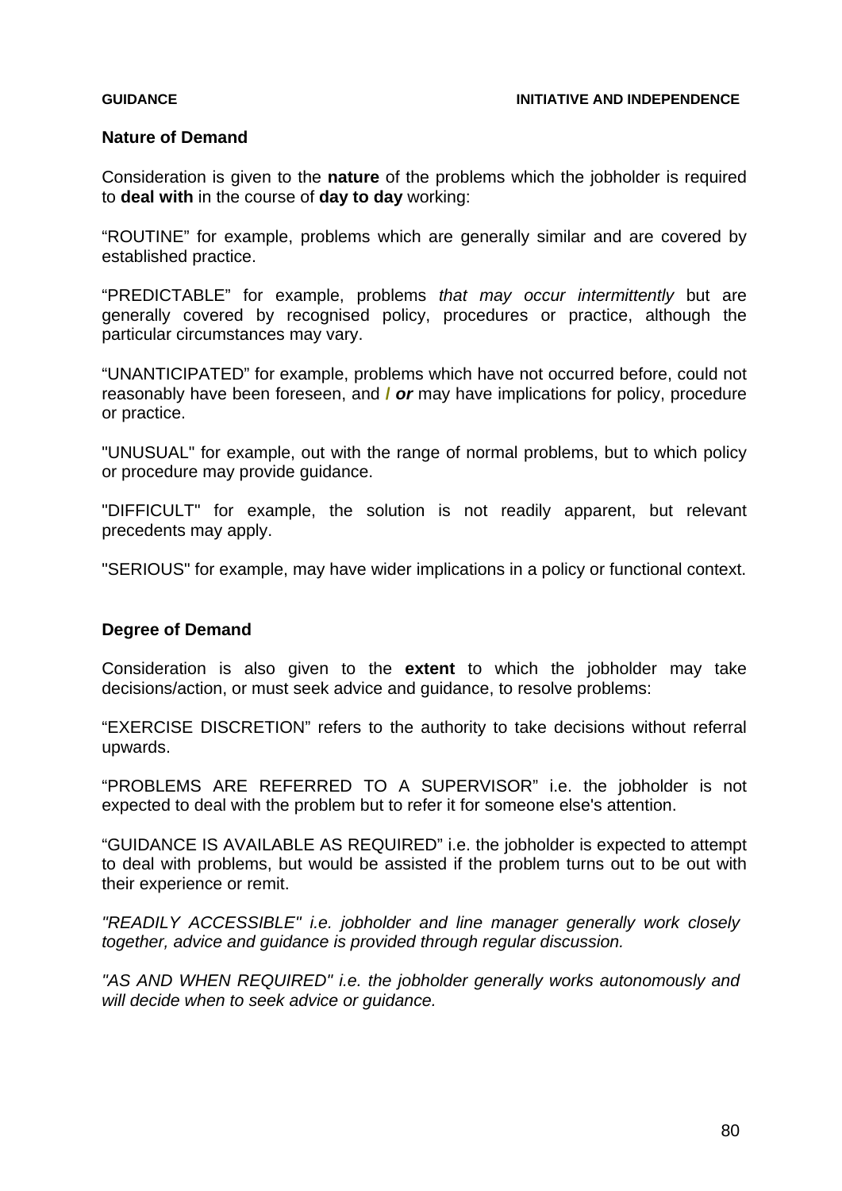**GUIDANCE** **INITIATIVE AND INDEPENDENCE**

### Nature of Demand

Consideration is given to the **nature** of the problems which the jobholder is required to **deal with** in the course of **day to day** working:

“ROUTINE” for example, problems which are generally similar and are covered by established practice.

“PREDICTABLE” for example, problems *that may occur intermittently* but are generally covered by recognised policy, procedures or practice, although the particular circumstances may vary.

“UNANTICIPATED” for example, problems which have not occurred before, could not reasonably have been foreseen, and **/ *or*** may have implications for policy, procedure or practice.

"UNUSUAL" for example, out with the range of normal problems, but to which policy or procedure may provide guidance.

"DIFFICULT" for example, the solution is not readily apparent, but relevant precedents may apply.

"SERIOUS" for example, may have wider implications in a policy or functional context.

### Degree of Demand

Consideration is also given to the **extent** to which the jobholder may take decisions/action, or must seek advice and guidance, to resolve problems:

“EXERCISE DISCRETION” refers to the authority to take decisions without referral upwards.

“PROBLEMS ARE REFERRED TO A SUPERVISOR” i.e. the jobholder is not expected to deal with the problem but to refer it for someone else's attention.

“GUIDANCE IS AVAILABLE AS REQUIRED” i.e. the jobholder is expected to attempt to deal with problems, but would be assisted if the problem turns out to be out with their experience or remit.

*"READILY ACCESSIBLE" i.e. jobholder and line manager generally work closely together, advice and guidance is provided through regular discussion.*

*"AS AND WHEN REQUIRED" i.e. the jobholder generally works autonomously and will decide when to seek advice or guidance.*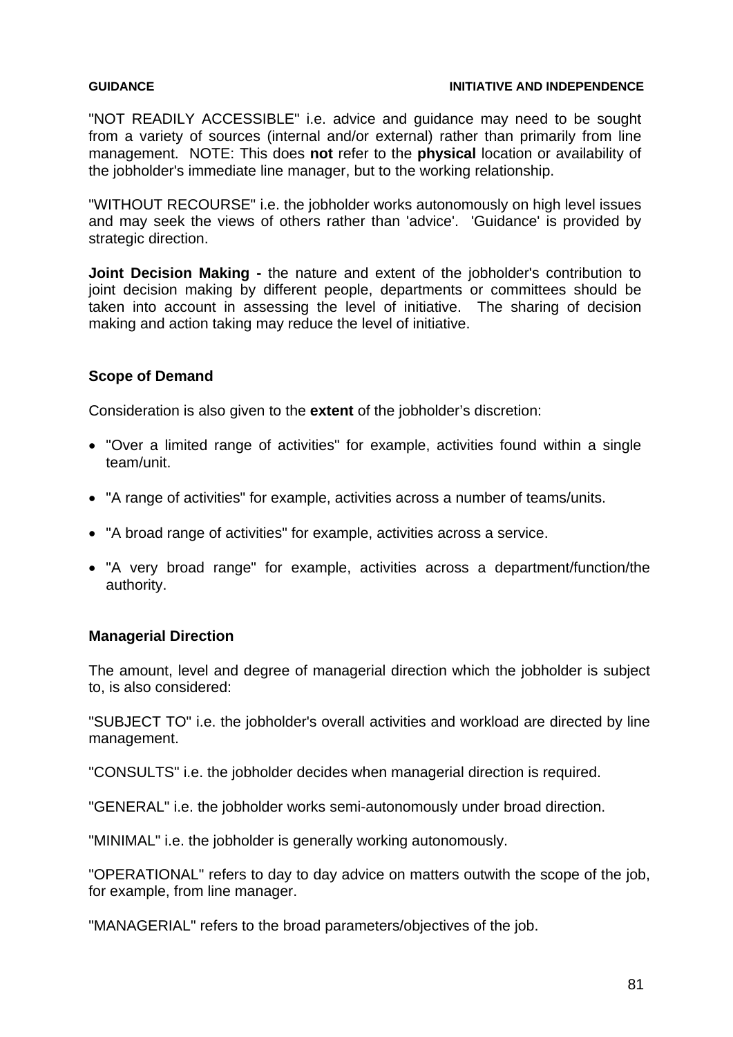"NOT READILY ACCESSIBLE" i.e. advice and guidance may need to be sought from a variety of sources (internal and/or external) rather than primarily from line management. NOTE: This does **not** refer to the **physical** location or availability of the jobholder's immediate line manager, but to the working relationship.

"WITHOUT RECOURSE" i.e. the jobholder works autonomously on high level issues and may seek the views of others rather than 'advice'. 'Guidance' is provided by strategic direction.

**Joint Decision Making -** the nature and extent of the jobholder's contribution to joint decision making by different people, departments or committees should be taken into account in assessing the level of initiative. The sharing of decision making and action taking may reduce the level of initiative.

### Scope of Demand

Consideration is also given to the **extent** of the jobholder's discretion:

- "Over a limited range of activities" for example, activities found within a single team/unit.
- "A range of activities" for example, activities across a number of teams/units.
- "A broad range of activities" for example, activities across a service.
- "A very broad range" for example, activities across a department/function/the authority.

### Managerial Direction

The amount, level and degree of managerial direction which the jobholder is subject to, is also considered:

"SUBJECT TO" i.e. the jobholder's overall activities and workload are directed by line management.

"CONSULTS" i.e. the jobholder decides when managerial direction is required.

"GENERAL" i.e. the jobholder works semi-autonomously under broad direction.

"MINIMAL" i.e. the jobholder is generally working autonomously.

"OPERATIONAL" refers to day to day advice on matters outwith the scope of the job, for example, from line manager.

"MANAGERIAL" refers to the broad parameters/objectives of the job.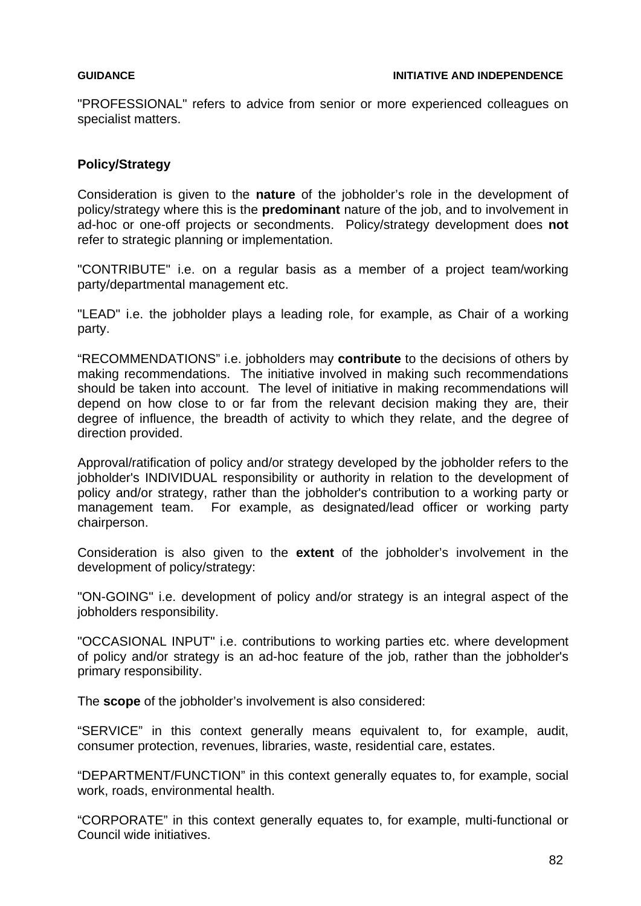"PROFESSIONAL" refers to advice from senior or more experienced colleagues on specialist matters.

**Policy/Strategy**

Consideration is given to the **nature** of the jobholder's role in the development of policy/strategy where this is the **predominant** nature of the job, and to involvement in ad-hoc or one-off projects or secondments. Policy/strategy development does **not** refer to strategic planning or implementation.

"CONTRIBUTE" i.e. on a regular basis as a member of a project team/working party/departmental management etc.

"LEAD" i.e. the jobholder plays a leading role, for example, as Chair of a working party.

"RECOMMENDATIONS" i.e. jobholders may **contribute** to the decisions of others by making recommendations. The initiative involved in making such recommendations should be taken into account. The level of initiative in making recommendations will depend on how close to or far from the relevant decision making they are, their degree of influence, the breadth of activity to which they relate, and the degree of direction provided.

Approval/ratification of policy and/or strategy developed by the jobholder refers to the jobholder's INDIVIDUAL responsibility or authority in relation to the development of policy and/or strategy, rather than the jobholder's contribution to a working party or management team. For example, as designated/lead officer or working party chairperson.

Consideration is also given to the **extent** of the jobholder's involvement in the development of policy/strategy:

"ON-GOING" i.e. development of policy and/or strategy is an integral aspect of the jobholders responsibility.

"OCCASIONAL INPUT" i.e. contributions to working parties etc. where development of policy and/or strategy is an ad-hoc feature of the job, rather than the jobholder's primary responsibility.

The **scope** of the jobholder's involvement is also considered:

"SERVICE" in this context generally means equivalent to, for example, audit, consumer protection, revenues, libraries, waste, residential care, estates.

"DEPARTMENT/FUNCTION" in this context generally equates to, for example, social work, roads, environmental health.

"CORPORATE" in this context generally equates to, for example, multi-functional or Council wide initiatives.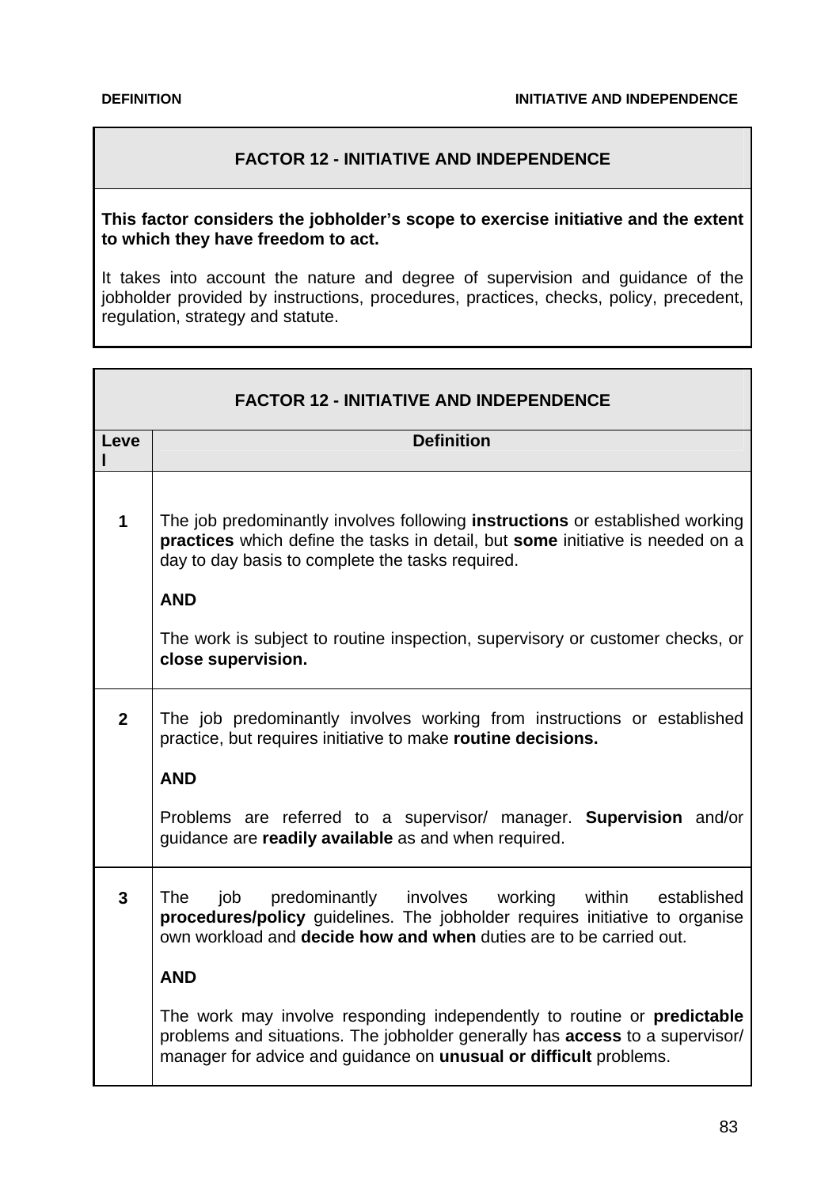## FACTOR 12 - INITIATIVE AND INDEPENDENCE

**This factor considers the jobholder's scope to exercise initiative and the extent to which they have freedom to act.**

It takes into account the nature and degree of supervision and guidance of the jobholder provided by instructions, procedures, practices, checks, policy, precedent, regulation, strategy and statute.

## FACTOR 12 - INITIATIVE AND INDEPENDENCE

| Level | Definition |
|---|---|
| **1** | The job predominantly involves following **instructions** or established working **practices** which define the tasks in detail, but **some** initiative is needed on a day to day basis to complete the tasks required.<br><br>**AND**<br><br>The work is subject to routine inspection, supervisory or customer checks, or **close supervision.** |
| **2** | The job predominantly involves working from instructions or established practice, but requires initiative to make **routine decisions.**<br><br>**AND**<br><br>Problems are referred to a supervisor/ manager. **Supervision** and/or guidance are **readily available** as and when required. |
| **3** | The job predominantly involves working within established **procedures/policy** guidelines. The jobholder requires initiative to organise own workload and **decide how and when** duties are to be carried out.<br><br>**AND**<br><br>The work may involve responding independently to routine or **predictable** problems and situations. The jobholder generally has **access** to a supervisor/ manager for advice and guidance on **unusual or difficult** problems. |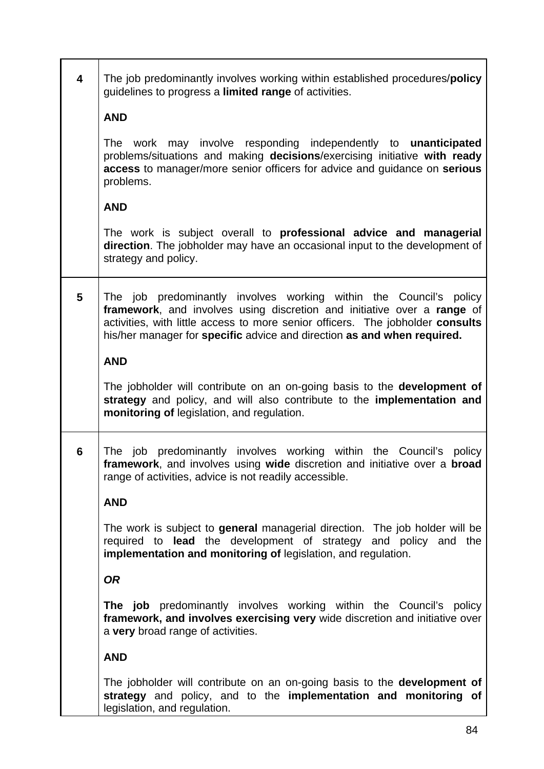| | |
|---|---|
| **4** | The job predominantly involves working within established procedures/**policy** guidelines to progress a **limited range** of activities.<br><br>**AND**<br><br>The work may involve responding independently to **unanticipated** problems/situations and making **decisions**/exercising initiative **with ready access** to manager/more senior officers for advice and guidance on **serious** problems.<br><br>**AND**<br><br>The work is subject overall to **professional advice and managerial direction**. The jobholder may have an occasional input to the development of strategy and policy. |
| **5** | The job predominantly involves working within the Council's policy **framework**, and involves using discretion and initiative over a **range** of activities, with little access to more senior officers. The jobholder **consults** his/her manager for **specific** advice and direction **as and when required.**<br><br>**AND**<br><br>The jobholder will contribute on an on-going basis to the **development of strategy** and policy, and will also contribute to the **implementation and monitoring of** legislation, and regulation. |
| **6** | The job predominantly involves working within the Council's policy **framework**, and involves using **wide** discretion and initiative over a **broad** range of activities, advice is not readily accessible.<br><br>**AND**<br><br>The work is subject to **general** managerial direction. The job holder will be required to **lead** the development of strategy and policy and the **implementation and monitoring of** legislation, and regulation.<br><br>***OR***<br><br>**The job** predominantly involves working within the Council's policy **framework, and involves exercising very** wide discretion and initiative over a **very** broad range of activities.<br><br>**AND**<br><br>The jobholder will contribute on an on-going basis to the **development of strategy** and policy, and to the **implementation and monitoring of** legislation, and regulation. |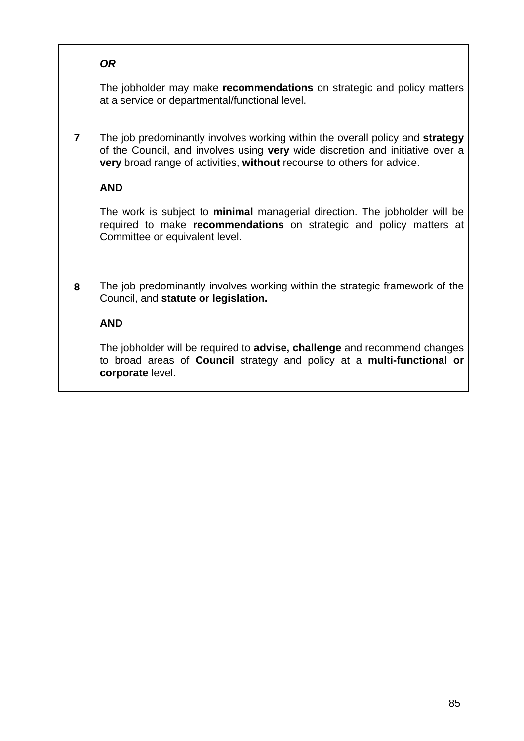| | |
|---|---|
| | ***OR***<br><br>The jobholder may make **recommendations** on strategic and policy matters at a service or departmental/functional level. |
| **7** | The job predominantly involves working within the overall policy and **strategy** of the Council, and involves using **very** wide discretion and initiative over a **very** broad range of activities, **without** recourse to others for advice.<br><br>**AND**<br><br>The work is subject to **minimal** managerial direction. The jobholder will be required to make **recommendations** on strategic and policy matters at Committee or equivalent level. |
| **8** | The job predominantly involves working within the strategic framework of the Council, and **statute or legislation.**<br><br>**AND**<br><br>The jobholder will be required to **advise, challenge** and recommend changes to broad areas of **Council** strategy and policy at a **multi-functional or corporate** level. |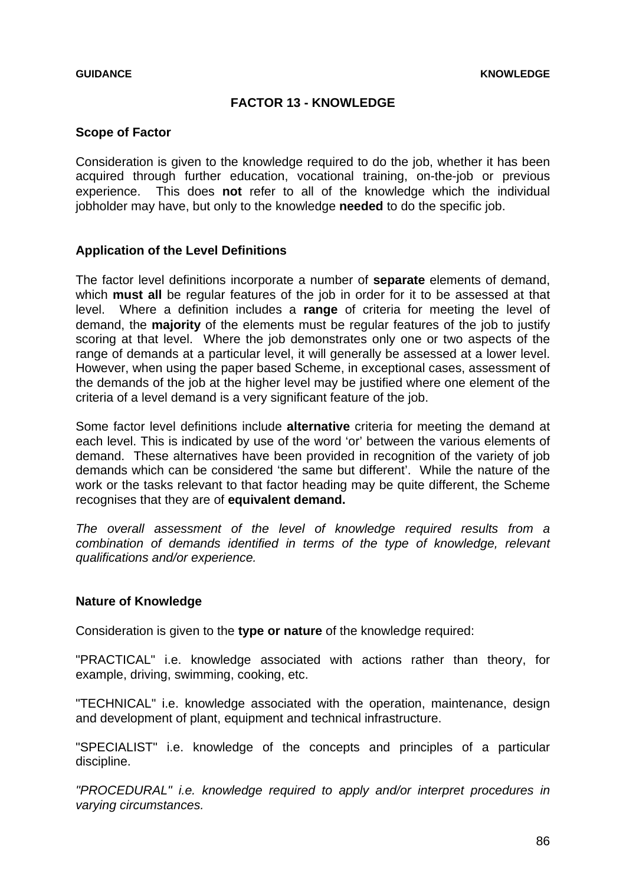## FACTOR 13 - KNOWLEDGE

### Scope of Factor

Consideration is given to the knowledge required to do the job, whether it has been acquired through further education, vocational training, on-the-job or previous experience. This does **not** refer to all of the knowledge which the individual jobholder may have, but only to the knowledge **needed** to do the specific job.

### Application of the Level Definitions

The factor level definitions incorporate a number of **separate** elements of demand, which **must all** be regular features of the job in order for it to be assessed at that level. Where a definition includes a **range** of criteria for meeting the level of demand, the **majority** of the elements must be regular features of the job to justify scoring at that level. Where the job demonstrates only one or two aspects of the range of demands at a particular level, it will generally be assessed at a lower level. However, when using the paper based Scheme, in exceptional cases, assessment of the demands of the job at the higher level may be justified where one element of the criteria of a level demand is a very significant feature of the job.

Some factor level definitions include **alternative** criteria for meeting the demand at each level. This is indicated by use of the word 'or' between the various elements of demand. These alternatives have been provided in recognition of the variety of job demands which can be considered 'the same but different'. While the nature of the work or the tasks relevant to that factor heading may be quite different, the Scheme recognises that they are of **equivalent demand.**

*The overall assessment of the level of knowledge required results from a combination of demands identified in terms of the type of knowledge, relevant qualifications and/or experience.*

### Nature of Knowledge

Consideration is given to the **type or nature** of the knowledge required:

"PRACTICAL" i.e. knowledge associated with actions rather than theory, for example, driving, swimming, cooking, etc.

"TECHNICAL" i.e. knowledge associated with the operation, maintenance, design and development of plant, equipment and technical infrastructure.

"SPECIALIST" i.e. knowledge of the concepts and principles of a particular discipline.

*"PROCEDURAL" i.e. knowledge required to apply and/or interpret procedures in varying circumstances.*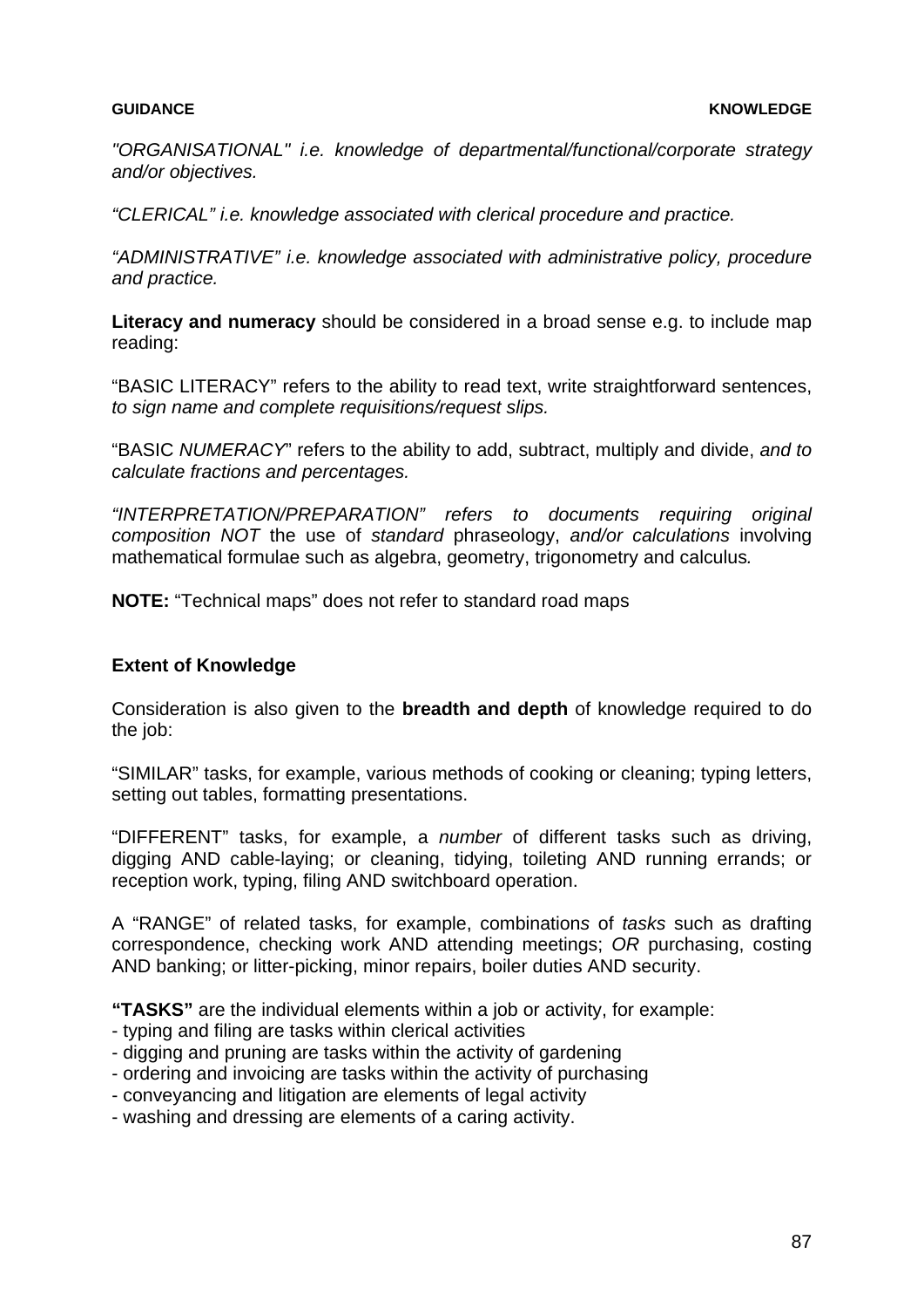**GUIDANCE** **KNOWLEDGE**

*"ORGANISATIONAL" i.e. knowledge of departmental/functional/corporate strategy and/or objectives.*

*"CLERICAL" i.e. knowledge associated with clerical procedure and practice.*

*"ADMINISTRATIVE" i.e. knowledge associated with administrative policy, procedure and practice.*

**Literacy and numeracy** should be considered in a broad sense e.g. to include map reading:

"BASIC LITERACY" refers to the ability to read text, write straightforward sentences, *to sign name and complete requisitions/request slips.*

"BASIC *NUMERACY*" refers to the ability to add, subtract, multiply and divide, *and to calculate fractions and percentages.*

*"INTERPRETATION/PREPARATION" refers to documents requiring original composition NOT* the use of *standard* phraseology, *and/or calculations* involving mathematical formulae such as algebra, geometry, trigonometry and calculus*.*

**NOTE:** "Technical maps" does not refer to standard road maps

**Extent of Knowledge**

Consideration is also given to the **breadth and depth** of knowledge required to do the job:

"SIMILAR" tasks, for example, various methods of cooking or cleaning; typing letters, setting out tables, formatting presentations.

"DIFFERENT" tasks, for example, a *number* of different tasks such as driving, digging AND cable-laying; or cleaning, tidying, toileting AND running errands; or reception work, typing, filing AND switchboard operation.

A "RANGE" of related tasks, for example, combination*s* of *tasks* such as drafting correspondence, checking work AND attending meetings; *OR* purchasing, costing AND banking; or litter-picking, minor repairs, boiler duties AND security.

**"TASKS"** are the individual elements within a job or activity, for example:

- typing and filing are tasks within clerical activities
- digging and pruning are tasks within the activity of gardening
- ordering and invoicing are tasks within the activity of purchasing
- conveyancing and litigation are elements of legal activity
- washing and dressing are elements of a caring activity.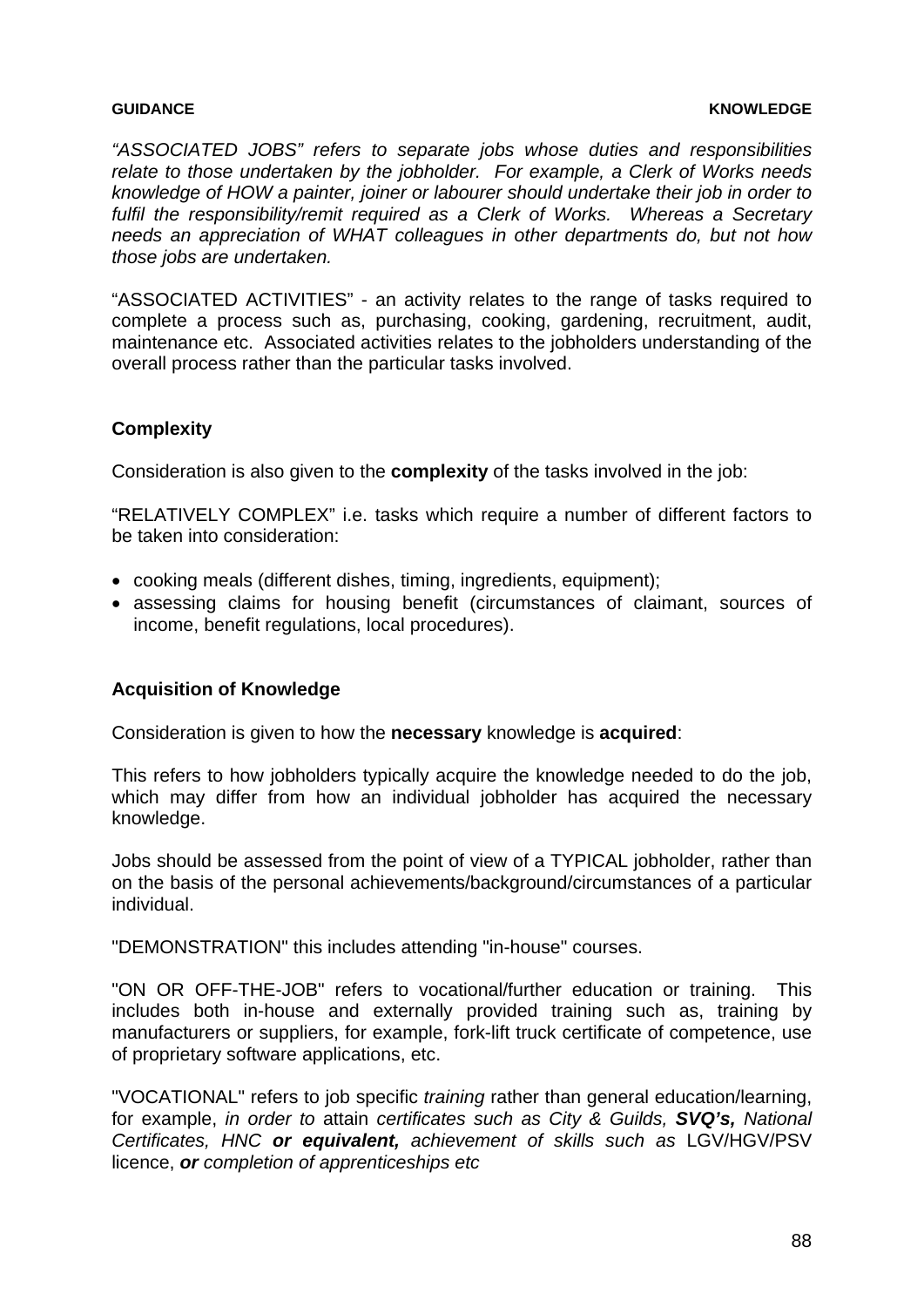**GUIDANCE** **KNOWLEDGE**

*"ASSOCIATED JOBS" refers to separate jobs whose duties and responsibilities relate to those undertaken by the jobholder. For example, a Clerk of Works needs knowledge of HOW a painter, joiner or labourer should undertake their job in order to fulfil the responsibility/remit required as a Clerk of Works. Whereas a Secretary needs an appreciation of WHAT colleagues in other departments do, but not how those jobs are undertaken.*

"ASSOCIATED ACTIVITIES" - an activity relates to the range of tasks required to complete a process such as, purchasing, cooking, gardening, recruitment, audit, maintenance etc. Associated activities relates to the jobholders understanding of the overall process rather than the particular tasks involved.

### Complexity

Consideration is also given to the **complexity** of the tasks involved in the job:

"RELATIVELY COMPLEX" i.e. tasks which require a number of different factors to be taken into consideration:

- cooking meals (different dishes, timing, ingredients, equipment);
- assessing claims for housing benefit (circumstances of claimant, sources of income, benefit regulations, local procedures).

### Acquisition of Knowledge

Consideration is given to how the **necessary** knowledge is **acquired**:

This refers to how jobholders typically acquire the knowledge needed to do the job, which may differ from how an individual jobholder has acquired the necessary knowledge.

Jobs should be assessed from the point of view of a TYPICAL jobholder, rather than on the basis of the personal achievements/background/circumstances of a particular individual.

"DEMONSTRATION" this includes attending "in-house" courses.

"ON OR OFF-THE-JOB" refers to vocational/further education or training. This includes both in-house and externally provided training such as, training by manufacturers or suppliers, for example, fork-lift truck certificate of competence, use of proprietary software applications, etc.

"VOCATIONAL" refers to job specific *training* rather than general education/learning, for example, *in order to* attain *certificates such as City & Guilds, **SVQ's,** National Certificates, HNC **or equivalent,** achievement of skills such as* LGV/HGV/PSV licence, ***or*** *completion of apprenticeships etc*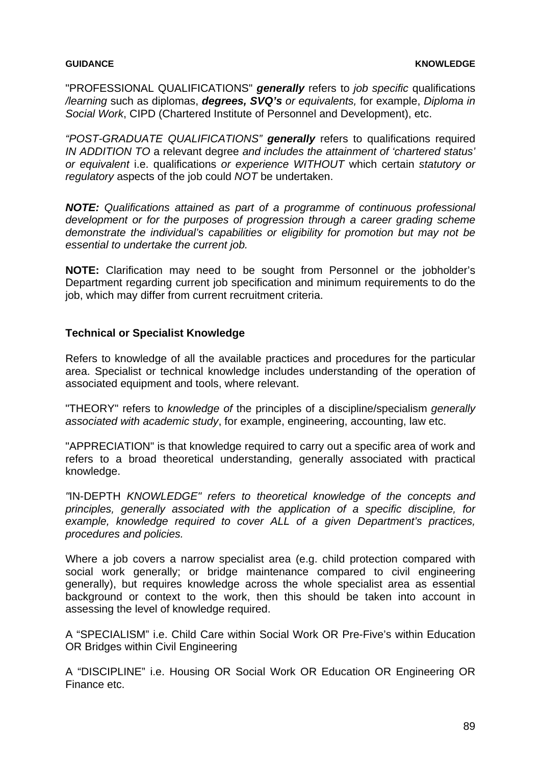"PROFESSIONAL QUALIFICATIONS" ***generally*** refers to *job specific* qualifications */learning* such as diplomas, ***degrees, SVQ's*** *or equivalents,* for example, *Diploma in Social Work*, CIPD (Chartered Institute of Personnel and Development), etc.

*"POST-GRADUATE QUALIFICATIONS"* ***generally*** refers to qualifications required *IN ADDITION TO* a relevant degree *and includes the attainment of 'chartered status' or equivalent* i.e. qualifications *or experience WITHOUT* which certain *statutory or regulatory* aspects of the job could *NOT* be undertaken.

***NOTE:*** *Qualifications attained as part of a programme of continuous professional development or for the purposes of progression through a career grading scheme demonstrate the individual's capabilities or eligibility for promotion but may not be essential to undertake the current job.*

**NOTE:** Clarification may need to be sought from Personnel or the jobholder's Department regarding current job specification and minimum requirements to do the job, which may differ from current recruitment criteria.

### Technical or Specialist Knowledge

Refers to knowledge of all the available practices and procedures for the particular area. Specialist or technical knowledge includes understanding of the operation of associated equipment and tools, where relevant.

"THEORY" refers to *knowledge of* the principles of a discipline/specialism *generally associated with academic study*, for example, engineering, accounting, law etc.

"APPRECIATION" is that knowledge required to carry out a specific area of work and refers to a broad theoretical understanding, generally associated with practical knowledge.

*"*IN-DEPTH *KNOWLEDGE" refers to theoretical knowledge of the concepts and principles, generally associated with the application of a specific discipline, for example, knowledge required to cover ALL of a given Department's practices, procedures and policies.*

Where a job covers a narrow specialist area (e.g. child protection compared with social work generally; or bridge maintenance compared to civil engineering generally), but requires knowledge across the whole specialist area as essential background or context to the work, then this should be taken into account in assessing the level of knowledge required.

A "SPECIALISM" i.e. Child Care within Social Work OR Pre-Five's within Education OR Bridges within Civil Engineering

A "DISCIPLINE" i.e. Housing OR Social Work OR Education OR Engineering OR Finance etc.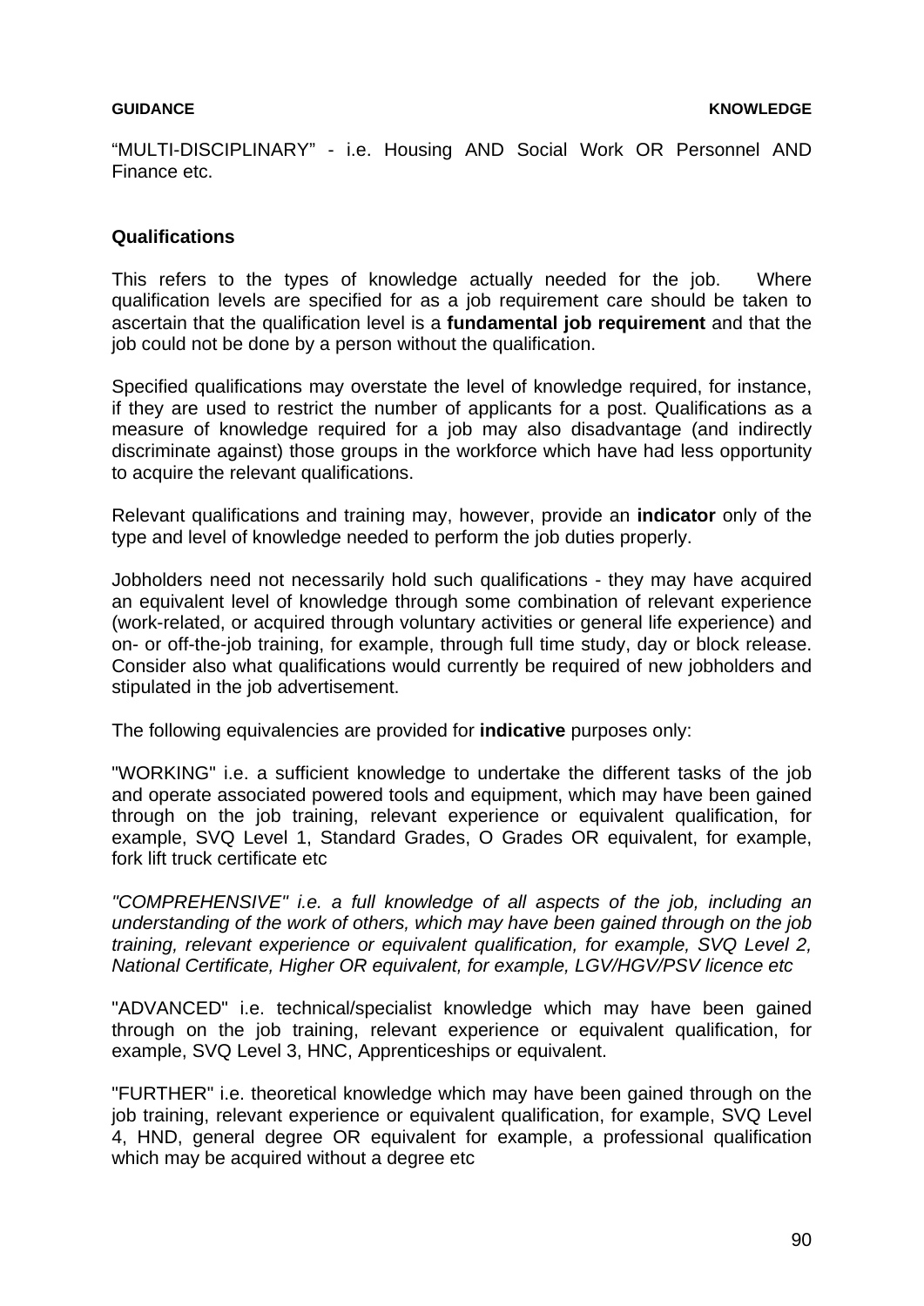"MULTI-DISCIPLINARY" - i.e. Housing AND Social Work OR Personnel AND Finance etc.

**Qualifications**

This refers to the types of knowledge actually needed for the job. Where qualification levels are specified for as a job requirement care should be taken to ascertain that the qualification level is a **fundamental job requirement** and that the job could not be done by a person without the qualification.

Specified qualifications may overstate the level of knowledge required, for instance, if they are used to restrict the number of applicants for a post. Qualifications as a measure of knowledge required for a job may also disadvantage (and indirectly discriminate against) those groups in the workforce which have had less opportunity to acquire the relevant qualifications.

Relevant qualifications and training may, however, provide an **indicator** only of the type and level of knowledge needed to perform the job duties properly.

Jobholders need not necessarily hold such qualifications - they may have acquired an equivalent level of knowledge through some combination of relevant experience (work-related, or acquired through voluntary activities or general life experience) and on- or off-the-job training, for example, through full time study, day or block release. Consider also what qualifications would currently be required of new jobholders and stipulated in the job advertisement.

The following equivalencies are provided for **indicative** purposes only:

"WORKING" i.e. a sufficient knowledge to undertake the different tasks of the job and operate associated powered tools and equipment, which may have been gained through on the job training, relevant experience or equivalent qualification, for example, SVQ Level 1, Standard Grades, O Grades OR equivalent, for example, fork lift truck certificate etc

*"COMPREHENSIVE" i.e. a full knowledge of all aspects of the job, including an understanding of the work of others, which may have been gained through on the job training, relevant experience or equivalent qualification, for example, SVQ Level 2, National Certificate, Higher OR equivalent, for example, LGV/HGV/PSV licence etc*

"ADVANCED" i.e. technical/specialist knowledge which may have been gained through on the job training, relevant experience or equivalent qualification, for example, SVQ Level 3, HNC, Apprenticeships or equivalent.

"FURTHER" i.e. theoretical knowledge which may have been gained through on the job training, relevant experience or equivalent qualification, for example, SVQ Level 4, HND, general degree OR equivalent for example, a professional qualification which may be acquired without a degree etc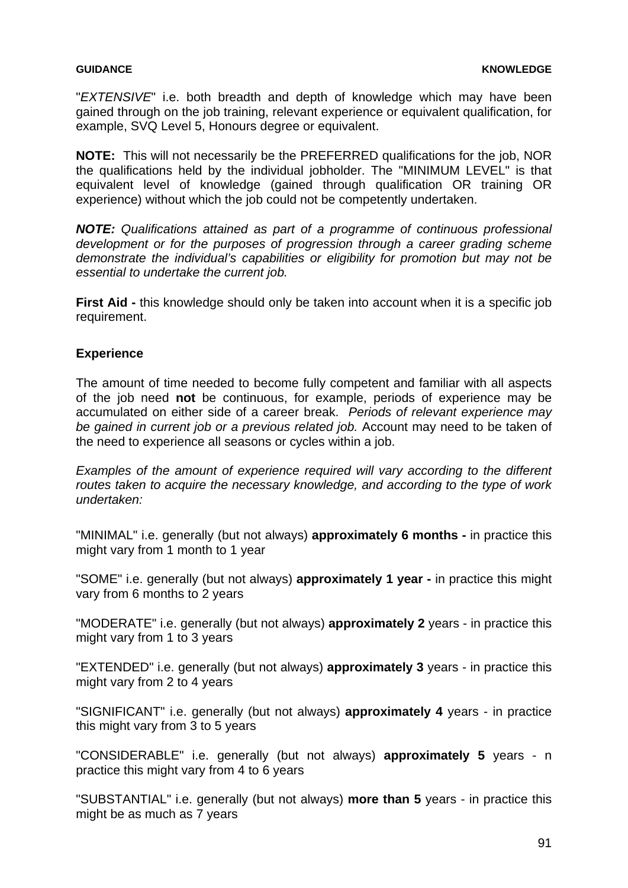"*EXTENSIVE*" i.e. both breadth and depth of knowledge which may have been gained through on the job training, relevant experience or equivalent qualification, for example, SVQ Level 5, Honours degree or equivalent.

**NOTE:** This will not necessarily be the PREFERRED qualifications for the job, NOR the qualifications held by the individual jobholder. The "MINIMUM LEVEL" is that equivalent level of knowledge (gained through qualification OR training OR experience) without which the job could not be competently undertaken.

***NOTE:*** *Qualifications attained as part of a programme of continuous professional development or for the purposes of progression through a career grading scheme demonstrate the individual's capabilities or eligibility for promotion but may not be essential to undertake the current job.*

**First Aid -** this knowledge should only be taken into account when it is a specific job requirement.

### Experience

The amount of time needed to become fully competent and familiar with all aspects of the job need **not** be continuous, for example, periods of experience may be accumulated on either side of a career break. *Periods of relevant experience may be gained in current job or a previous related job.* Account may need to be taken of the need to experience all seasons or cycles within a job.

*Examples of the amount of experience required will vary according to the different routes taken to acquire the necessary knowledge, and according to the type of work undertaken:*

"MINIMAL" i.e. generally (but not always) **approximately 6 months -** in practice this might vary from 1 month to 1 year

"SOME" i.e. generally (but not always) **approximately 1 year -** in practice this might vary from 6 months to 2 years

"MODERATE" i.e. generally (but not always) **approximately 2** years - in practice this might vary from 1 to 3 years

"EXTENDED" i.e. generally (but not always) **approximately 3** years - in practice this might vary from 2 to 4 years

"SIGNIFICANT" i.e. generally (but not always) **approximately 4** years - in practice this might vary from 3 to 5 years

"CONSIDERABLE" i.e. generally (but not always) **approximately 5** years - n practice this might vary from 4 to 6 years

"SUBSTANTIAL" i.e. generally (but not always) **more than 5** years - in practice this might be as much as 7 years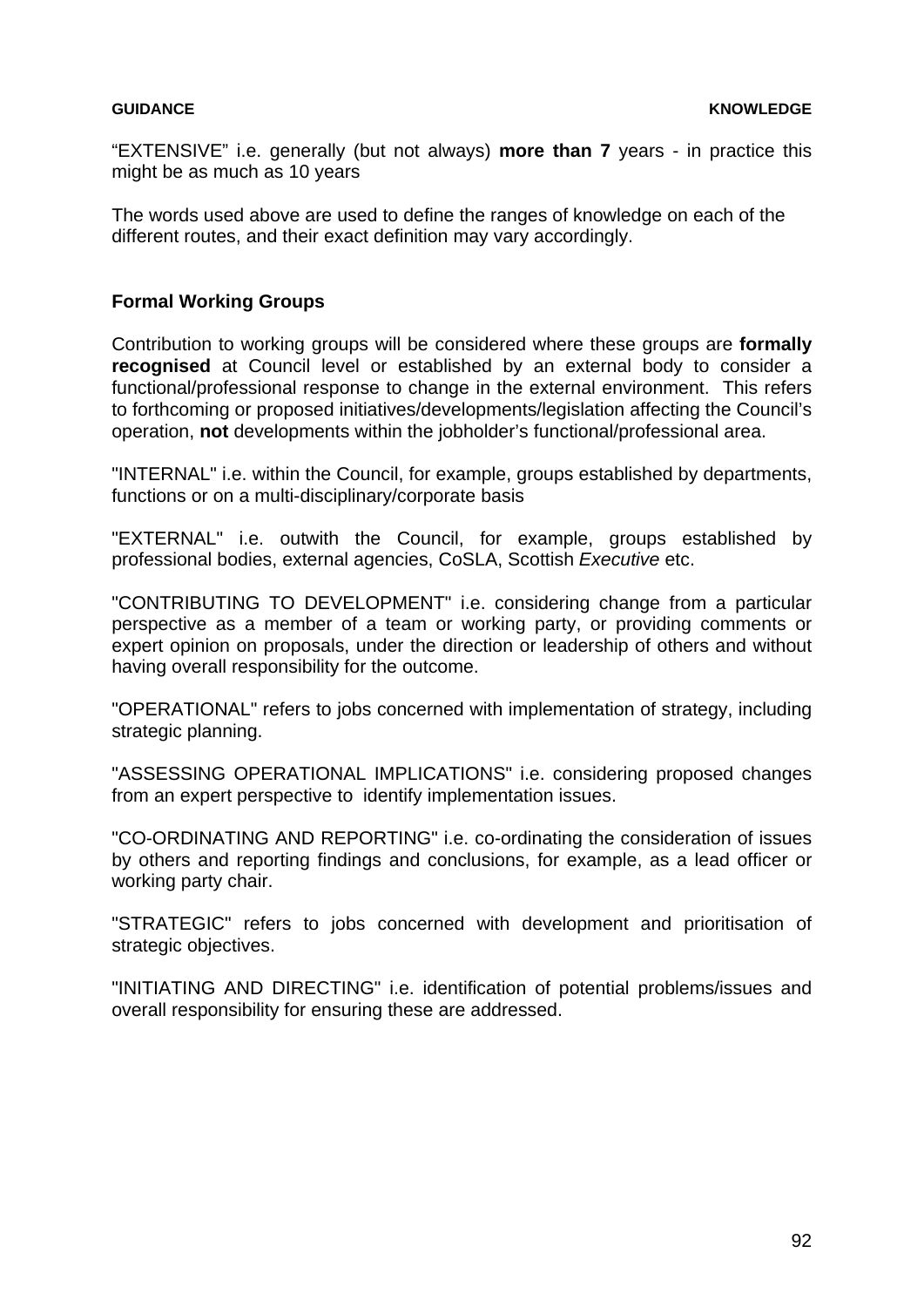"EXTENSIVE" i.e. generally (but not always) **more than 7** years - in practice this might be as much as 10 years

The words used above are used to define the ranges of knowledge on each of the different routes, and their exact definition may vary accordingly.

## Formal Working Groups

Contribution to working groups will be considered where these groups are **formally recognised** at Council level or established by an external body to consider a functional/professional response to change in the external environment. This refers to forthcoming or proposed initiatives/developments/legislation affecting the Council's operation, **not** developments within the jobholder's functional/professional area.

"INTERNAL" i.e. within the Council, for example, groups established by departments, functions or on a multi-disciplinary/corporate basis

"EXTERNAL" i.e. outwith the Council, for example, groups established by professional bodies, external agencies, CoSLA, Scottish *Executive* etc.

"CONTRIBUTING TO DEVELOPMENT" i.e. considering change from a particular perspective as a member of a team or working party, or providing comments or expert opinion on proposals, under the direction or leadership of others and without having overall responsibility for the outcome.

"OPERATIONAL" refers to jobs concerned with implementation of strategy, including strategic planning.

"ASSESSING OPERATIONAL IMPLICATIONS" i.e. considering proposed changes from an expert perspective to identify implementation issues.

"CO-ORDINATING AND REPORTING" i.e. co-ordinating the consideration of issues by others and reporting findings and conclusions, for example, as a lead officer or working party chair.

"STRATEGIC" refers to jobs concerned with development and prioritisation of strategic objectives.

"INITIATING AND DIRECTING" i.e. identification of potential problems/issues and overall responsibility for ensuring these are addressed.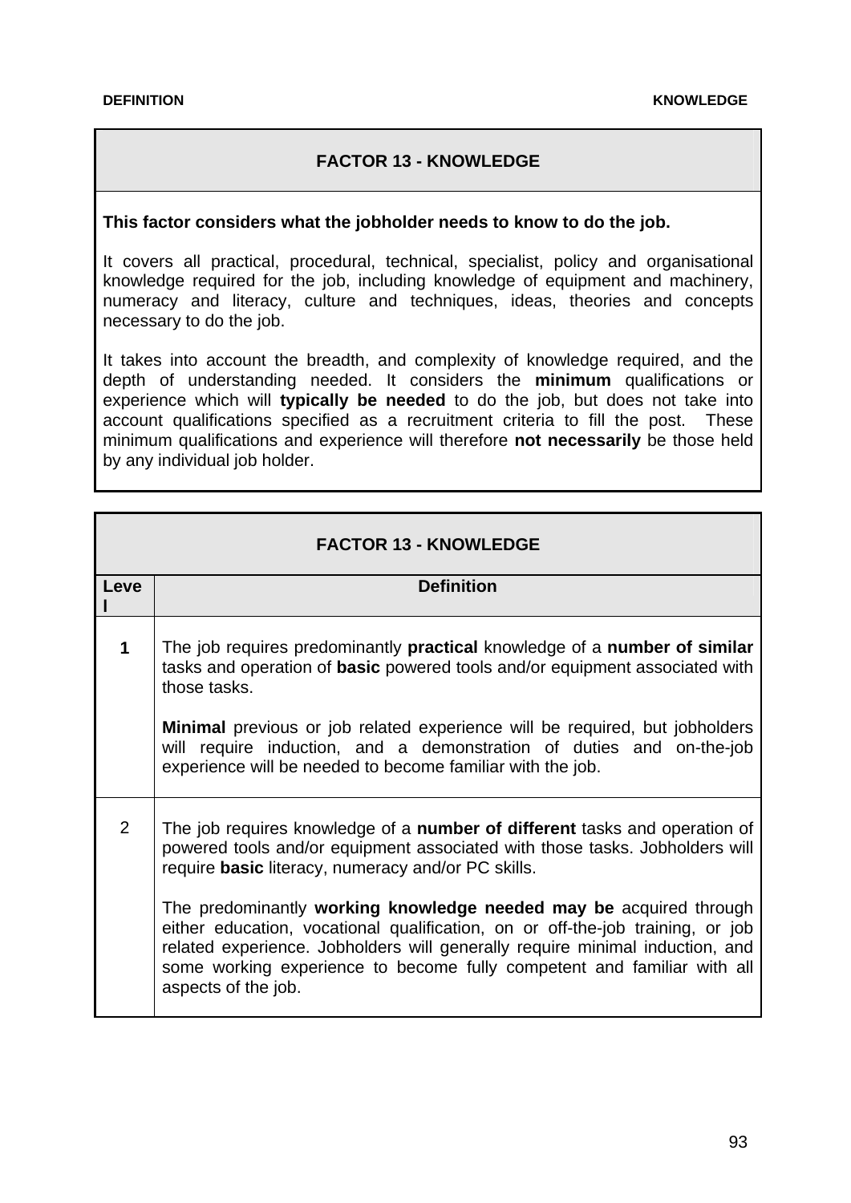## FACTOR 13 - KNOWLEDGE

**This factor considers what the jobholder needs to know to do the job.**

It covers all practical, procedural, technical, specialist, policy and organisational knowledge required for the job, including knowledge of equipment and machinery, numeracy and literacy, culture and techniques, ideas, theories and concepts necessary to do the job.

It takes into account the breadth, and complexity of knowledge required, and the depth of understanding needed. It considers the **minimum** qualifications or experience which will **typically be needed** to do the job, but does not take into account qualifications specified as a recruitment criteria to fill the post. These minimum qualifications and experience will therefore **not necessarily** be those held by any individual job holder.

| **FACTOR 13 - KNOWLEDGE** | |
|---|---|
| **Level** | **Definition** |
| **1** | The job requires predominantly **practical** knowledge of a **number of similar** tasks and operation of **basic** powered tools and/or equipment associated with those tasks.<br><br>**Minimal** previous or job related experience will be required, but jobholders will require induction, and a demonstration of duties and on-the-job experience will be needed to become familiar with the job. |
| 2 | The job requires knowledge of a **number of different** tasks and operation of powered tools and/or equipment associated with those tasks. Jobholders will require **basic** literacy, numeracy and/or PC skills.<br><br>The predominantly **working knowledge needed may be** acquired through either education, vocational qualification, on or off-the-job training, or job related experience. Jobholders will generally require minimal induction, and some working experience to become fully competent and familiar with all aspects of the job. |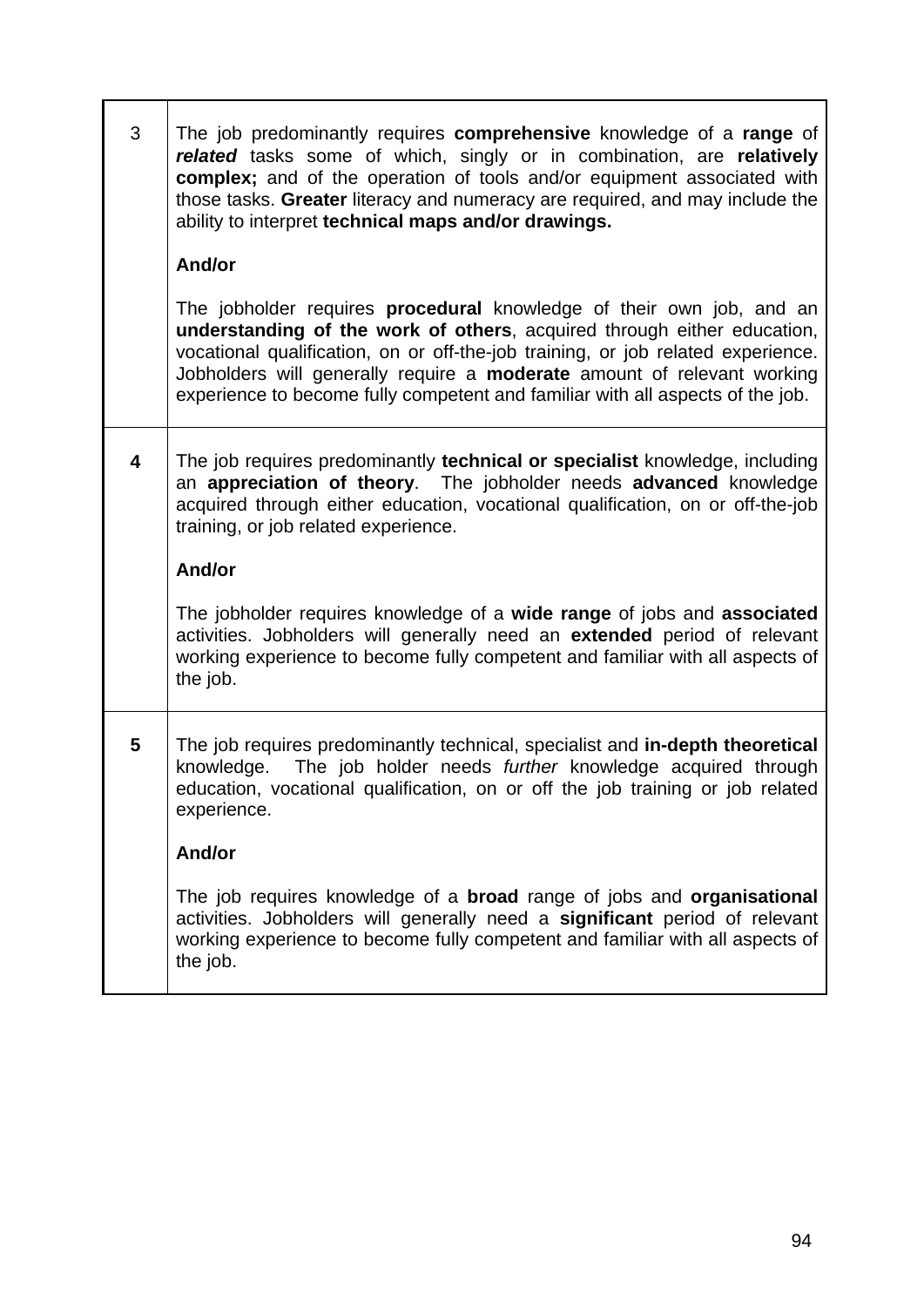| | |
|---|---|
| 3 | The job predominantly requires **comprehensive** knowledge of a **range** of ***related*** tasks some of which, singly or in combination, are **relatively complex;** and of the operation of tools and/or equipment associated with those tasks. **Greater** literacy and numeracy are required, and may include the ability to interpret **technical maps and/or drawings.**<br><br>**And/or**<br><br>The jobholder requires **procedural** knowledge of their own job, and an **understanding of the work of others**, acquired through either education, vocational qualification, on or off-the-job training, or job related experience. Jobholders will generally require a **moderate** amount of relevant working experience to become fully competent and familiar with all aspects of the job. |
| **4** | The job requires predominantly **technical or specialist** knowledge, including an **appreciation of theory**. The jobholder needs **advanced** knowledge acquired through either education, vocational qualification, on or off-the-job training, or job related experience.<br><br>**And/or**<br><br>The jobholder requires knowledge of a **wide range** of jobs and **associated** activities. Jobholders will generally need an **extended** period of relevant working experience to become fully competent and familiar with all aspects of the job. |
| **5** | The job requires predominantly technical, specialist and **in-depth theoretical** knowledge. The job holder needs *further* knowledge acquired through education, vocational qualification, on or off the job training or job related experience.<br><br>**And/or**<br><br>The job requires knowledge of a **broad** range of jobs and **organisational** activities. Jobholders will generally need a **significant** period of relevant working experience to become fully competent and familiar with all aspects of the job. |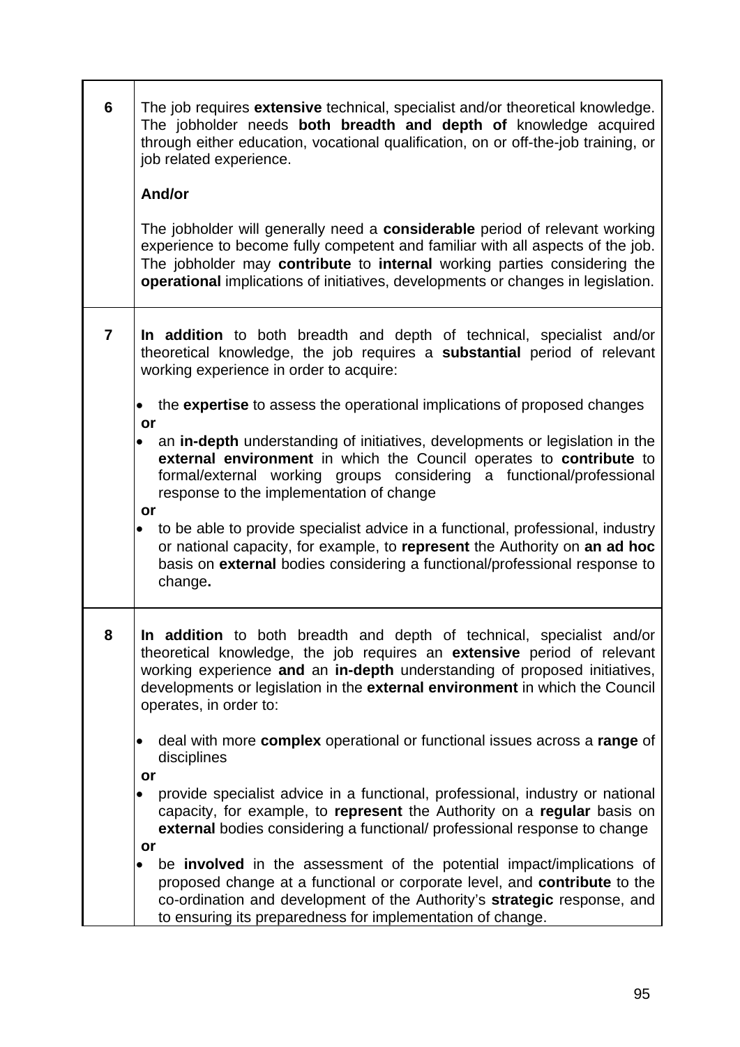| | |
|---|---|
| **6** | The job requires **extensive** technical, specialist and/or theoretical knowledge. The jobholder needs **both breadth and depth of** knowledge acquired through either education, vocational qualification, on or off-the-job training, or job related experience.<br><br>**And/or**<br><br>The jobholder will generally need a **considerable** period of relevant working experience to become fully competent and familiar with all aspects of the job. The jobholder may **contribute** to **internal** working parties considering the **operational** implications of initiatives, developments or changes in legislation. |
| **7** | **In addition** to both breadth and depth of technical, specialist and/or theoretical knowledge, the job requires a **substantial** period of relevant working experience in order to acquire:<br><br>• the **expertise** to assess the operational implications of proposed changes<br>**or**<br>• an **in-depth** understanding of initiatives, developments or legislation in the **external environment** in which the Council operates to **contribute** to formal/external working groups considering a functional/professional response to the implementation of change<br>**or**<br>• to be able to provide specialist advice in a functional, professional, industry or national capacity, for example, to **represent** the Authority on **an ad hoc** basis on **external** bodies considering a functional/professional response to change**.** |
| **8** | **In addition** to both breadth and depth of technical, specialist and/or theoretical knowledge, the job requires an **extensive** period of relevant working experience **and** an **in-depth** understanding of proposed initiatives, developments or legislation in the **external environment** in which the Council operates, in order to:<br><br>• deal with more **complex** operational or functional issues across a **range** of disciplines<br>**or**<br>• provide specialist advice in a functional, professional, industry or national capacity, for example, to **represent** the Authority on a **regular** basis on **external** bodies considering a functional/ professional response to change<br>**or**<br>• be **involved** in the assessment of the potential impact/implications of proposed change at a functional or corporate level, and **contribute** to the co-ordination and development of the Authority's **strategic** response, and to ensuring its preparedness for implementation of change. |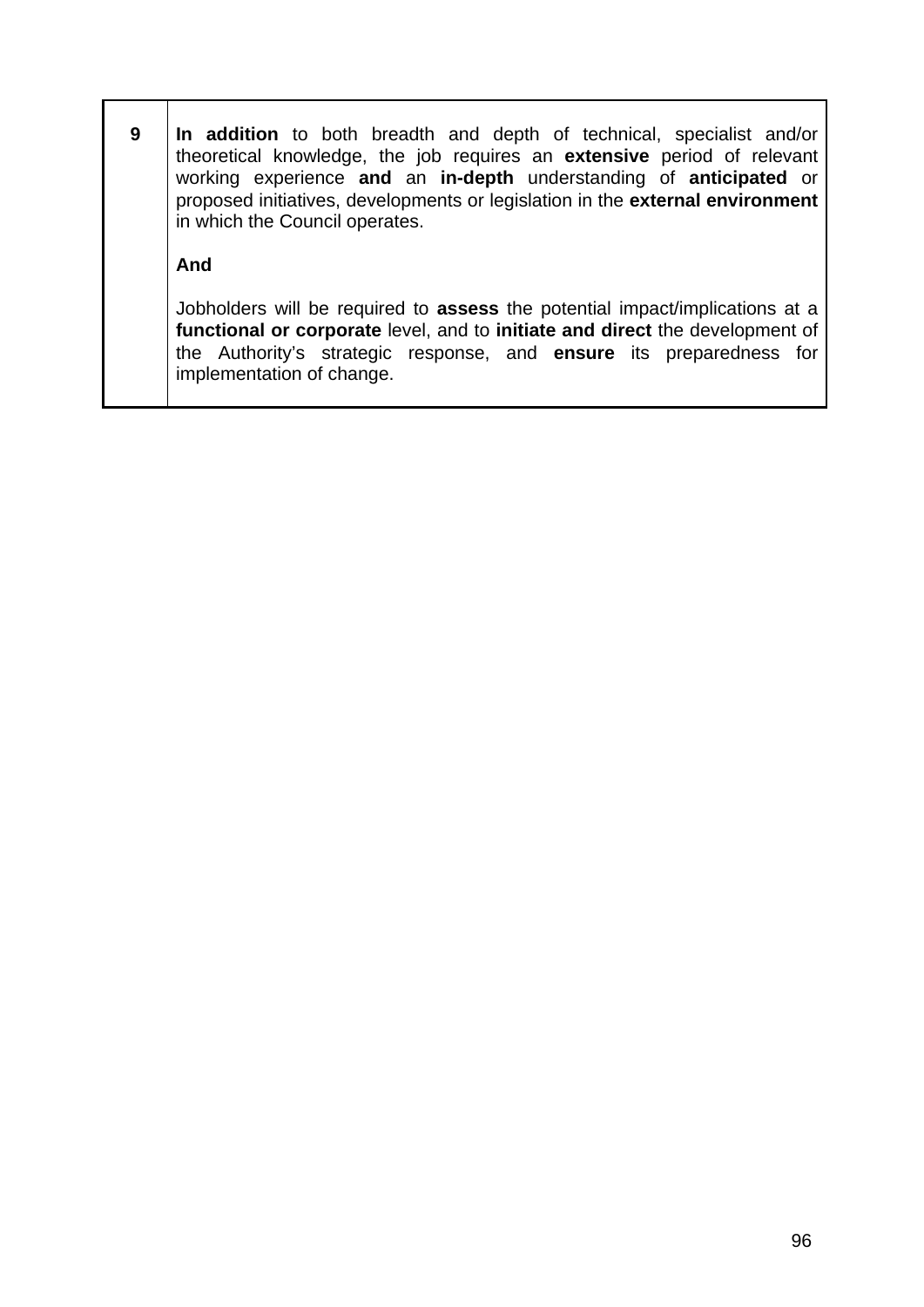| | |
|---|---|
| **9** | **In addition** to both breadth and depth of technical, specialist and/or theoretical knowledge, the job requires an **extensive** period of relevant working experience **and** an **in-depth** understanding of **anticipated** or proposed initiatives, developments or legislation in the **external environment** in which the Council operates.<br><br>**And**<br><br>Jobholders will be required to **assess** the potential impact/implications at a **functional or corporate** level, and to **initiate and direct** the development of the Authority's strategic response, and **ensure** its preparedness for implementation of change. |